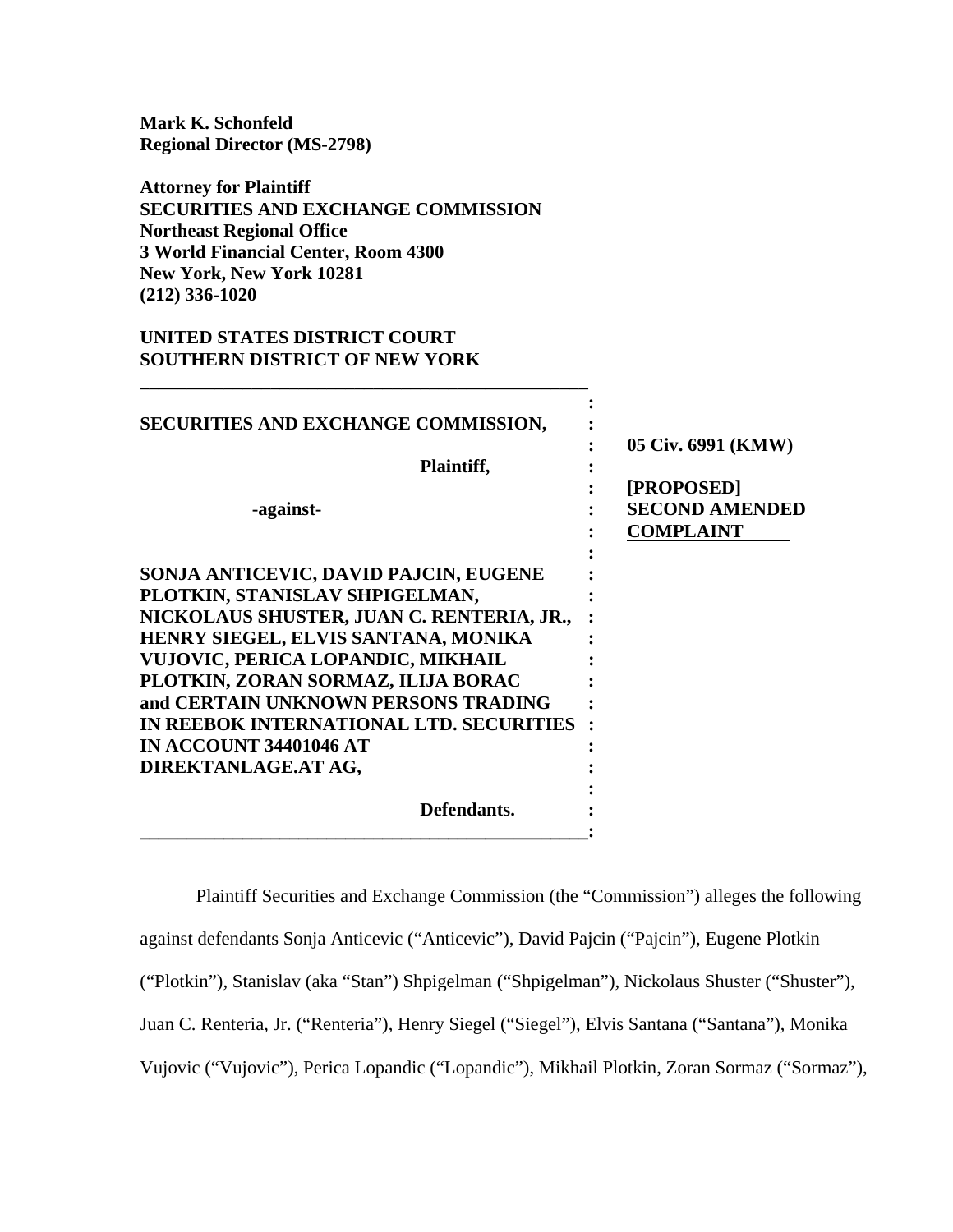**Mark K. Schonfeld**
**Regional Director (MS-2798)**

**Attorney for Plaintiff**
**SECURITIES AND EXCHANGE COMMISSION**
**Northeast Regional Office**
**3 World Financial Center, Room 4300**
**New York, New York 10281**
**(212) 336-1020**

**UNITED STATES DISTRICT COURT**
**SOUTHERN DISTRICT OF NEW YORK**

| | |
|---|---|
| **SECURITIES AND EXCHANGE COMMISSION,** | **05 Civ. 6991 (KMW)** |
| **Plaintiff,** | |
| **-against-** | **[PROPOSED] SECOND AMENDED COMPLAINT** |
| **SONJA ANTICEVIC, DAVID PAJCIN, EUGENE PLOTKIN, STANISLAV SHPIGELMAN, NICKOLAUS SHUSTER, JUAN C. RENTERIA, JR., HENRY SIEGEL, ELVIS SANTANA, MONIKA VUJOVIC, PERICA LOPANDIC, MIKHAIL PLOTKIN, ZORAN SORMAZ, ILIJA BORAC and CERTAIN UNKNOWN PERSONS TRADING IN REEBOK INTERNATIONAL LTD. SECURITIES IN ACCOUNT 34401046 AT DIREKTANLAGE.AT AG,** | |
| **Defendants.** | |

Plaintiff Securities and Exchange Commission (the "Commission") alleges the following against defendants Sonja Anticevic ("Anticevic"), David Pajcin ("Pajcin"), Eugene Plotkin ("Plotkin"), Stanislav (aka "Stan") Shpigelman ("Shpigelman"), Nickolaus Shuster ("Shuster"), Juan C. Renteria, Jr. ("Renteria"), Henry Siegel ("Siegel"), Elvis Santana ("Santana"), Monika Vujovic ("Vujovic"), Perica Lopandic ("Lopandic"), Mikhail Plotkin, Zoran Sormaz ("Sormaz"),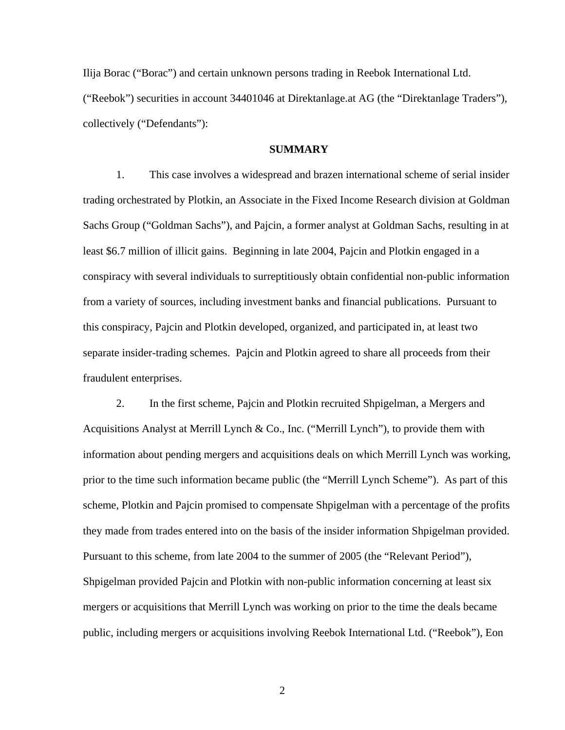Ilija Borac ("Borac") and certain unknown persons trading in Reebok International Ltd. ("Reebok") securities in account 34401046 at Direktanlage.at AG (the "Direktanlage Traders"), collectively ("Defendants"):

## SUMMARY

1. This case involves a widespread and brazen international scheme of serial insider trading orchestrated by Plotkin, an Associate in the Fixed Income Research division at Goldman Sachs Group ("Goldman Sachs"), and Pajcin, a former analyst at Goldman Sachs, resulting in at least $6.7 million of illicit gains. Beginning in late 2004, Pajcin and Plotkin engaged in a conspiracy with several individuals to surreptitiously obtain confidential non-public information from a variety of sources, including investment banks and financial publications. Pursuant to this conspiracy, Pajcin and Plotkin developed, organized, and participated in, at least two separate insider-trading schemes. Pajcin and Plotkin agreed to share all proceeds from their fraudulent enterprises.

2. In the first scheme, Pajcin and Plotkin recruited Shpigelman, a Mergers and Acquisitions Analyst at Merrill Lynch & Co., Inc. ("Merrill Lynch"), to provide them with information about pending mergers and acquisitions deals on which Merrill Lynch was working, prior to the time such information became public (the "Merrill Lynch Scheme"). As part of this scheme, Plotkin and Pajcin promised to compensate Shpigelman with a percentage of the profits they made from trades entered into on the basis of the insider information Shpigelman provided. Pursuant to this scheme, from late 2004 to the summer of 2005 (the "Relevant Period"), Shpigelman provided Pajcin and Plotkin with non-public information concerning at least six mergers or acquisitions that Merrill Lynch was working on prior to the time the deals became public, including mergers or acquisitions involving Reebok International Ltd. ("Reebok"), Eon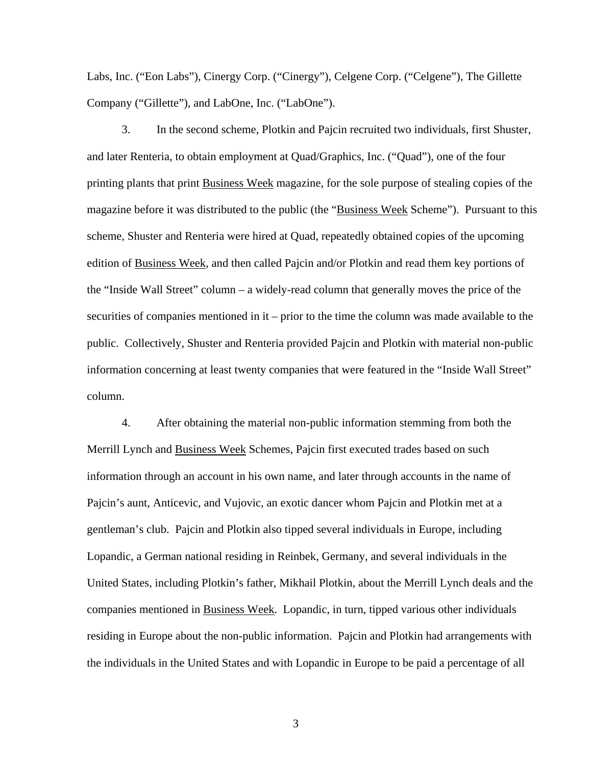Labs, Inc. ("Eon Labs"), Cinergy Corp. ("Cinergy"), Celgene Corp. ("Celgene"), The Gillette Company ("Gillette"), and LabOne, Inc. ("LabOne").

3. In the second scheme, Plotkin and Pajcin recruited two individuals, first Shuster, and later Renteria, to obtain employment at Quad/Graphics, Inc. ("Quad"), one of the four printing plants that print Business Week magazine, for the sole purpose of stealing copies of the magazine before it was distributed to the public (the "Business Week Scheme"). Pursuant to this scheme, Shuster and Renteria were hired at Quad, repeatedly obtained copies of the upcoming edition of Business Week, and then called Pajcin and/or Plotkin and read them key portions of the "Inside Wall Street" column – a widely-read column that generally moves the price of the securities of companies mentioned in it – prior to the time the column was made available to the public. Collectively, Shuster and Renteria provided Pajcin and Plotkin with material non-public information concerning at least twenty companies that were featured in the "Inside Wall Street" column.

4. After obtaining the material non-public information stemming from both the Merrill Lynch and Business Week Schemes, Pajcin first executed trades based on such information through an account in his own name, and later through accounts in the name of Pajcin's aunt, Anticevic, and Vujovic, an exotic dancer whom Pajcin and Plotkin met at a gentleman's club. Pajcin and Plotkin also tipped several individuals in Europe, including Lopandic, a German national residing in Reinbek, Germany, and several individuals in the United States, including Plotkin's father, Mikhail Plotkin, about the Merrill Lynch deals and the companies mentioned in Business Week. Lopandic, in turn, tipped various other individuals residing in Europe about the non-public information. Pajcin and Plotkin had arrangements with the individuals in the United States and with Lopandic in Europe to be paid a percentage of all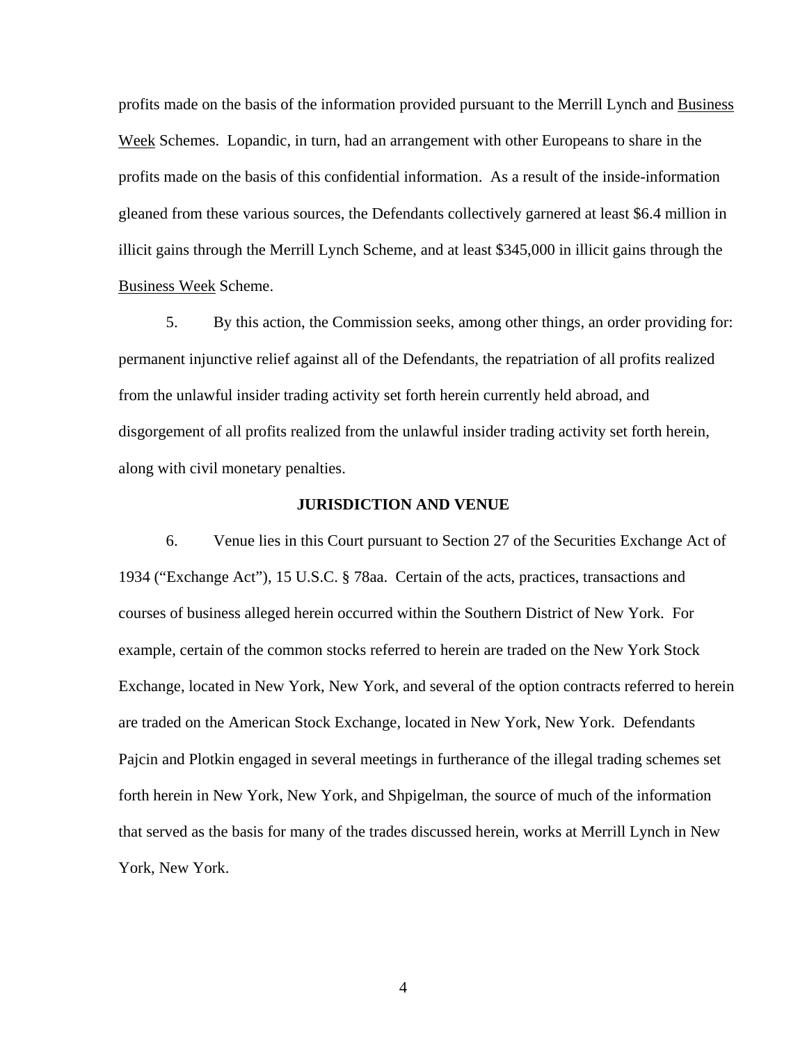profits made on the basis of the information provided pursuant to the Merrill Lynch and Business Week Schemes. Lopandic, in turn, had an arrangement with other Europeans to share in the profits made on the basis of this confidential information. As a result of the inside-information gleaned from these various sources, the Defendants collectively garnered at least $6.4 million in illicit gains through the Merrill Lynch Scheme, and at least $345,000 in illicit gains through the Business Week Scheme.

5. By this action, the Commission seeks, among other things, an order providing for: permanent injunctive relief against all of the Defendants, the repatriation of all profits realized from the unlawful insider trading activity set forth herein currently held abroad, and disgorgement of all profits realized from the unlawful insider trading activity set forth herein, along with civil monetary penalties.

## JURISDICTION AND VENUE

6. Venue lies in this Court pursuant to Section 27 of the Securities Exchange Act of 1934 ("Exchange Act"), 15 U.S.C. § 78aa. Certain of the acts, practices, transactions and courses of business alleged herein occurred within the Southern District of New York. For example, certain of the common stocks referred to herein are traded on the New York Stock Exchange, located in New York, New York, and several of the option contracts referred to herein are traded on the American Stock Exchange, located in New York, New York. Defendants Pajcin and Plotkin engaged in several meetings in furtherance of the illegal trading schemes set forth herein in New York, New York, and Shpigelman, the source of much of the information that served as the basis for many of the trades discussed herein, works at Merrill Lynch in New York, New York.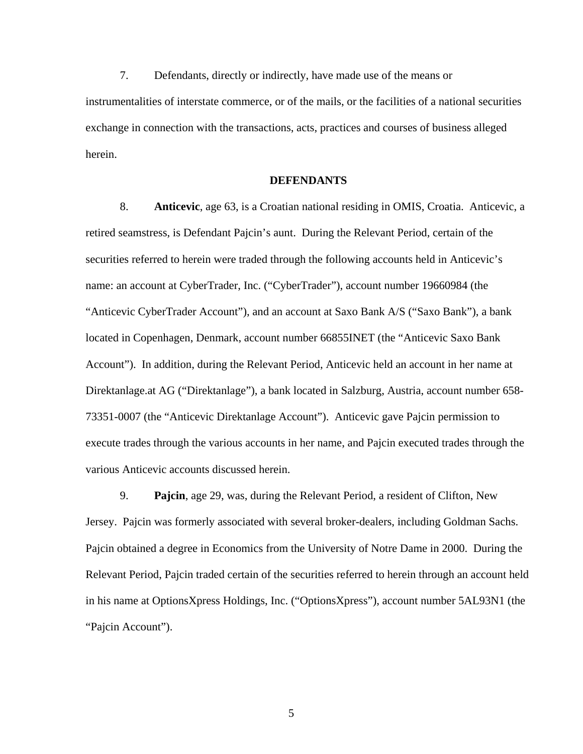7. Defendants, directly or indirectly, have made use of the means or instrumentalities of interstate commerce, or of the mails, or the facilities of a national securities exchange in connection with the transactions, acts, practices and courses of business alleged herein.

## DEFENDANTS

8. **Anticevic**, age 63, is a Croatian national residing in OMIS, Croatia. Anticevic, a retired seamstress, is Defendant Pajcin's aunt. During the Relevant Period, certain of the securities referred to herein were traded through the following accounts held in Anticevic's name: an account at CyberTrader, Inc. ("CyberTrader"), account number 19660984 (the "Anticevic CyberTrader Account"), and an account at Saxo Bank A/S ("Saxo Bank"), a bank located in Copenhagen, Denmark, account number 66855INET (the "Anticevic Saxo Bank Account"). In addition, during the Relevant Period, Anticevic held an account in her name at Direktanlage.at AG ("Direktanlage"), a bank located in Salzburg, Austria, account number 658-73351-0007 (the "Anticevic Direktanlage Account"). Anticevic gave Pajcin permission to execute trades through the various accounts in her name, and Pajcin executed trades through the various Anticevic accounts discussed herein.

9. **Pajcin**, age 29, was, during the Relevant Period, a resident of Clifton, New Jersey. Pajcin was formerly associated with several broker-dealers, including Goldman Sachs. Pajcin obtained a degree in Economics from the University of Notre Dame in 2000. During the Relevant Period, Pajcin traded certain of the securities referred to herein through an account held in his name at OptionsXpress Holdings, Inc. ("OptionsXpress"), account number 5AL93N1 (the "Pajcin Account").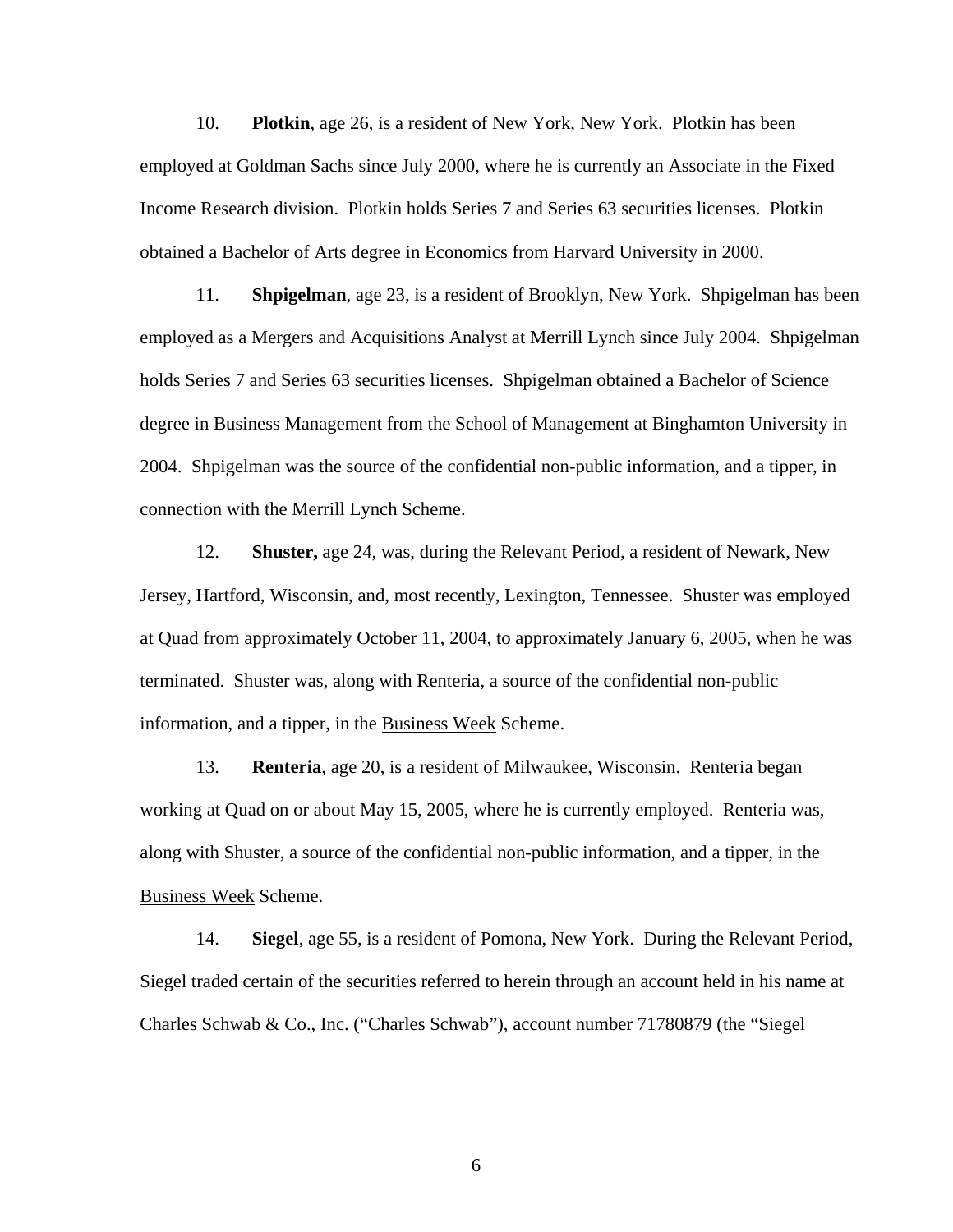10. **Plotkin**, age 26, is a resident of New York, New York. Plotkin has been employed at Goldman Sachs since July 2000, where he is currently an Associate in the Fixed Income Research division. Plotkin holds Series 7 and Series 63 securities licenses. Plotkin obtained a Bachelor of Arts degree in Economics from Harvard University in 2000.

11. **Shpigelman**, age 23, is a resident of Brooklyn, New York. Shpigelman has been employed as a Mergers and Acquisitions Analyst at Merrill Lynch since July 2004. Shpigelman holds Series 7 and Series 63 securities licenses. Shpigelman obtained a Bachelor of Science degree in Business Management from the School of Management at Binghamton University in 2004. Shpigelman was the source of the confidential non-public information, and a tipper, in connection with the Merrill Lynch Scheme.

12. **Shuster,** age 24, was, during the Relevant Period, a resident of Newark, New Jersey, Hartford, Wisconsin, and, most recently, Lexington, Tennessee. Shuster was employed at Quad from approximately October 11, 2004, to approximately January 6, 2005, when he was terminated. Shuster was, along with Renteria, a source of the confidential non-public information, and a tipper, in the Business Week Scheme.

13. **Renteria**, age 20, is a resident of Milwaukee, Wisconsin. Renteria began working at Quad on or about May 15, 2005, where he is currently employed. Renteria was, along with Shuster, a source of the confidential non-public information, and a tipper, in the Business Week Scheme.

14. **Siegel**, age 55, is a resident of Pomona, New York. During the Relevant Period, Siegel traded certain of the securities referred to herein through an account held in his name at Charles Schwab & Co., Inc. ("Charles Schwab"), account number 71780879 (the "Siegel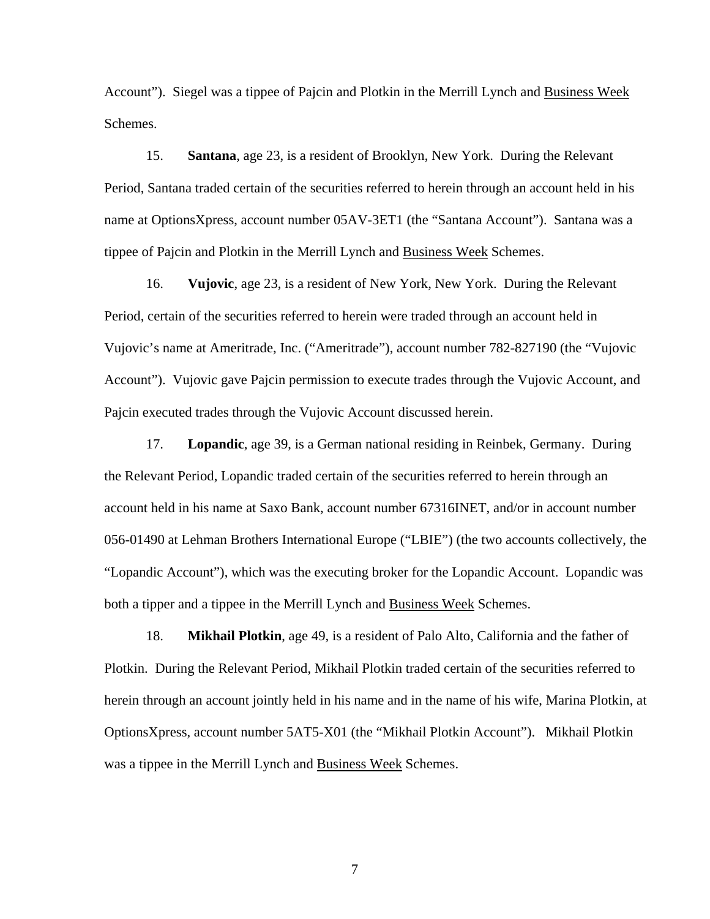Account"). Siegel was a tippee of Pajcin and Plotkin in the Merrill Lynch and Business Week Schemes.

15. **Santana**, age 23, is a resident of Brooklyn, New York. During the Relevant Period, Santana traded certain of the securities referred to herein through an account held in his name at OptionsXpress, account number 05AV-3ET1 (the "Santana Account"). Santana was a tippee of Pajcin and Plotkin in the Merrill Lynch and Business Week Schemes.

16. **Vujovic**, age 23, is a resident of New York, New York. During the Relevant Period, certain of the securities referred to herein were traded through an account held in Vujovic's name at Ameritrade, Inc. ("Ameritrade"), account number 782-827190 (the "Vujovic Account"). Vujovic gave Pajcin permission to execute trades through the Vujovic Account, and Pajcin executed trades through the Vujovic Account discussed herein.

17. **Lopandic**, age 39, is a German national residing in Reinbek, Germany. During the Relevant Period, Lopandic traded certain of the securities referred to herein through an account held in his name at Saxo Bank, account number 67316INET, and/or in account number 056-01490 at Lehman Brothers International Europe ("LBIE") (the two accounts collectively, the "Lopandic Account"), which was the executing broker for the Lopandic Account. Lopandic was both a tipper and a tippee in the Merrill Lynch and Business Week Schemes.

18. **Mikhail Plotkin**, age 49, is a resident of Palo Alto, California and the father of Plotkin. During the Relevant Period, Mikhail Plotkin traded certain of the securities referred to herein through an account jointly held in his name and in the name of his wife, Marina Plotkin, at OptionsXpress, account number 5AT5-X01 (the "Mikhail Plotkin Account"). Mikhail Plotkin was a tippee in the Merrill Lynch and Business Week Schemes.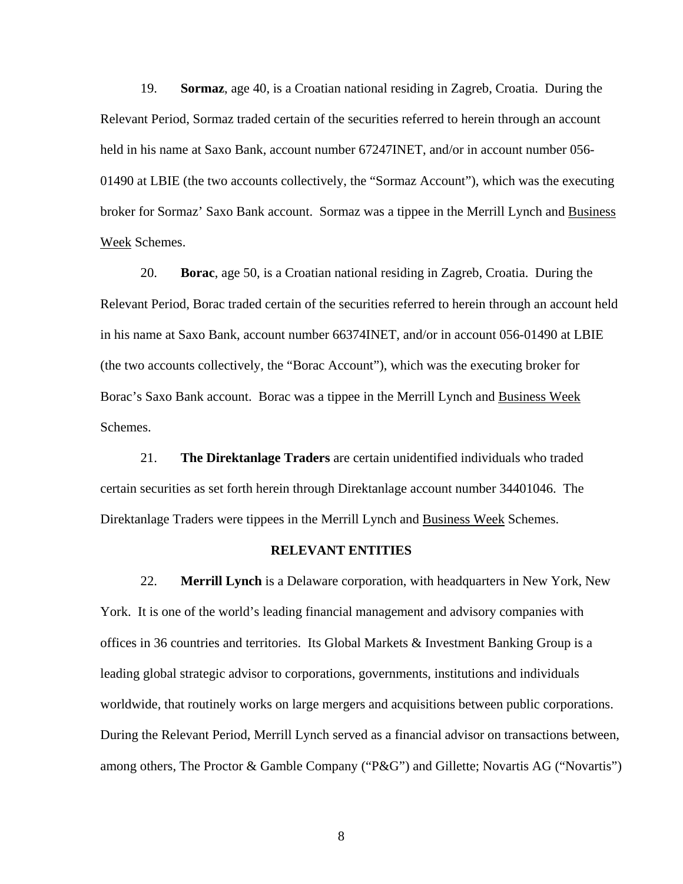19. **Sormaz**, age 40, is a Croatian national residing in Zagreb, Croatia. During the Relevant Period, Sormaz traded certain of the securities referred to herein through an account held in his name at Saxo Bank, account number 67247INET, and/or in account number 056-01490 at LBIE (the two accounts collectively, the "Sormaz Account"), which was the executing broker for Sormaz' Saxo Bank account. Sormaz was a tippee in the Merrill Lynch and Business Week Schemes.

20. **Borac**, age 50, is a Croatian national residing in Zagreb, Croatia. During the Relevant Period, Borac traded certain of the securities referred to herein through an account held in his name at Saxo Bank, account number 66374INET, and/or in account 056-01490 at LBIE (the two accounts collectively, the "Borac Account"), which was the executing broker for Borac's Saxo Bank account. Borac was a tippee in the Merrill Lynch and Business Week Schemes.

21. **The Direktanlage Traders** are certain unidentified individuals who traded certain securities as set forth herein through Direktanlage account number 34401046. The Direktanlage Traders were tippees in the Merrill Lynch and Business Week Schemes.

## RELEVANT ENTITIES

22. **Merrill Lynch** is a Delaware corporation, with headquarters in New York, New York. It is one of the world's leading financial management and advisory companies with offices in 36 countries and territories. Its Global Markets & Investment Banking Group is a leading global strategic advisor to corporations, governments, institutions and individuals worldwide, that routinely works on large mergers and acquisitions between public corporations. During the Relevant Period, Merrill Lynch served as a financial advisor on transactions between, among others, The Proctor & Gamble Company ("P&G") and Gillette; Novartis AG ("Novartis")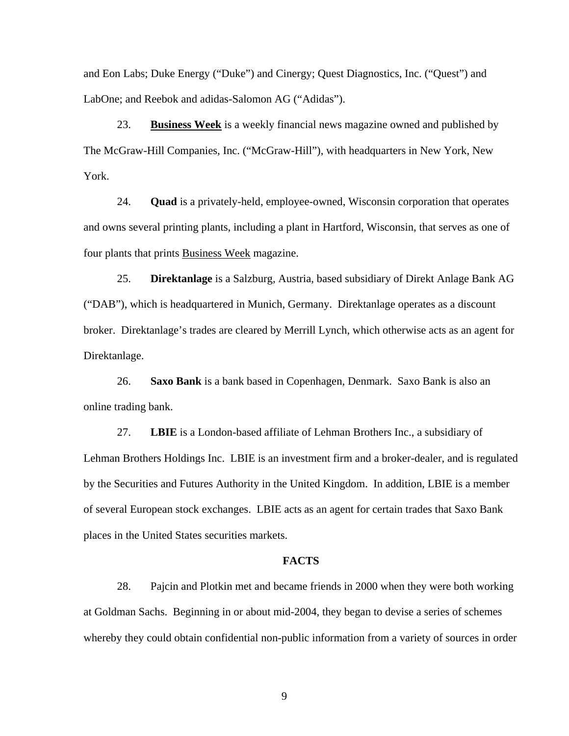and Eon Labs; Duke Energy ("Duke") and Cinergy; Quest Diagnostics, Inc. ("Quest") and LabOne; and Reebok and adidas-Salomon AG ("Adidas").

23. **Business Week** is a weekly financial news magazine owned and published by The McGraw-Hill Companies, Inc. ("McGraw-Hill"), with headquarters in New York, New York.

24. **Quad** is a privately-held, employee-owned, Wisconsin corporation that operates and owns several printing plants, including a plant in Hartford, Wisconsin, that serves as one of four plants that prints Business Week magazine.

25. **Direktanlage** is a Salzburg, Austria, based subsidiary of Direkt Anlage Bank AG ("DAB"), which is headquartered in Munich, Germany. Direktanlage operates as a discount broker. Direktanlage's trades are cleared by Merrill Lynch, which otherwise acts as an agent for Direktanlage.

26. **Saxo Bank** is a bank based in Copenhagen, Denmark. Saxo Bank is also an online trading bank.

27. **LBIE** is a London-based affiliate of Lehman Brothers Inc., a subsidiary of Lehman Brothers Holdings Inc. LBIE is an investment firm and a broker-dealer, and is regulated by the Securities and Futures Authority in the United Kingdom. In addition, LBIE is a member of several European stock exchanges. LBIE acts as an agent for certain trades that Saxo Bank places in the United States securities markets.

## FACTS

28. Pajcin and Plotkin met and became friends in 2000 when they were both working at Goldman Sachs. Beginning in or about mid-2004, they began to devise a series of schemes whereby they could obtain confidential non-public information from a variety of sources in order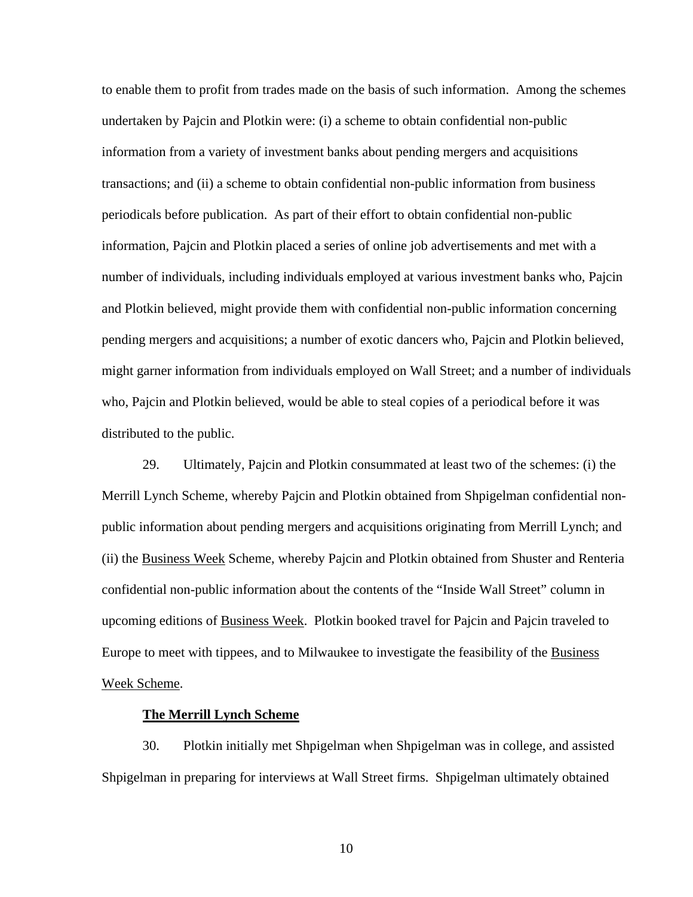to enable them to profit from trades made on the basis of such information. Among the schemes undertaken by Pajcin and Plotkin were: (i) a scheme to obtain confidential non-public information from a variety of investment banks about pending mergers and acquisitions transactions; and (ii) a scheme to obtain confidential non-public information from business periodicals before publication. As part of their effort to obtain confidential non-public information, Pajcin and Plotkin placed a series of online job advertisements and met with a number of individuals, including individuals employed at various investment banks who, Pajcin and Plotkin believed, might provide them with confidential non-public information concerning pending mergers and acquisitions; a number of exotic dancers who, Pajcin and Plotkin believed, might garner information from individuals employed on Wall Street; and a number of individuals who, Pajcin and Plotkin believed, would be able to steal copies of a periodical before it was distributed to the public.

29. Ultimately, Pajcin and Plotkin consummated at least two of the schemes: (i) the Merrill Lynch Scheme, whereby Pajcin and Plotkin obtained from Shpigelman confidential non-public information about pending mergers and acquisitions originating from Merrill Lynch; and (ii) the Business Week Scheme, whereby Pajcin and Plotkin obtained from Shuster and Renteria confidential non-public information about the contents of the "Inside Wall Street" column in upcoming editions of Business Week. Plotkin booked travel for Pajcin and Pajcin traveled to Europe to meet with tippees, and to Milwaukee to investigate the feasibility of the Business Week Scheme.

**The Merrill Lynch Scheme**

30. Plotkin initially met Shpigelman when Shpigelman was in college, and assisted Shpigelman in preparing for interviews at Wall Street firms. Shpigelman ultimately obtained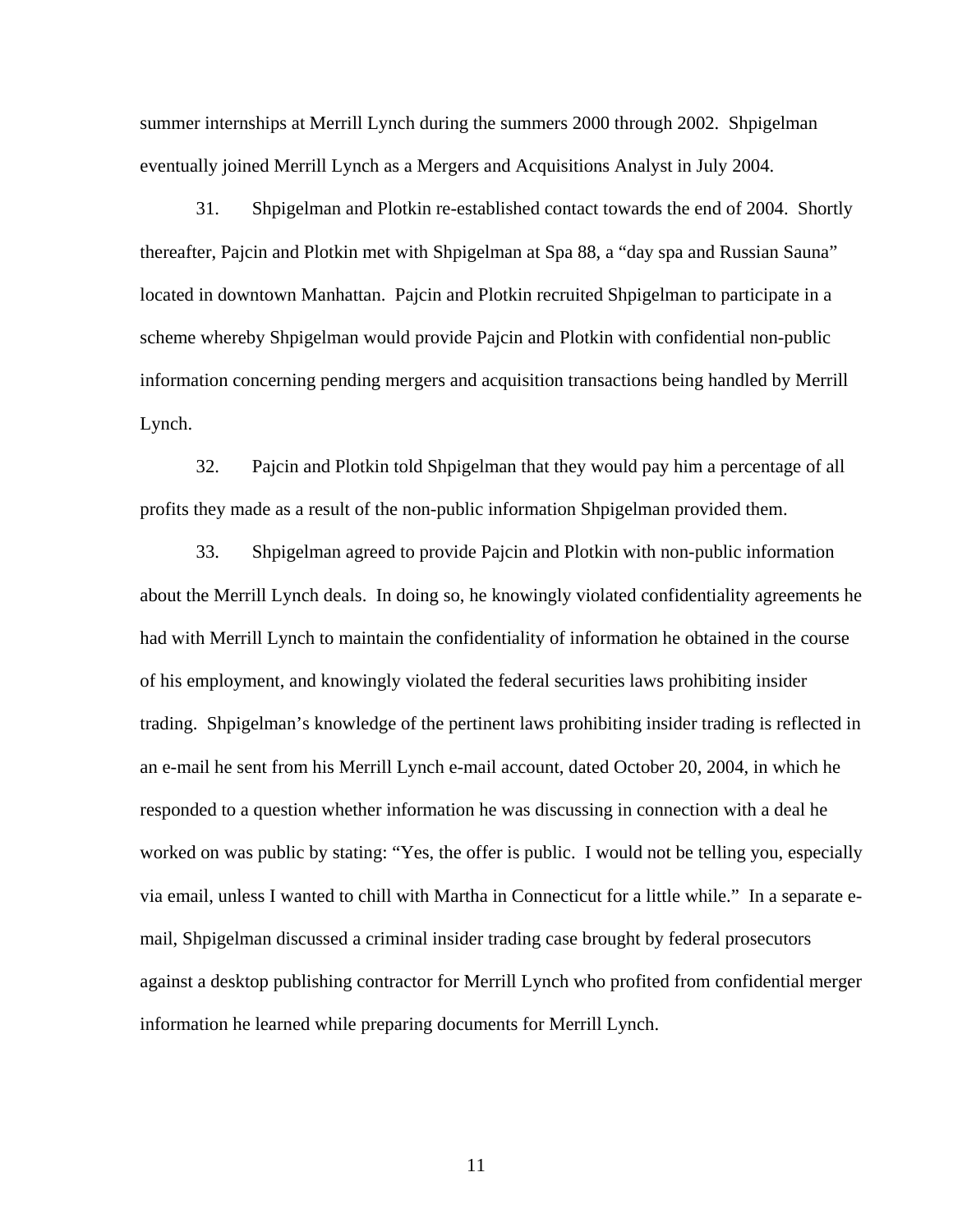summer internships at Merrill Lynch during the summers 2000 through 2002. Shpigelman eventually joined Merrill Lynch as a Mergers and Acquisitions Analyst in July 2004.

31. Shpigelman and Plotkin re-established contact towards the end of 2004. Shortly thereafter, Pajcin and Plotkin met with Shpigelman at Spa 88, a "day spa and Russian Sauna" located in downtown Manhattan. Pajcin and Plotkin recruited Shpigelman to participate in a scheme whereby Shpigelman would provide Pajcin and Plotkin with confidential non-public information concerning pending mergers and acquisition transactions being handled by Merrill Lynch.

32. Pajcin and Plotkin told Shpigelman that they would pay him a percentage of all profits they made as a result of the non-public information Shpigelman provided them.

33. Shpigelman agreed to provide Pajcin and Plotkin with non-public information about the Merrill Lynch deals. In doing so, he knowingly violated confidentiality agreements he had with Merrill Lynch to maintain the confidentiality of information he obtained in the course of his employment, and knowingly violated the federal securities laws prohibiting insider trading. Shpigelman's knowledge of the pertinent laws prohibiting insider trading is reflected in an e-mail he sent from his Merrill Lynch e-mail account, dated October 20, 2004, in which he responded to a question whether information he was discussing in connection with a deal he worked on was public by stating: "Yes, the offer is public. I would not be telling you, especially via email, unless I wanted to chill with Martha in Connecticut for a little while." In a separate e-mail, Shpigelman discussed a criminal insider trading case brought by federal prosecutors against a desktop publishing contractor for Merrill Lynch who profited from confidential merger information he learned while preparing documents for Merrill Lynch.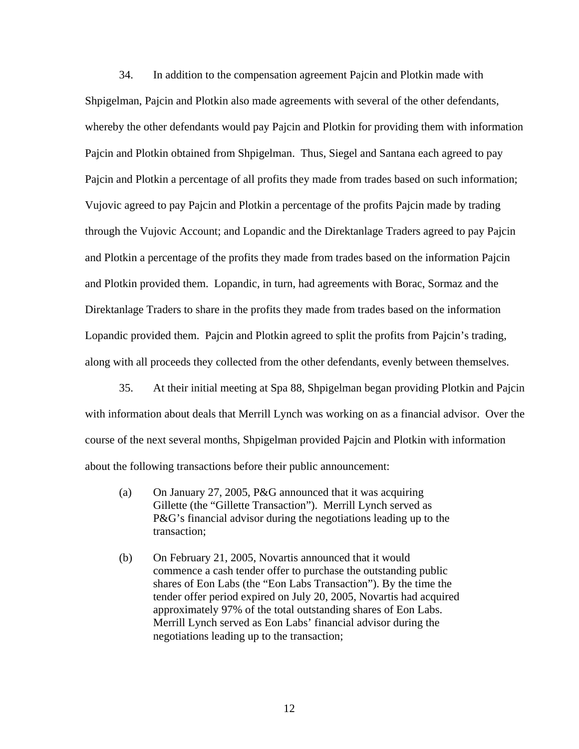34. In addition to the compensation agreement Pajcin and Plotkin made with Shpigelman, Pajcin and Plotkin also made agreements with several of the other defendants, whereby the other defendants would pay Pajcin and Plotkin for providing them with information Pajcin and Plotkin obtained from Shpigelman. Thus, Siegel and Santana each agreed to pay Pajcin and Plotkin a percentage of all profits they made from trades based on such information; Vujovic agreed to pay Pajcin and Plotkin a percentage of the profits Pajcin made by trading through the Vujovic Account; and Lopandic and the Direktanlage Traders agreed to pay Pajcin and Plotkin a percentage of the profits they made from trades based on the information Pajcin and Plotkin provided them. Lopandic, in turn, had agreements with Borac, Sormaz and the Direktanlage Traders to share in the profits they made from trades based on the information Lopandic provided them. Pajcin and Plotkin agreed to split the profits from Pajcin's trading, along with all proceeds they collected from the other defendants, evenly between themselves.

35. At their initial meeting at Spa 88, Shpigelman began providing Plotkin and Pajcin with information about deals that Merrill Lynch was working on as a financial advisor. Over the course of the next several months, Shpigelman provided Pajcin and Plotkin with information about the following transactions before their public announcement:

(a) On January 27, 2005, P&G announced that it was acquiring Gillette (the "Gillette Transaction"). Merrill Lynch served as P&G's financial advisor during the negotiations leading up to the transaction;

(b) On February 21, 2005, Novartis announced that it would commence a cash tender offer to purchase the outstanding public shares of Eon Labs (the "Eon Labs Transaction"). By the time the tender offer period expired on July 20, 2005, Novartis had acquired approximately 97% of the total outstanding shares of Eon Labs. Merrill Lynch served as Eon Labs' financial advisor during the negotiations leading up to the transaction;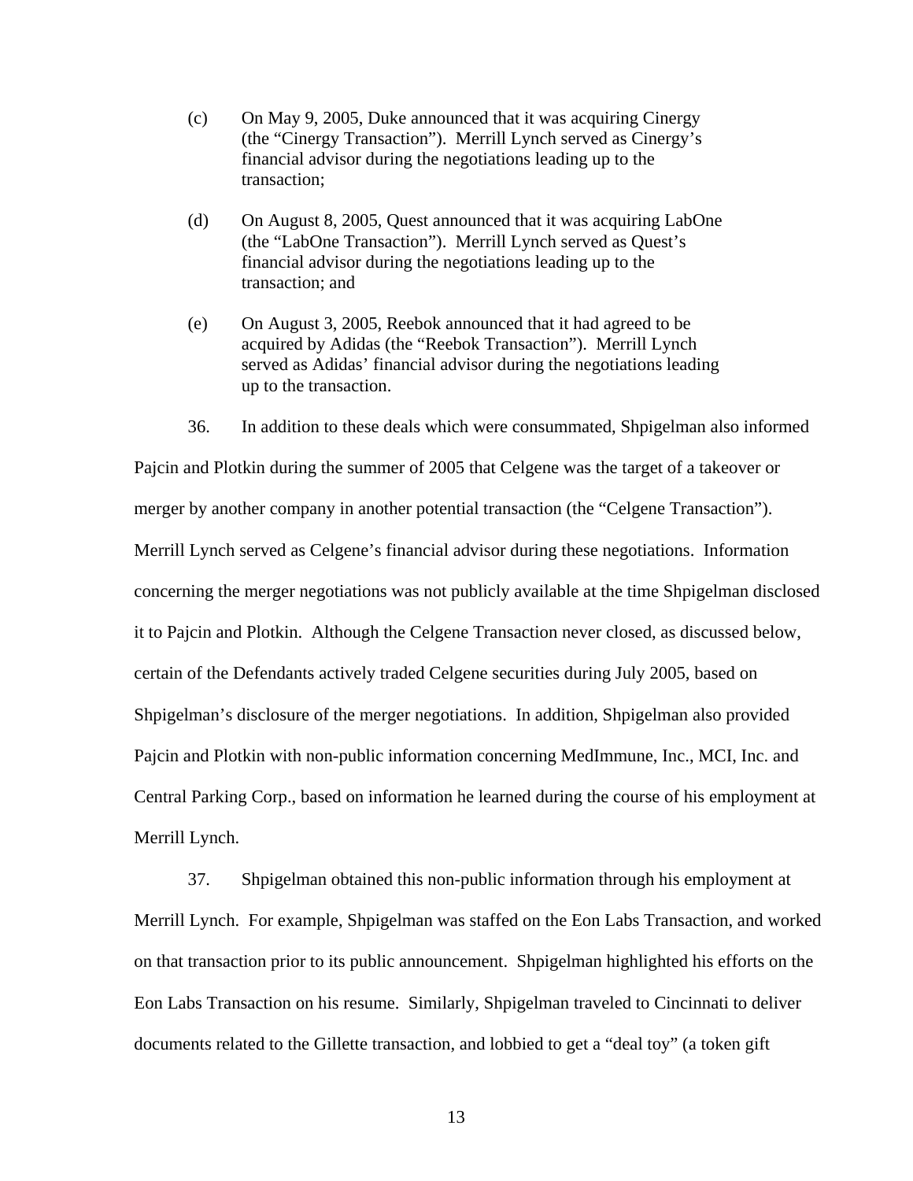(c) On May 9, 2005, Duke announced that it was acquiring Cinergy (the "Cinergy Transaction"). Merrill Lynch served as Cinergy's financial advisor during the negotiations leading up to the transaction;

(d) On August 8, 2005, Quest announced that it was acquiring LabOne (the "LabOne Transaction"). Merrill Lynch served as Quest's financial advisor during the negotiations leading up to the transaction; and

(e) On August 3, 2005, Reebok announced that it had agreed to be acquired by Adidas (the "Reebok Transaction"). Merrill Lynch served as Adidas' financial advisor during the negotiations leading up to the transaction.

36. In addition to these deals which were consummated, Shpigelman also informed Pajcin and Plotkin during the summer of 2005 that Celgene was the target of a takeover or merger by another company in another potential transaction (the "Celgene Transaction"). Merrill Lynch served as Celgene's financial advisor during these negotiations. Information concerning the merger negotiations was not publicly available at the time Shpigelman disclosed it to Pajcin and Plotkin. Although the Celgene Transaction never closed, as discussed below, certain of the Defendants actively traded Celgene securities during July 2005, based on Shpigelman's disclosure of the merger negotiations. In addition, Shpigelman also provided Pajcin and Plotkin with non-public information concerning MedImmune, Inc., MCI, Inc. and Central Parking Corp., based on information he learned during the course of his employment at Merrill Lynch.

37. Shpigelman obtained this non-public information through his employment at Merrill Lynch. For example, Shpigelman was staffed on the Eon Labs Transaction, and worked on that transaction prior to its public announcement. Shpigelman highlighted his efforts on the Eon Labs Transaction on his resume. Similarly, Shpigelman traveled to Cincinnati to deliver documents related to the Gillette transaction, and lobbied to get a "deal toy" (a token gift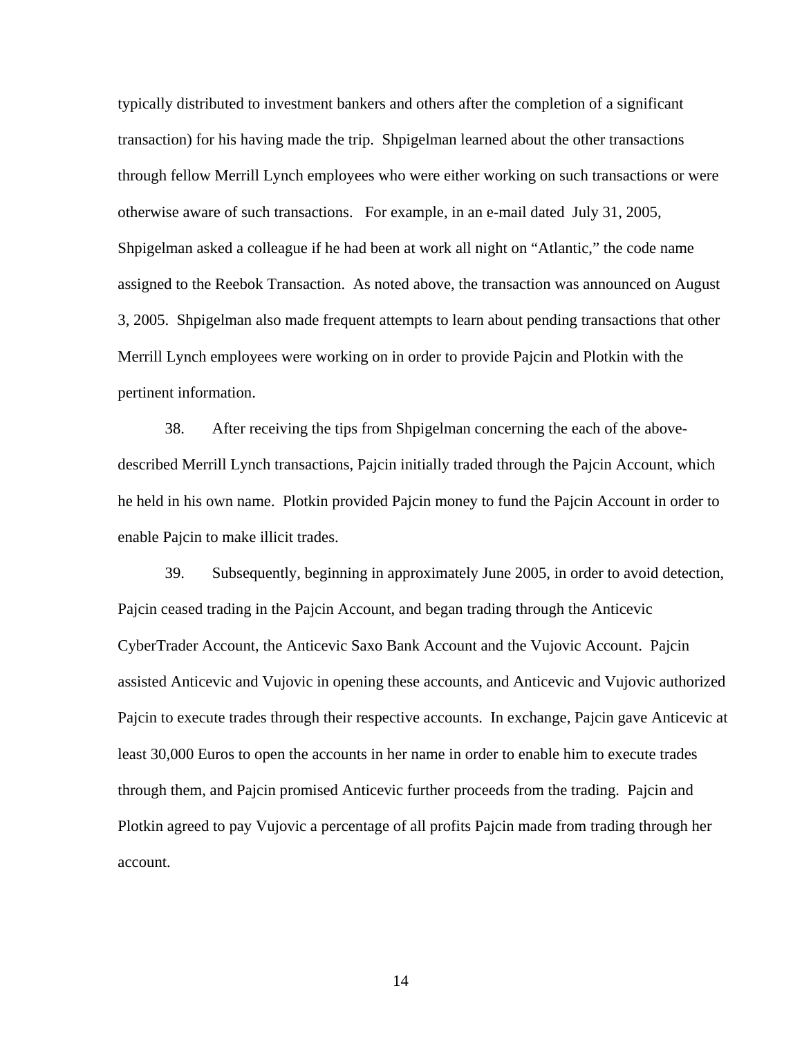typically distributed to investment bankers and others after the completion of a significant transaction) for his having made the trip. Shpigelman learned about the other transactions through fellow Merrill Lynch employees who were either working on such transactions or were otherwise aware of such transactions. For example, in an e-mail dated July 31, 2005, Shpigelman asked a colleague if he had been at work all night on "Atlantic," the code name assigned to the Reebok Transaction. As noted above, the transaction was announced on August 3, 2005. Shpigelman also made frequent attempts to learn about pending transactions that other Merrill Lynch employees were working on in order to provide Pajcin and Plotkin with the pertinent information.

38. After receiving the tips from Shpigelman concerning the each of the above-described Merrill Lynch transactions, Pajcin initially traded through the Pajcin Account, which he held in his own name. Plotkin provided Pajcin money to fund the Pajcin Account in order to enable Pajcin to make illicit trades.

39. Subsequently, beginning in approximately June 2005, in order to avoid detection, Pajcin ceased trading in the Pajcin Account, and began trading through the Anticevic CyberTrader Account, the Anticevic Saxo Bank Account and the Vujovic Account. Pajcin assisted Anticevic and Vujovic in opening these accounts, and Anticevic and Vujovic authorized Pajcin to execute trades through their respective accounts. In exchange, Pajcin gave Anticevic at least 30,000 Euros to open the accounts in her name in order to enable him to execute trades through them, and Pajcin promised Anticevic further proceeds from the trading. Pajcin and Plotkin agreed to pay Vujovic a percentage of all profits Pajcin made from trading through her account.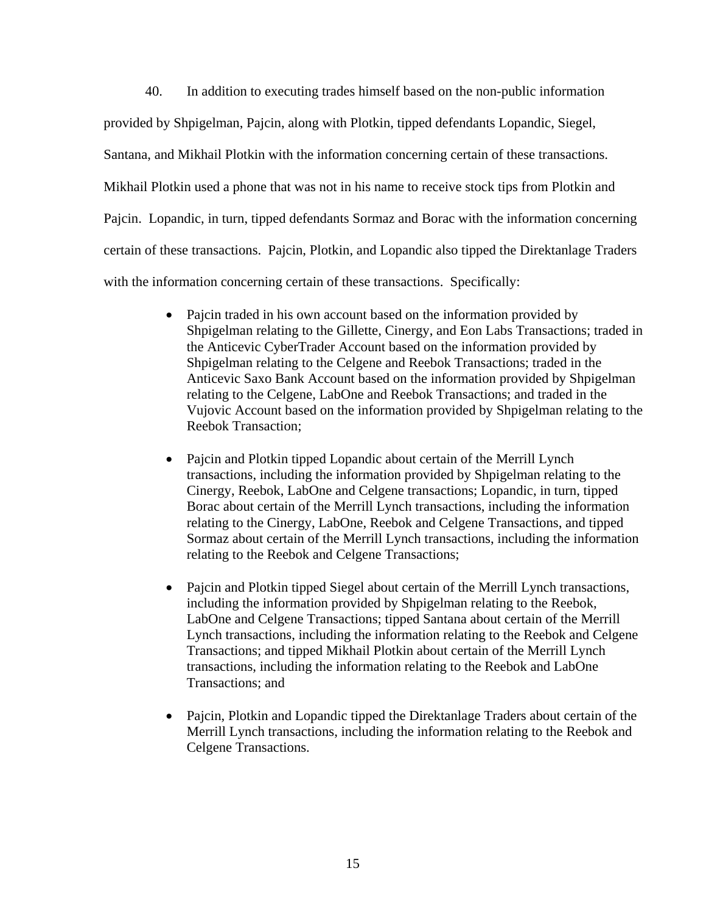40. In addition to executing trades himself based on the non-public information provided by Shpigelman, Pajcin, along with Plotkin, tipped defendants Lopandic, Siegel, Santana, and Mikhail Plotkin with the information concerning certain of these transactions. Mikhail Plotkin used a phone that was not in his name to receive stock tips from Plotkin and Pajcin. Lopandic, in turn, tipped defendants Sormaz and Borac with the information concerning certain of these transactions. Pajcin, Plotkin, and Lopandic also tipped the Direktanlage Traders with the information concerning certain of these transactions. Specifically:

- Pajcin traded in his own account based on the information provided by Shpigelman relating to the Gillette, Cinergy, and Eon Labs Transactions; traded in the Anticevic CyberTrader Account based on the information provided by Shpigelman relating to the Celgene and Reebok Transactions; traded in the Anticevic Saxo Bank Account based on the information provided by Shpigelman relating to the Celgene, LabOne and Reebok Transactions; and traded in the Vujovic Account based on the information provided by Shpigelman relating to the Reebok Transaction;

- Pajcin and Plotkin tipped Lopandic about certain of the Merrill Lynch transactions, including the information provided by Shpigelman relating to the Cinergy, Reebok, LabOne and Celgene transactions; Lopandic, in turn, tipped Borac about certain of the Merrill Lynch transactions, including the information relating to the Cinergy, LabOne, Reebok and Celgene Transactions, and tipped Sormaz about certain of the Merrill Lynch transactions, including the information relating to the Reebok and Celgene Transactions;

- Pajcin and Plotkin tipped Siegel about certain of the Merrill Lynch transactions, including the information provided by Shpigelman relating to the Reebok, LabOne and Celgene Transactions; tipped Santana about certain of the Merrill Lynch transactions, including the information relating to the Reebok and Celgene Transactions; and tipped Mikhail Plotkin about certain of the Merrill Lynch transactions, including the information relating to the Reebok and LabOne Transactions; and

- Pajcin, Plotkin and Lopandic tipped the Direktanlage Traders about certain of the Merrill Lynch transactions, including the information relating to the Reebok and Celgene Transactions.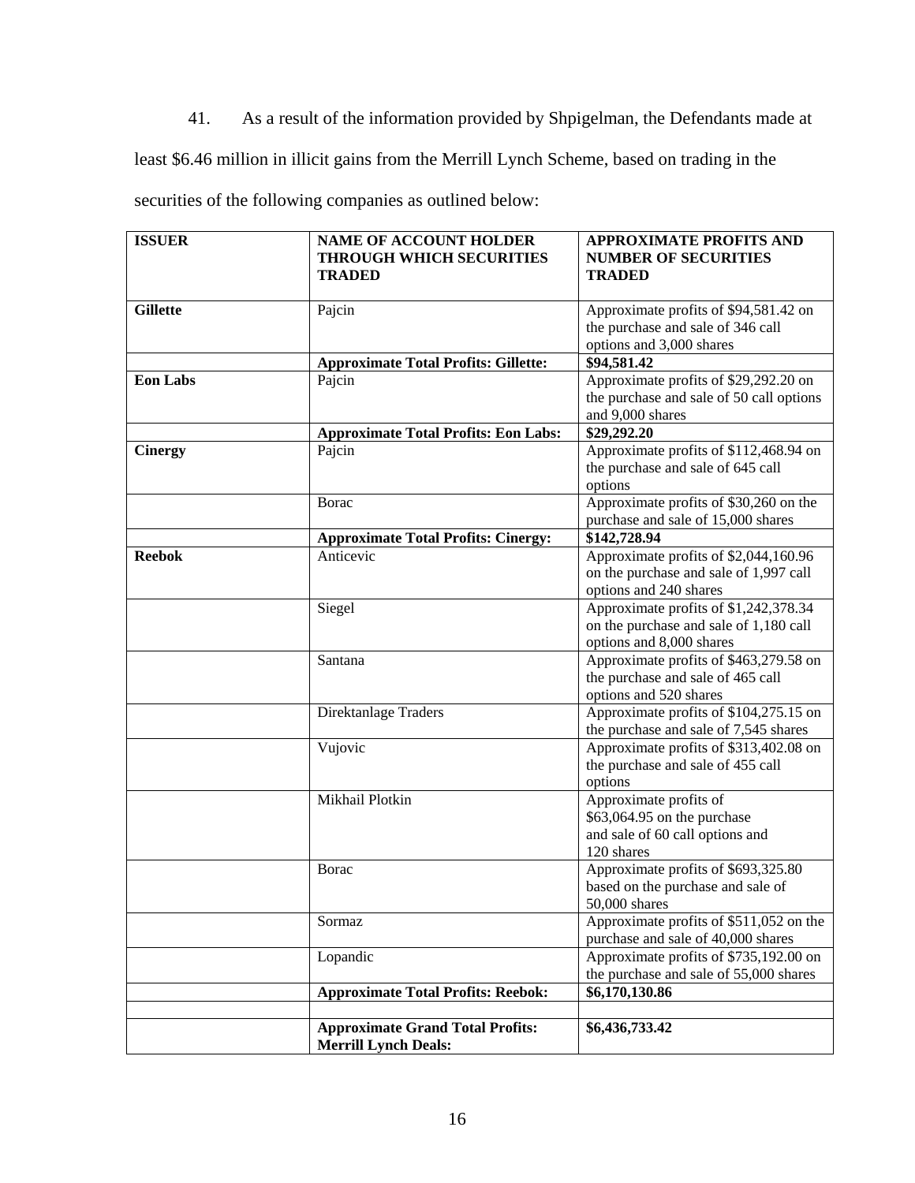41. As a result of the information provided by Shpigelman, the Defendants made at least $6.46 million in illicit gains from the Merrill Lynch Scheme, based on trading in the securities of the following companies as outlined below:

| ISSUER | NAME OF ACCOUNT HOLDER THROUGH WHICH SECURITIES TRADED | APPROXIMATE PROFITS AND NUMBER OF SECURITIES TRADED |
|---|---|---|
| **Gillette** | Pajcin | Approximate profits of $94,581.42 on the purchase and sale of 346 call options and 3,000 shares |
| | **Approximate Total Profits: Gillette:** | **$94,581.42** |
| **Eon Labs** | Pajcin | Approximate profits of $29,292.20 on the purchase and sale of 50 call options and 9,000 shares |
| | **Approximate Total Profits: Eon Labs:** | **$29,292.20** |
| **Cinergy** | Pajcin | Approximate profits of $112,468.94 on the purchase and sale of 645 call options |
| | Borac | Approximate profits of $30,260 on the purchase and sale of 15,000 shares |
| | **Approximate Total Profits: Cinergy:** | **$142,728.94** |
| **Reebok** | Anticevic | Approximate profits of $2,044,160.96 on the purchase and sale of 1,997 call options and 240 shares |
| | Siegel | Approximate profits of $1,242,378.34 on the purchase and sale of 1,180 call options and 8,000 shares |
| | Santana | Approximate profits of $463,279.58 on the purchase and sale of 465 call options and 520 shares |
| | Direktanlage Traders | Approximate profits of $104,275.15 on the purchase and sale of 7,545 shares |
| | Vujovic | Approximate profits of $313,402.08 on the purchase and sale of 455 call options |
| | Mikhail Plotkin | Approximate profits of $63,064.95 on the purchase and sale of 60 call options and 120 shares |
| | Borac | Approximate profits of $693,325.80 based on the purchase and sale of 50,000 shares |
| | Sormaz | Approximate profits of $511,052 on the purchase and sale of 40,000 shares |
| | Lopandic | Approximate profits of $735,192.00 on the purchase and sale of 55,000 shares |
| | **Approximate Total Profits: Reebok:** | **$6,170,130.86** |
| | | |
| | **Approximate Grand Total Profits: Merrill Lynch Deals:** | **$6,436,733.42** |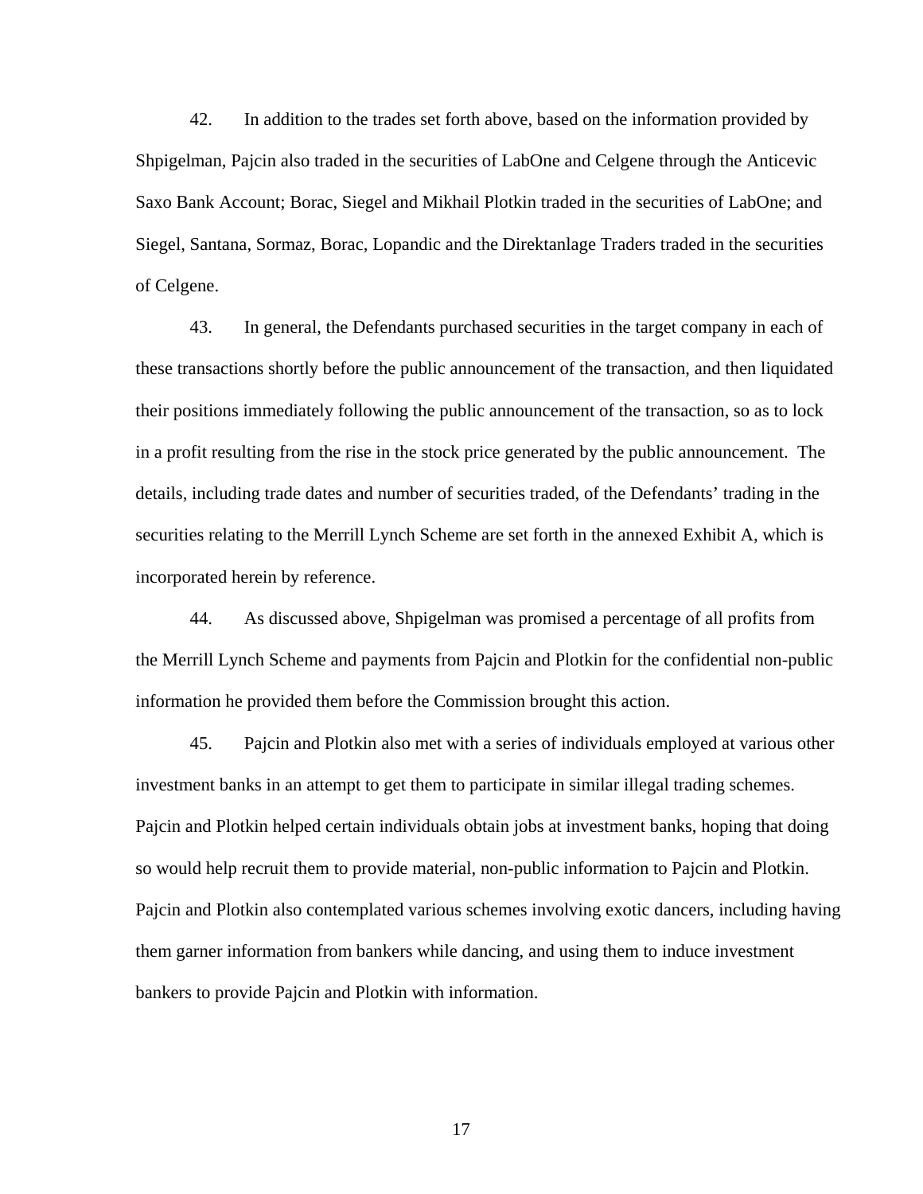42. In addition to the trades set forth above, based on the information provided by Shpigelman, Pajcin also traded in the securities of LabOne and Celgene through the Anticevic Saxo Bank Account; Borac, Siegel and Mikhail Plotkin traded in the securities of LabOne; and Siegel, Santana, Sormaz, Borac, Lopandic and the Direktanlage Traders traded in the securities of Celgene.

43. In general, the Defendants purchased securities in the target company in each of these transactions shortly before the public announcement of the transaction, and then liquidated their positions immediately following the public announcement of the transaction, so as to lock in a profit resulting from the rise in the stock price generated by the public announcement. The details, including trade dates and number of securities traded, of the Defendants' trading in the securities relating to the Merrill Lynch Scheme are set forth in the annexed Exhibit A, which is incorporated herein by reference.

44. As discussed above, Shpigelman was promised a percentage of all profits from the Merrill Lynch Scheme and payments from Pajcin and Plotkin for the confidential non-public information he provided them before the Commission brought this action.

45. Pajcin and Plotkin also met with a series of individuals employed at various other investment banks in an attempt to get them to participate in similar illegal trading schemes. Pajcin and Plotkin helped certain individuals obtain jobs at investment banks, hoping that doing so would help recruit them to provide material, non-public information to Pajcin and Plotkin. Pajcin and Plotkin also contemplated various schemes involving exotic dancers, including having them garner information from bankers while dancing, and using them to induce investment bankers to provide Pajcin and Plotkin with information.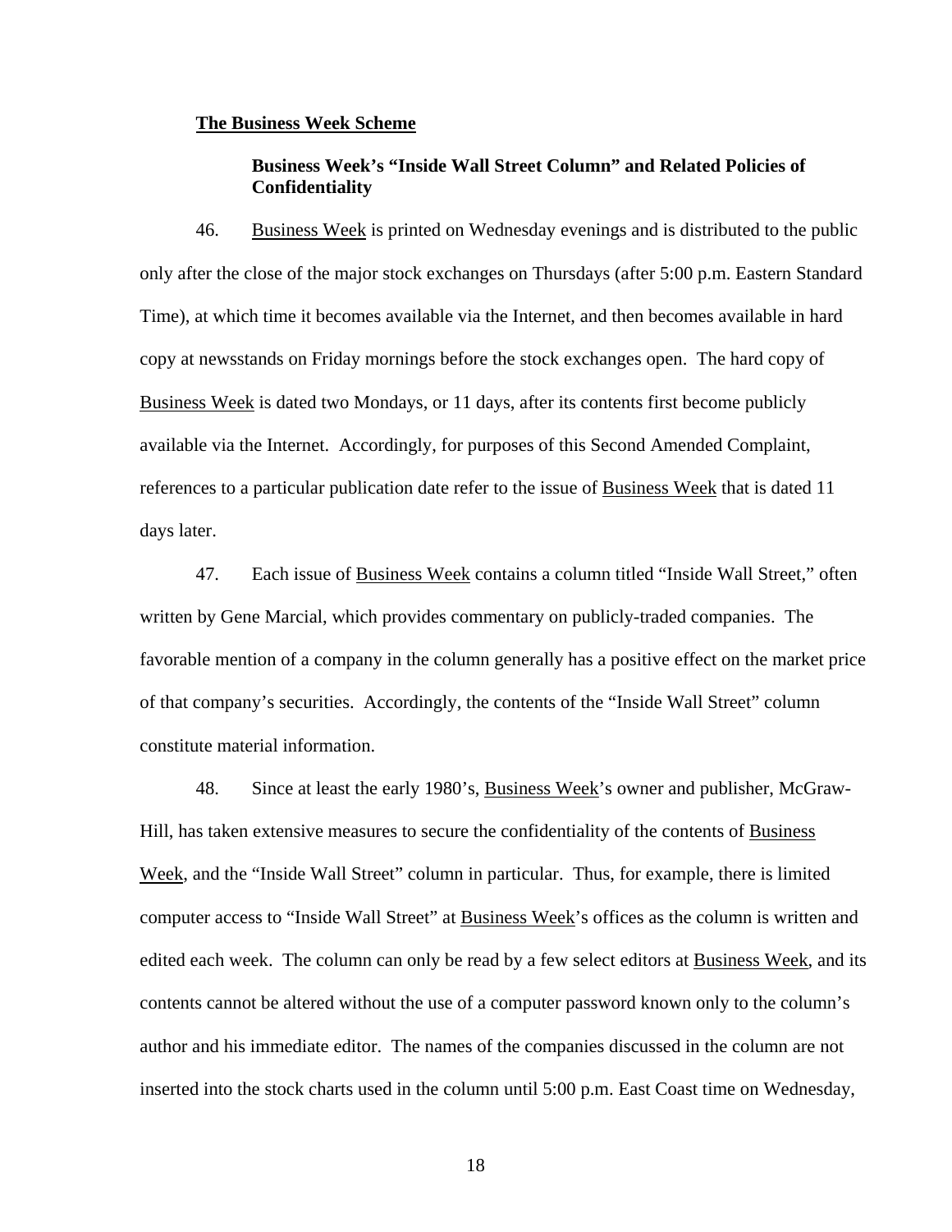**The Business Week Scheme**

**Business Week's "Inside Wall Street Column" and Related Policies of Confidentiality**

46. Business Week is printed on Wednesday evenings and is distributed to the public only after the close of the major stock exchanges on Thursdays (after 5:00 p.m. Eastern Standard Time), at which time it becomes available via the Internet, and then becomes available in hard copy at newsstands on Friday mornings before the stock exchanges open. The hard copy of Business Week is dated two Mondays, or 11 days, after its contents first become publicly available via the Internet. Accordingly, for purposes of this Second Amended Complaint, references to a particular publication date refer to the issue of Business Week that is dated 11 days later.

47. Each issue of Business Week contains a column titled "Inside Wall Street," often written by Gene Marcial, which provides commentary on publicly-traded companies. The favorable mention of a company in the column generally has a positive effect on the market price of that company's securities. Accordingly, the contents of the "Inside Wall Street" column constitute material information.

48. Since at least the early 1980's, Business Week's owner and publisher, McGraw-Hill, has taken extensive measures to secure the confidentiality of the contents of Business Week, and the "Inside Wall Street" column in particular. Thus, for example, there is limited computer access to "Inside Wall Street" at Business Week's offices as the column is written and edited each week. The column can only be read by a few select editors at Business Week, and its contents cannot be altered without the use of a computer password known only to the column's author and his immediate editor. The names of the companies discussed in the column are not inserted into the stock charts used in the column until 5:00 p.m. East Coast time on Wednesday,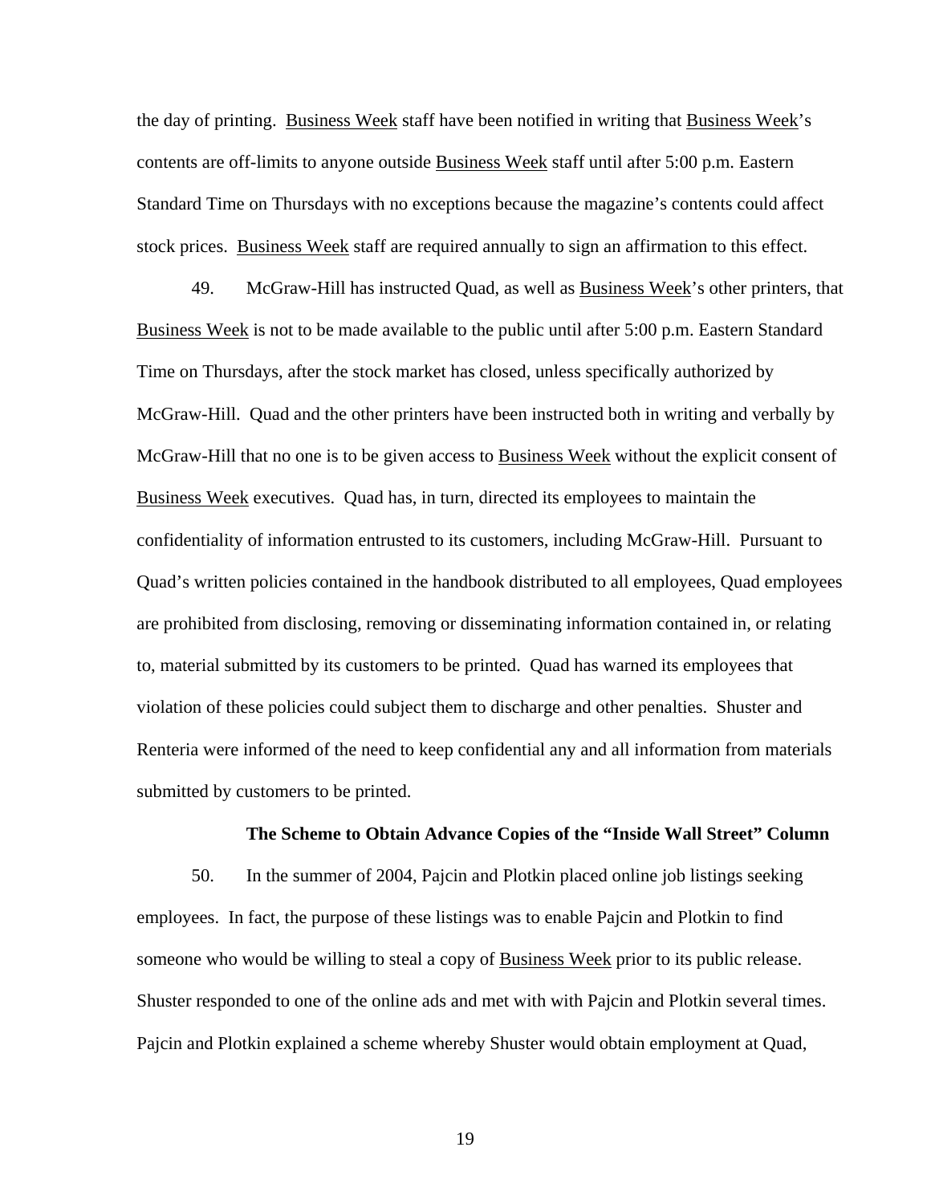the day of printing. Business Week staff have been notified in writing that Business Week's contents are off-limits to anyone outside Business Week staff until after 5:00 p.m. Eastern Standard Time on Thursdays with no exceptions because the magazine's contents could affect stock prices. Business Week staff are required annually to sign an affirmation to this effect.

49. McGraw-Hill has instructed Quad, as well as Business Week's other printers, that Business Week is not to be made available to the public until after 5:00 p.m. Eastern Standard Time on Thursdays, after the stock market has closed, unless specifically authorized by McGraw-Hill. Quad and the other printers have been instructed both in writing and verbally by McGraw-Hill that no one is to be given access to Business Week without the explicit consent of Business Week executives. Quad has, in turn, directed its employees to maintain the confidentiality of information entrusted to its customers, including McGraw-Hill. Pursuant to Quad's written policies contained in the handbook distributed to all employees, Quad employees are prohibited from disclosing, removing or disseminating information contained in, or relating to, material submitted by its customers to be printed. Quad has warned its employees that violation of these policies could subject them to discharge and other penalties. Shuster and Renteria were informed of the need to keep confidential any and all information from materials submitted by customers to be printed.

**The Scheme to Obtain Advance Copies of the "Inside Wall Street" Column**

50. In the summer of 2004, Pajcin and Plotkin placed online job listings seeking employees. In fact, the purpose of these listings was to enable Pajcin and Plotkin to find someone who would be willing to steal a copy of Business Week prior to its public release. Shuster responded to one of the online ads and met with with Pajcin and Plotkin several times. Pajcin and Plotkin explained a scheme whereby Shuster would obtain employment at Quad,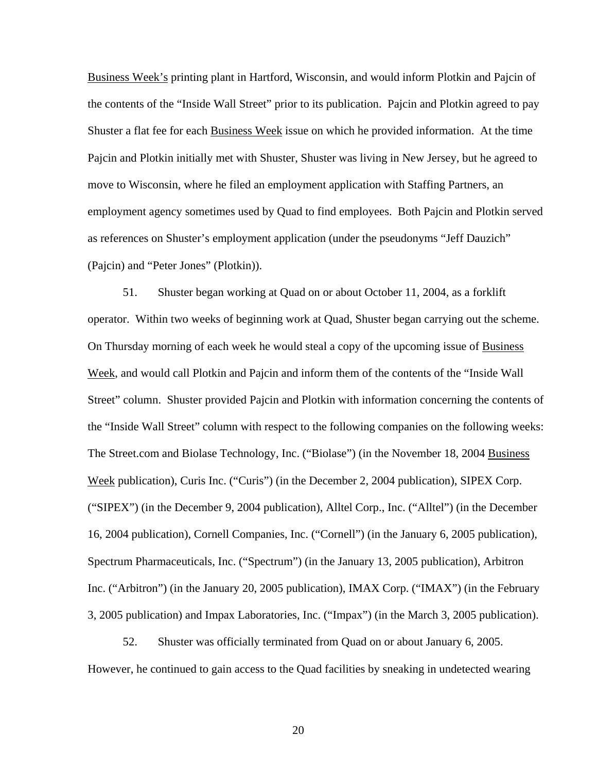Business Week's printing plant in Hartford, Wisconsin, and would inform Plotkin and Pajcin of the contents of the "Inside Wall Street" prior to its publication. Pajcin and Plotkin agreed to pay Shuster a flat fee for each Business Week issue on which he provided information. At the time Pajcin and Plotkin initially met with Shuster, Shuster was living in New Jersey, but he agreed to move to Wisconsin, where he filed an employment application with Staffing Partners, an employment agency sometimes used by Quad to find employees. Both Pajcin and Plotkin served as references on Shuster's employment application (under the pseudonyms "Jeff Dauzich" (Pajcin) and "Peter Jones" (Plotkin)).

51. Shuster began working at Quad on or about October 11, 2004, as a forklift operator. Within two weeks of beginning work at Quad, Shuster began carrying out the scheme. On Thursday morning of each week he would steal a copy of the upcoming issue of Business Week, and would call Plotkin and Pajcin and inform them of the contents of the "Inside Wall Street" column. Shuster provided Pajcin and Plotkin with information concerning the contents of the "Inside Wall Street" column with respect to the following companies on the following weeks: The Street.com and Biolase Technology, Inc. ("Biolase") (in the November 18, 2004 Business Week publication), Curis Inc. ("Curis") (in the December 2, 2004 publication), SIPEX Corp. ("SIPEX") (in the December 9, 2004 publication), Alltel Corp., Inc. ("Alltel") (in the December 16, 2004 publication), Cornell Companies, Inc. ("Cornell") (in the January 6, 2005 publication), Spectrum Pharmaceuticals, Inc. ("Spectrum") (in the January 13, 2005 publication), Arbitron Inc. ("Arbitron") (in the January 20, 2005 publication), IMAX Corp. ("IMAX") (in the February 3, 2005 publication) and Impax Laboratories, Inc. ("Impax") (in the March 3, 2005 publication).

52. Shuster was officially terminated from Quad on or about January 6, 2005. However, he continued to gain access to the Quad facilities by sneaking in undetected wearing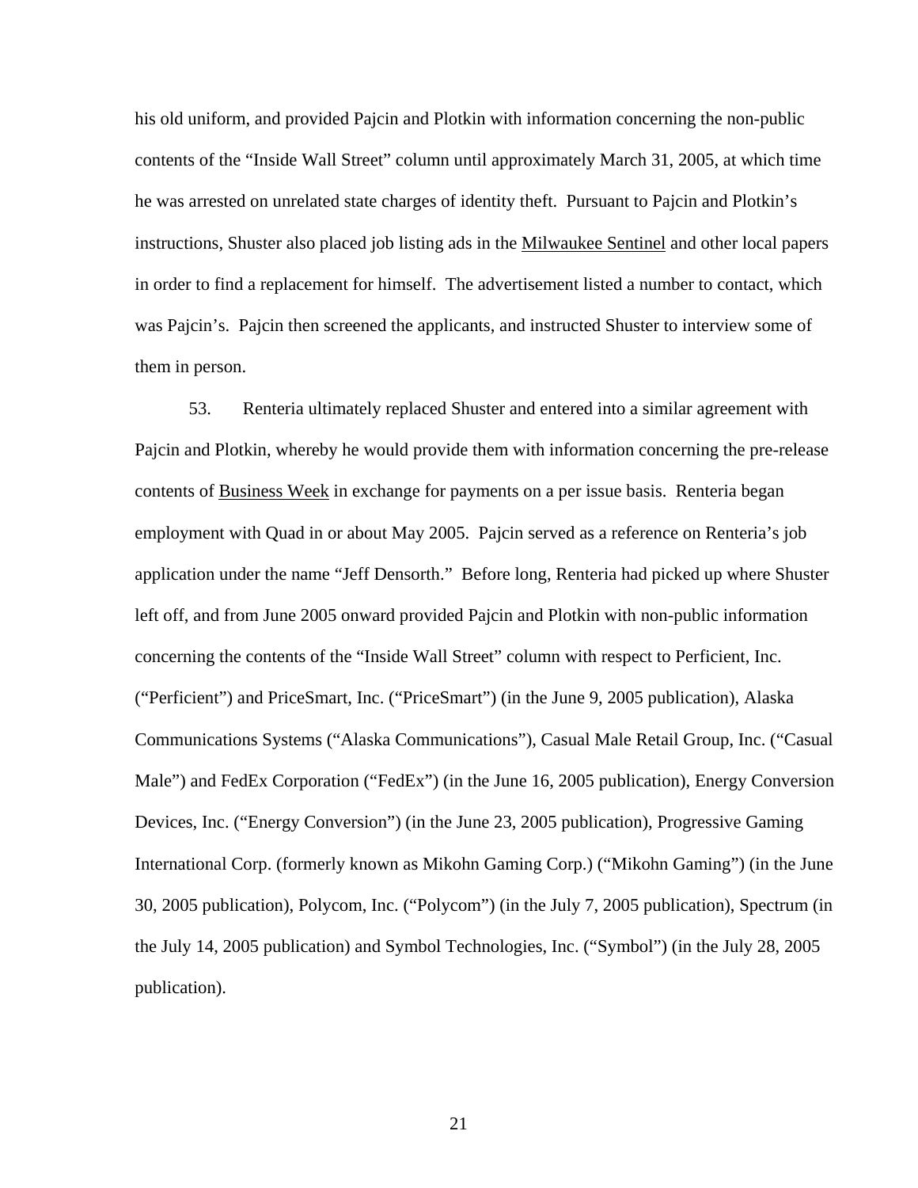his old uniform, and provided Pajcin and Plotkin with information concerning the non-public contents of the "Inside Wall Street" column until approximately March 31, 2005, at which time he was arrested on unrelated state charges of identity theft. Pursuant to Pajcin and Plotkin's instructions, Shuster also placed job listing ads in the Milwaukee Sentinel and other local papers in order to find a replacement for himself. The advertisement listed a number to contact, which was Pajcin's. Pajcin then screened the applicants, and instructed Shuster to interview some of them in person.

53. Renteria ultimately replaced Shuster and entered into a similar agreement with Pajcin and Plotkin, whereby he would provide them with information concerning the pre-release contents of Business Week in exchange for payments on a per issue basis. Renteria began employment with Quad in or about May 2005. Pajcin served as a reference on Renteria's job application under the name "Jeff Densorth." Before long, Renteria had picked up where Shuster left off, and from June 2005 onward provided Pajcin and Plotkin with non-public information concerning the contents of the "Inside Wall Street" column with respect to Perficient, Inc. ("Perficient") and PriceSmart, Inc. ("PriceSmart") (in the June 9, 2005 publication), Alaska Communications Systems ("Alaska Communications"), Casual Male Retail Group, Inc. ("Casual Male") and FedEx Corporation ("FedEx") (in the June 16, 2005 publication), Energy Conversion Devices, Inc. ("Energy Conversion") (in the June 23, 2005 publication), Progressive Gaming International Corp. (formerly known as Mikohn Gaming Corp.) ("Mikohn Gaming") (in the June 30, 2005 publication), Polycom, Inc. ("Polycom") (in the July 7, 2005 publication), Spectrum (in the July 14, 2005 publication) and Symbol Technologies, Inc. ("Symbol") (in the July 28, 2005 publication).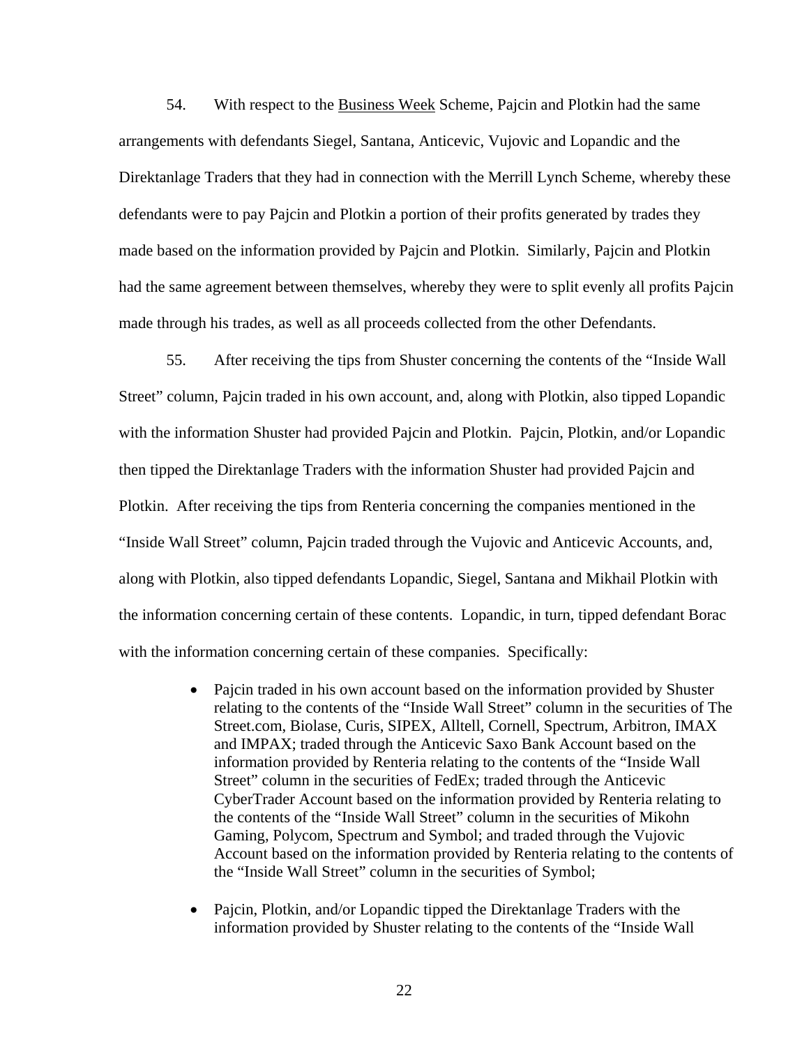54. With respect to the Business Week Scheme, Pajcin and Plotkin had the same arrangements with defendants Siegel, Santana, Anticevic, Vujovic and Lopandic and the Direktanlage Traders that they had in connection with the Merrill Lynch Scheme, whereby these defendants were to pay Pajcin and Plotkin a portion of their profits generated by trades they made based on the information provided by Pajcin and Plotkin. Similarly, Pajcin and Plotkin had the same agreement between themselves, whereby they were to split evenly all profits Pajcin made through his trades, as well as all proceeds collected from the other Defendants.

55. After receiving the tips from Shuster concerning the contents of the "Inside Wall Street" column, Pajcin traded in his own account, and, along with Plotkin, also tipped Lopandic with the information Shuster had provided Pajcin and Plotkin. Pajcin, Plotkin, and/or Lopandic then tipped the Direktanlage Traders with the information Shuster had provided Pajcin and Plotkin. After receiving the tips from Renteria concerning the companies mentioned in the "Inside Wall Street" column, Pajcin traded through the Vujovic and Anticevic Accounts, and, along with Plotkin, also tipped defendants Lopandic, Siegel, Santana and Mikhail Plotkin with the information concerning certain of these contents. Lopandic, in turn, tipped defendant Borac with the information concerning certain of these companies. Specifically:

- Pajcin traded in his own account based on the information provided by Shuster relating to the contents of the "Inside Wall Street" column in the securities of The Street.com, Biolase, Curis, SIPEX, Alltell, Cornell, Spectrum, Arbitron, IMAX and IMPAX; traded through the Anticevic Saxo Bank Account based on the information provided by Renteria relating to the contents of the "Inside Wall Street" column in the securities of FedEx; traded through the Anticevic CyberTrader Account based on the information provided by Renteria relating to the contents of the "Inside Wall Street" column in the securities of Mikohn Gaming, Polycom, Spectrum and Symbol; and traded through the Vujovic Account based on the information provided by Renteria relating to the contents of the "Inside Wall Street" column in the securities of Symbol;

- Pajcin, Plotkin, and/or Lopandic tipped the Direktanlage Traders with the information provided by Shuster relating to the contents of the "Inside Wall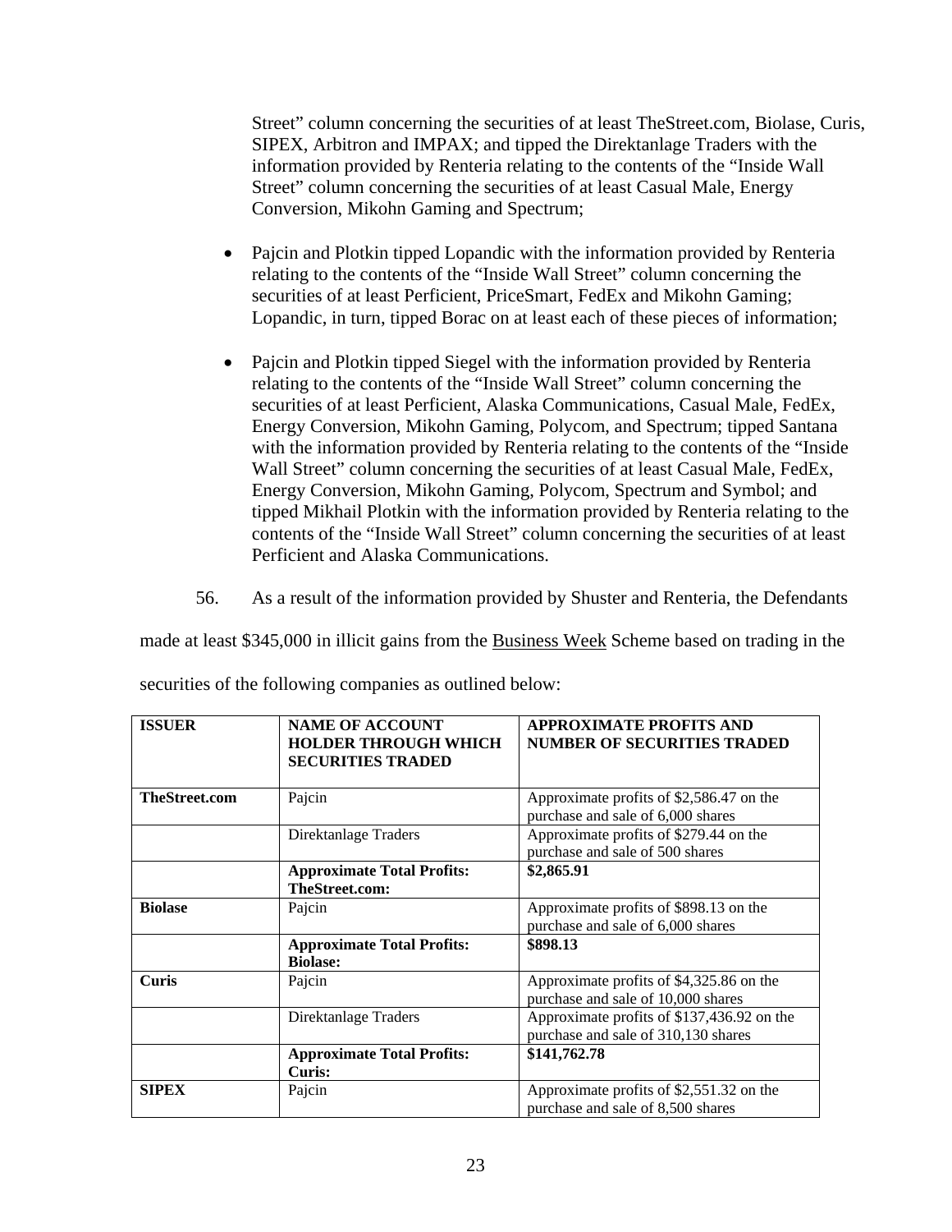Street" column concerning the securities of at least TheStreet.com, Biolase, Curis, SIPEX, Arbitron and IMPAX; and tipped the Direktanlage Traders with the information provided by Renteria relating to the contents of the "Inside Wall Street" column concerning the securities of at least Casual Male, Energy Conversion, Mikohn Gaming and Spectrum;

- Pajcin and Plotkin tipped Lopandic with the information provided by Renteria relating to the contents of the "Inside Wall Street" column concerning the securities of at least Perficient, PriceSmart, FedEx and Mikohn Gaming; Lopandic, in turn, tipped Borac on at least each of these pieces of information;

- Pajcin and Plotkin tipped Siegel with the information provided by Renteria relating to the contents of the "Inside Wall Street" column concerning the securities of at least Perficient, Alaska Communications, Casual Male, FedEx, Energy Conversion, Mikohn Gaming, Polycom, and Spectrum; tipped Santana with the information provided by Renteria relating to the contents of the "Inside Wall Street" column concerning the securities of at least Casual Male, FedEx, Energy Conversion, Mikohn Gaming, Polycom, Spectrum and Symbol; and tipped Mikhail Plotkin with the information provided by Renteria relating to the contents of the "Inside Wall Street" column concerning the securities of at least Perficient and Alaska Communications.

56. As a result of the information provided by Shuster and Renteria, the Defendants made at least $345,000 in illicit gains from the Business Week Scheme based on trading in the securities of the following companies as outlined below:

| **ISSUER** | **NAME OF ACCOUNT HOLDER THROUGH WHICH SECURITIES TRADED** | **APPROXIMATE PROFITS AND NUMBER OF SECURITIES TRADED** |
|---|---|---|
| **TheStreet.com** | Pajcin | Approximate profits of $2,586.47 on the purchase and sale of 6,000 shares |
| | Direktanlage Traders | Approximate profits of $279.44 on the purchase and sale of 500 shares |
| | **Approximate Total Profits: TheStreet.com:** | **$2,865.91** |
| **Biolase** | Pajcin | Approximate profits of $898.13 on the purchase and sale of 6,000 shares |
| | **Approximate Total Profits: Biolase:** | **$898.13** |
| **Curis** | Pajcin | Approximate profits of $4,325.86 on the purchase and sale of 10,000 shares |
| | Direktanlage Traders | Approximate profits of $137,436.92 on the purchase and sale of 310,130 shares |
| | **Approximate Total Profits: Curis:** | **$141,762.78** |
| **SIPEX** | Pajcin | Approximate profits of $2,551.32 on the purchase and sale of 8,500 shares |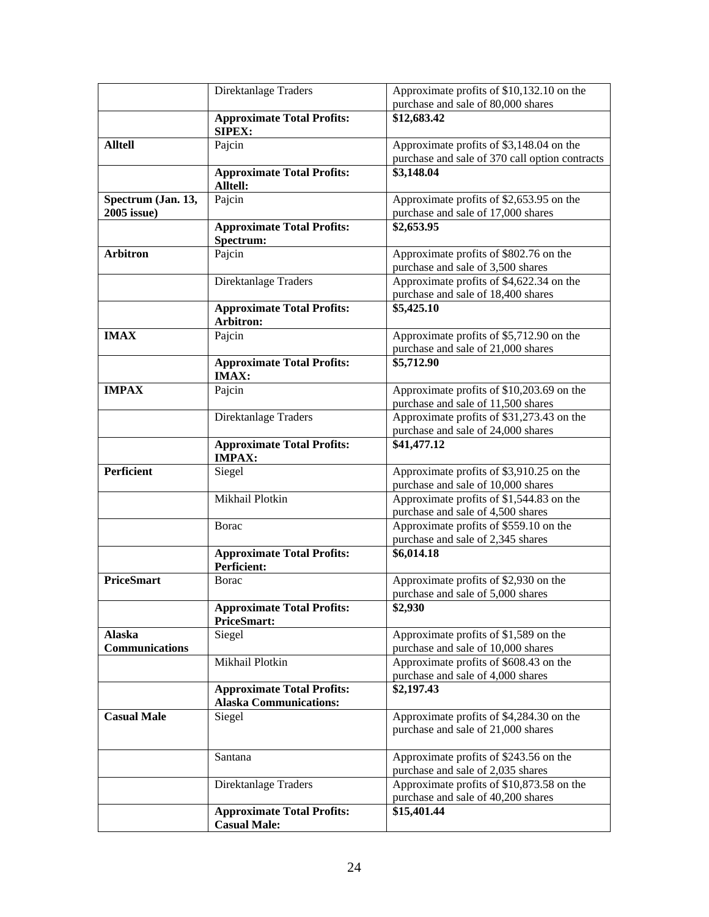| | | |
|---|---|---|
| | Direktanlage Traders | Approximate profits of $10,132.10 on the purchase and sale of 80,000 shares |
| | **Approximate Total Profits: SIPEX:** | **$12,683.42** |
| **Alltell** | Pajcin | Approximate profits of $3,148.04 on the purchase and sale of 370 call option contracts |
| | **Approximate Total Profits: Alltell:** | **$3,148.04** |
| **Spectrum (Jan. 13, 2005 issue)** | Pajcin | Approximate profits of $2,653.95 on the purchase and sale of 17,000 shares |
| | **Approximate Total Profits: Spectrum:** | **$2,653.95** |
| **Arbitron** | Pajcin | Approximate profits of $802.76 on the purchase and sale of 3,500 shares |
| | Direktanlage Traders | Approximate profits of $4,622.34 on the purchase and sale of 18,400 shares |
| | **Approximate Total Profits: Arbitron:** | **$5,425.10** |
| **IMAX** | Pajcin | Approximate profits of $5,712.90 on the purchase and sale of 21,000 shares |
| | **Approximate Total Profits: IMAX:** | **$5,712.90** |
| **IMPAX** | Pajcin | Approximate profits of $10,203.69 on the purchase and sale of 11,500 shares |
| | Direktanlage Traders | Approximate profits of $31,273.43 on the purchase and sale of 24,000 shares |
| | **Approximate Total Profits: IMPAX:** | **$41,477.12** |
| **Perficient** | Siegel | Approximate profits of $3,910.25 on the purchase and sale of 10,000 shares |
| | Mikhail Plotkin | Approximate profits of $1,544.83 on the purchase and sale of 4,500 shares |
| | Borac | Approximate profits of $559.10 on the purchase and sale of 2,345 shares |
| | **Approximate Total Profits: Perficient:** | **$6,014.18** |
| **PriceSmart** | Borac | Approximate profits of $2,930 on the purchase and sale of 5,000 shares |
| | **Approximate Total Profits: PriceSmart:** | **$2,930** |
| **Alaska Communications** | Siegel | Approximate profits of $1,589 on the purchase and sale of 10,000 shares |
| | Mikhail Plotkin | Approximate profits of $608.43 on the purchase and sale of 4,000 shares |
| | **Approximate Total Profits: Alaska Communications:** | **$2,197.43** |
| **Casual Male** | Siegel | Approximate profits of $4,284.30 on the purchase and sale of 21,000 shares |
| | Santana | Approximate profits of $243.56 on the purchase and sale of 2,035 shares |
| | Direktanlage Traders | Approximate profits of $10,873.58 on the purchase and sale of 40,200 shares |
| | **Approximate Total Profits: Casual Male:** | **$15,401.44** |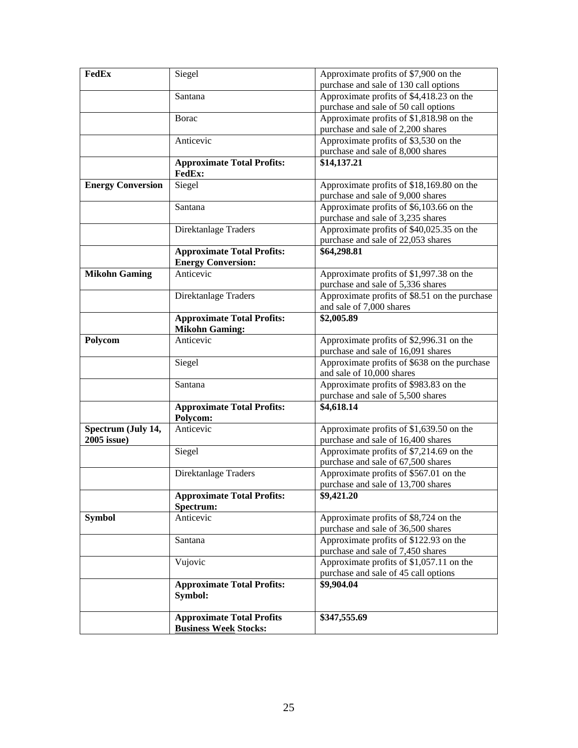| | | |
|---|---|---|
| **FedEx** | Siegel | Approximate profits of $7,900 on the purchase and sale of 130 call options |
| | Santana | Approximate profits of $4,418.23 on the purchase and sale of 50 call options |
| | Borac | Approximate profits of $1,818.98 on the purchase and sale of 2,200 shares |
| | Anticevic | Approximate profits of $3,530 on the purchase and sale of 8,000 shares |
| | **Approximate Total Profits: FedEx:** | **$14,137.21** |
| **Energy Conversion** | Siegel | Approximate profits of $18,169.80 on the purchase and sale of 9,000 shares |
| | Santana | Approximate profits of $6,103.66 on the purchase and sale of 3,235 shares |
| | Direktanlage Traders | Approximate profits of $40,025.35 on the purchase and sale of 22,053 shares |
| | **Approximate Total Profits: Energy Conversion:** | **$64,298.81** |
| **Mikohn Gaming** | Anticevic | Approximate profits of $1,997.38 on the purchase and sale of 5,336 shares |
| | Direktanlage Traders | Approximate profits of $8.51 on the purchase and sale of 7,000 shares |
| | **Approximate Total Profits: Mikohn Gaming:** | **$2,005.89** |
| **Polycom** | Anticevic | Approximate profits of $2,996.31 on the purchase and sale of 16,091 shares |
| | Siegel | Approximate profits of $638 on the purchase and sale of 10,000 shares |
| | Santana | Approximate profits of $983.83 on the purchase and sale of 5,500 shares |
| | **Approximate Total Profits: Polycom:** | **$4,618.14** |
| **Spectrum (July 14, 2005 issue)** | Anticevic | Approximate profits of $1,639.50 on the purchase and sale of 16,400 shares |
| | Siegel | Approximate profits of $7,214.69 on the purchase and sale of 67,500 shares |
| | Direktanlage Traders | Approximate profits of $567.01 on the purchase and sale of 13,700 shares |
| | **Approximate Total Profits: Spectrum:** | **$9,421.20** |
| **Symbol** | Anticevic | Approximate profits of $8,724 on the purchase and sale of 36,500 shares |
| | Santana | Approximate profits of $122.93 on the purchase and sale of 7,450 shares |
| | Vujovic | Approximate profits of $1,057.11 on the purchase and sale of 45 call options |
| | **Approximate Total Profits: Symbol:** | **$9,904.04** |
| | **Approximate Total Profits <u>Business Week</u> Stocks:** | **$347,555.69** |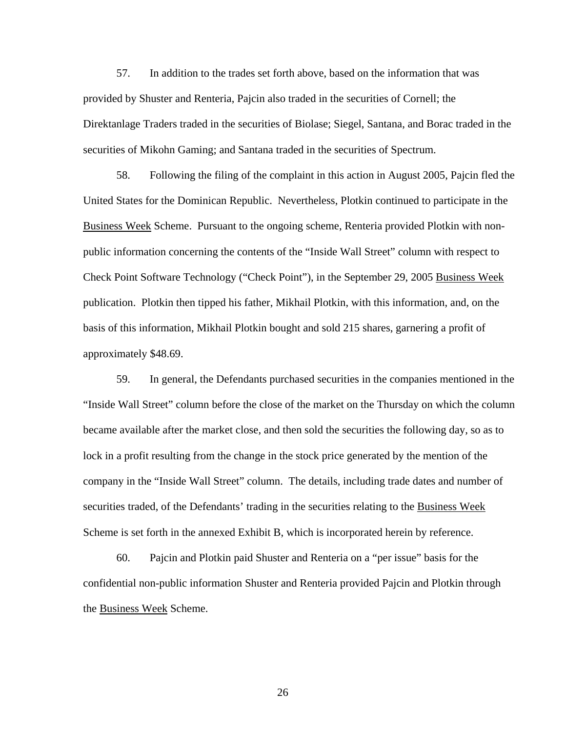57. In addition to the trades set forth above, based on the information that was provided by Shuster and Renteria, Pajcin also traded in the securities of Cornell; the Direktanlage Traders traded in the securities of Biolase; Siegel, Santana, and Borac traded in the securities of Mikohn Gaming; and Santana traded in the securities of Spectrum.

58. Following the filing of the complaint in this action in August 2005, Pajcin fled the United States for the Dominican Republic. Nevertheless, Plotkin continued to participate in the Business Week Scheme. Pursuant to the ongoing scheme, Renteria provided Plotkin with non-public information concerning the contents of the "Inside Wall Street" column with respect to Check Point Software Technology ("Check Point"), in the September 29, 2005 Business Week publication. Plotkin then tipped his father, Mikhail Plotkin, with this information, and, on the basis of this information, Mikhail Plotkin bought and sold 215 shares, garnering a profit of approximately $48.69.

59. In general, the Defendants purchased securities in the companies mentioned in the "Inside Wall Street" column before the close of the market on the Thursday on which the column became available after the market close, and then sold the securities the following day, so as to lock in a profit resulting from the change in the stock price generated by the mention of the company in the "Inside Wall Street" column. The details, including trade dates and number of securities traded, of the Defendants' trading in the securities relating to the Business Week Scheme is set forth in the annexed Exhibit B, which is incorporated herein by reference.

60. Pajcin and Plotkin paid Shuster and Renteria on a "per issue" basis for the confidential non-public information Shuster and Renteria provided Pajcin and Plotkin through the Business Week Scheme.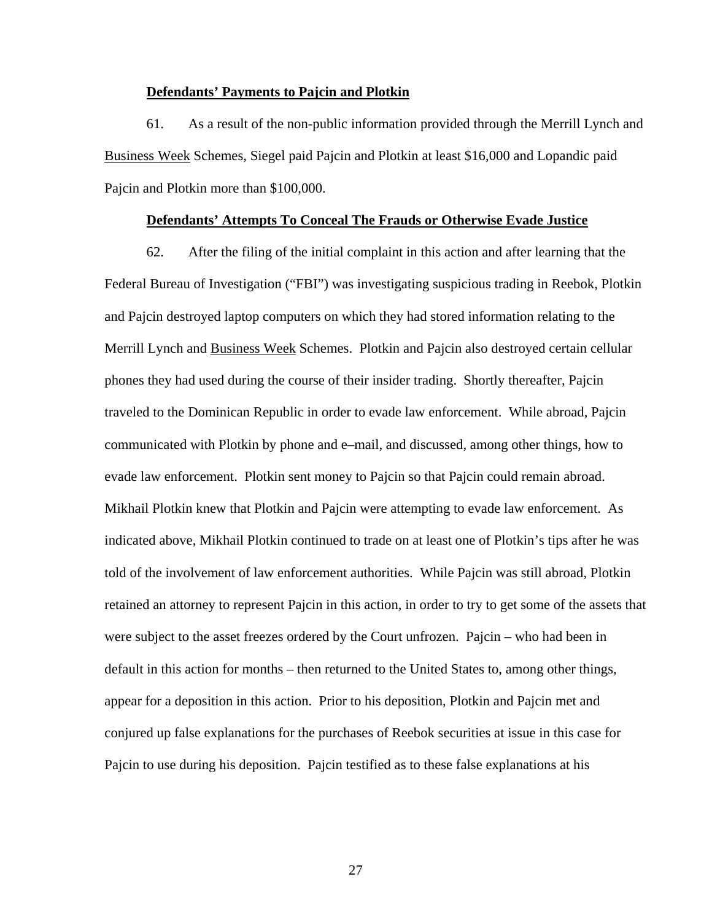**<u>Defendants' Payments to Pajcin and Plotkin</u>**

61. As a result of the non-public information provided through the Merrill Lynch and <u>Business Week</u> Schemes, Siegel paid Pajcin and Plotkin at least $16,000 and Lopandic paid Pajcin and Plotkin more than $100,000.

**<u>Defendants' Attempts To Conceal The Frauds or Otherwise Evade Justice</u>**

62. After the filing of the initial complaint in this action and after learning that the Federal Bureau of Investigation ("FBI") was investigating suspicious trading in Reebok, Plotkin and Pajcin destroyed laptop computers on which they had stored information relating to the Merrill Lynch and <u>Business Week</u> Schemes. Plotkin and Pajcin also destroyed certain cellular phones they had used during the course of their insider trading. Shortly thereafter, Pajcin traveled to the Dominican Republic in order to evade law enforcement. While abroad, Pajcin communicated with Plotkin by phone and e–mail, and discussed, among other things, how to evade law enforcement. Plotkin sent money to Pajcin so that Pajcin could remain abroad. Mikhail Plotkin knew that Plotkin and Pajcin were attempting to evade law enforcement. As indicated above, Mikhail Plotkin continued to trade on at least one of Plotkin's tips after he was told of the involvement of law enforcement authorities. While Pajcin was still abroad, Plotkin retained an attorney to represent Pajcin in this action, in order to try to get some of the assets that were subject to the asset freezes ordered by the Court unfrozen. Pajcin – who had been in default in this action for months – then returned to the United States to, among other things, appear for a deposition in this action. Prior to his deposition, Plotkin and Pajcin met and conjured up false explanations for the purchases of Reebok securities at issue in this case for Pajcin to use during his deposition. Pajcin testified as to these false explanations at his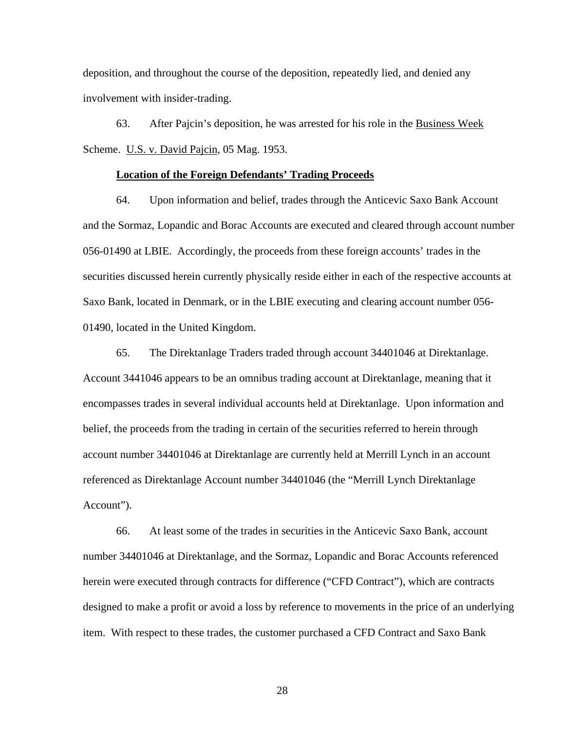deposition, and throughout the course of the deposition, repeatedly lied, and denied any involvement with insider-trading.

63. After Pajcin's deposition, he was arrested for his role in the Business Week Scheme. U.S. v. David Pajcin, 05 Mag. 1953.

**Location of the Foreign Defendants' Trading Proceeds**

64. Upon information and belief, trades through the Anticevic Saxo Bank Account and the Sormaz, Lopandic and Borac Accounts are executed and cleared through account number 056-01490 at LBIE. Accordingly, the proceeds from these foreign accounts' trades in the securities discussed herein currently physically reside either in each of the respective accounts at Saxo Bank, located in Denmark, or in the LBIE executing and clearing account number 056-01490, located in the United Kingdom.

65. The Direktanlage Traders traded through account 34401046 at Direktanlage. Account 3441046 appears to be an omnibus trading account at Direktanlage, meaning that it encompasses trades in several individual accounts held at Direktanlage. Upon information and belief, the proceeds from the trading in certain of the securities referred to herein through account number 34401046 at Direktanlage are currently held at Merrill Lynch in an account referenced as Direktanlage Account number 34401046 (the "Merrill Lynch Direktanlage Account").

66. At least some of the trades in securities in the Anticevic Saxo Bank, account number 34401046 at Direktanlage, and the Sormaz, Lopandic and Borac Accounts referenced herein were executed through contracts for difference ("CFD Contract"), which are contracts designed to make a profit or avoid a loss by reference to movements in the price of an underlying item. With respect to these trades, the customer purchased a CFD Contract and Saxo Bank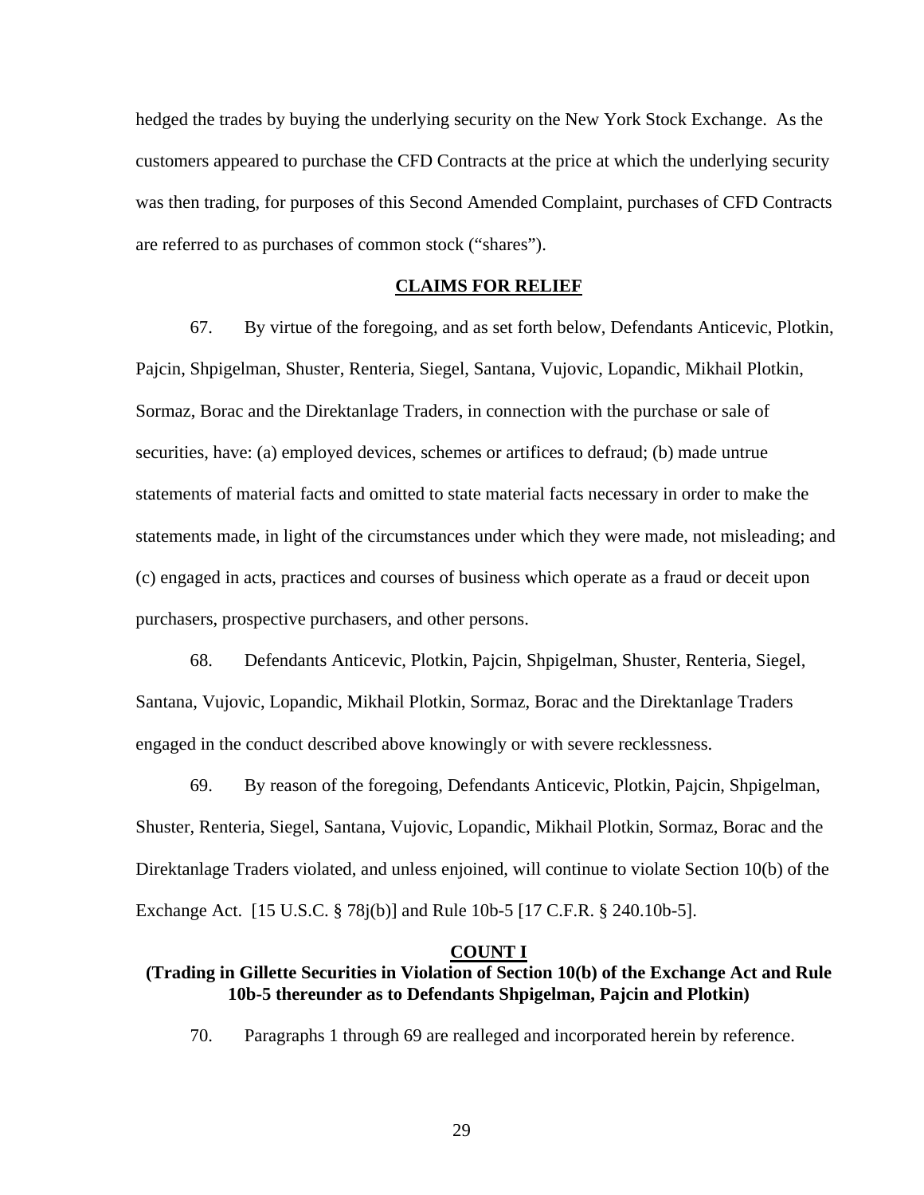hedged the trades by buying the underlying security on the New York Stock Exchange. As the customers appeared to purchase the CFD Contracts at the price at which the underlying security was then trading, for purposes of this Second Amended Complaint, purchases of CFD Contracts are referred to as purchases of common stock ("shares").

## CLAIMS FOR RELIEF

67. By virtue of the foregoing, and as set forth below, Defendants Anticevic, Plotkin, Pajcin, Shpigelman, Shuster, Renteria, Siegel, Santana, Vujovic, Lopandic, Mikhail Plotkin, Sormaz, Borac and the Direktanlage Traders, in connection with the purchase or sale of securities, have: (a) employed devices, schemes or artifices to defraud; (b) made untrue statements of material facts and omitted to state material facts necessary in order to make the statements made, in light of the circumstances under which they were made, not misleading; and (c) engaged in acts, practices and courses of business which operate as a fraud or deceit upon purchasers, prospective purchasers, and other persons.

68. Defendants Anticevic, Plotkin, Pajcin, Shpigelman, Shuster, Renteria, Siegel, Santana, Vujovic, Lopandic, Mikhail Plotkin, Sormaz, Borac and the Direktanlage Traders engaged in the conduct described above knowingly or with severe recklessness.

69. By reason of the foregoing, Defendants Anticevic, Plotkin, Pajcin, Shpigelman, Shuster, Renteria, Siegel, Santana, Vujovic, Lopandic, Mikhail Plotkin, Sormaz, Borac and the Direktanlage Traders violated, and unless enjoined, will continue to violate Section 10(b) of the Exchange Act. [15 U.S.C. § 78j(b)] and Rule 10b-5 [17 C.F.R. § 240.10b-5].

## COUNT I

### (Trading in Gillette Securities in Violation of Section 10(b) of the Exchange Act and Rule 10b-5 thereunder as to Defendants Shpigelman, Pajcin and Plotkin)

70. Paragraphs 1 through 69 are realleged and incorporated herein by reference.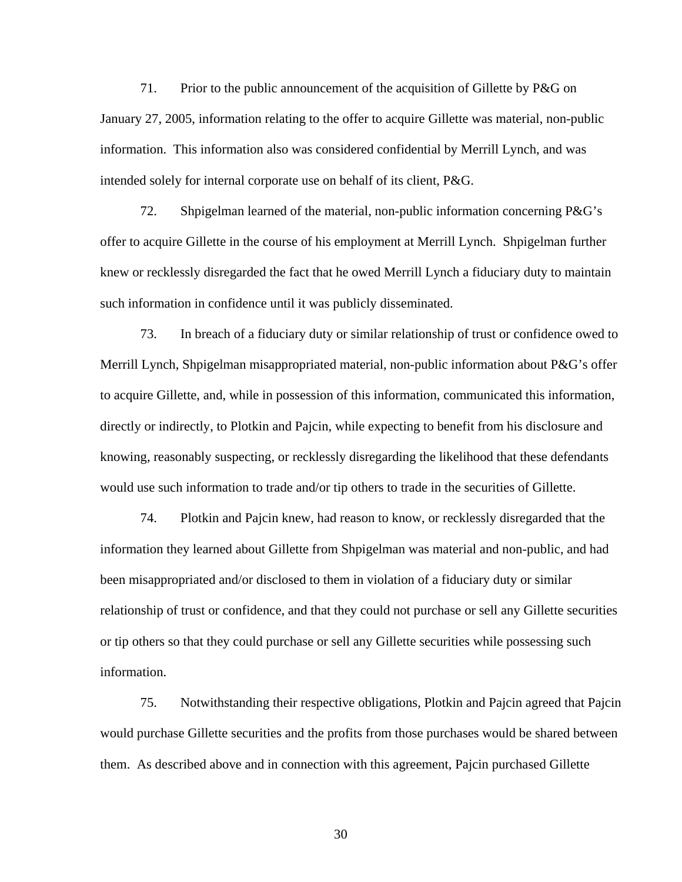71. Prior to the public announcement of the acquisition of Gillette by P&G on January 27, 2005, information relating to the offer to acquire Gillette was material, non-public information. This information also was considered confidential by Merrill Lynch, and was intended solely for internal corporate use on behalf of its client, P&G.

72. Shpigelman learned of the material, non-public information concerning P&G's offer to acquire Gillette in the course of his employment at Merrill Lynch. Shpigelman further knew or recklessly disregarded the fact that he owed Merrill Lynch a fiduciary duty to maintain such information in confidence until it was publicly disseminated.

73. In breach of a fiduciary duty or similar relationship of trust or confidence owed to Merrill Lynch, Shpigelman misappropriated material, non-public information about P&G's offer to acquire Gillette, and, while in possession of this information, communicated this information, directly or indirectly, to Plotkin and Pajcin, while expecting to benefit from his disclosure and knowing, reasonably suspecting, or recklessly disregarding the likelihood that these defendants would use such information to trade and/or tip others to trade in the securities of Gillette.

74. Plotkin and Pajcin knew, had reason to know, or recklessly disregarded that the information they learned about Gillette from Shpigelman was material and non-public, and had been misappropriated and/or disclosed to them in violation of a fiduciary duty or similar relationship of trust or confidence, and that they could not purchase or sell any Gillette securities or tip others so that they could purchase or sell any Gillette securities while possessing such information.

75. Notwithstanding their respective obligations, Plotkin and Pajcin agreed that Pajcin would purchase Gillette securities and the profits from those purchases would be shared between them. As described above and in connection with this agreement, Pajcin purchased Gillette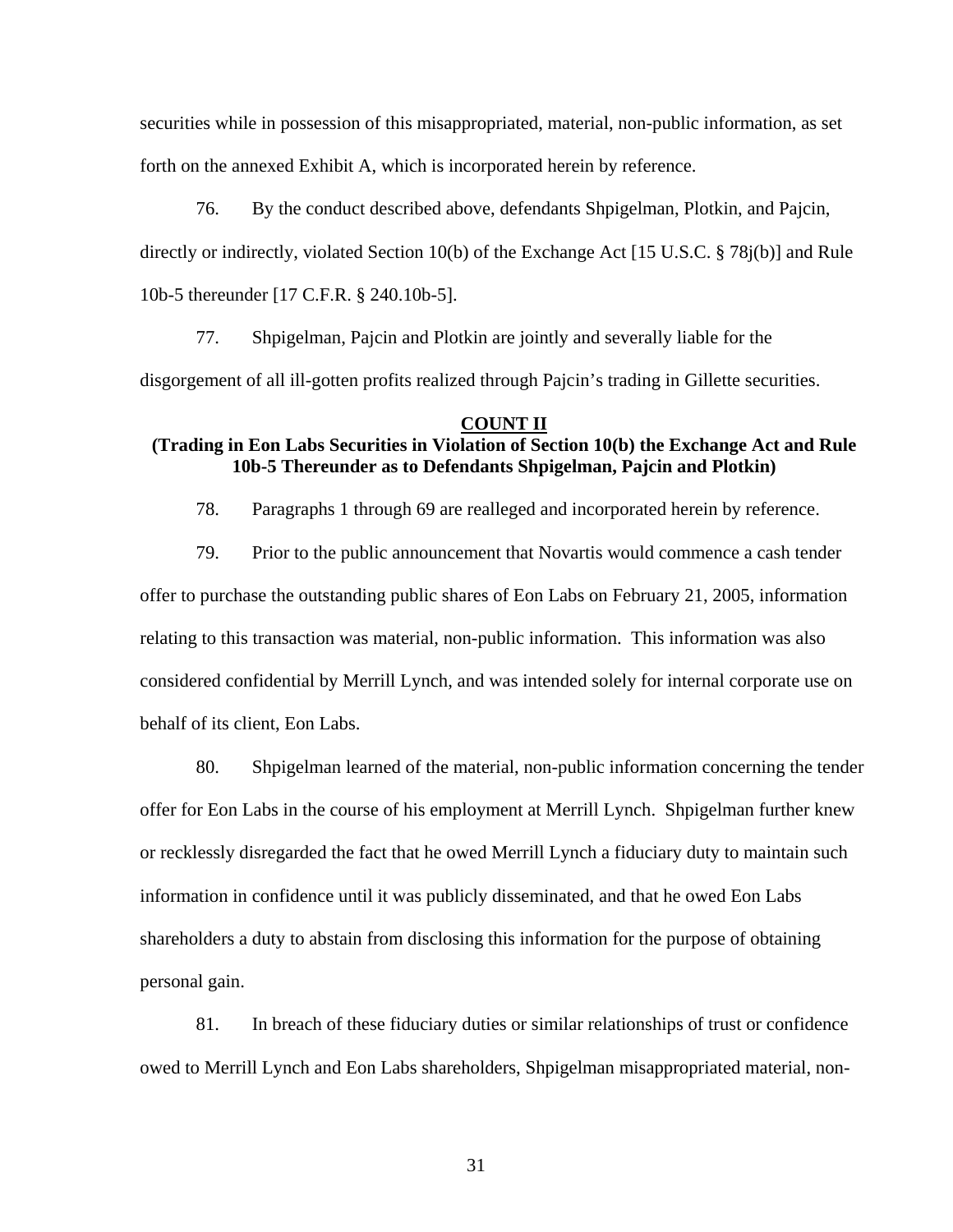securities while in possession of this misappropriated, material, non-public information, as set forth on the annexed Exhibit A, which is incorporated herein by reference.

76. By the conduct described above, defendants Shpigelman, Plotkin, and Pajcin, directly or indirectly, violated Section 10(b) of the Exchange Act [15 U.S.C. § 78j(b)] and Rule 10b-5 thereunder [17 C.F.R. § 240.10b-5].

77. Shpigelman, Pajcin and Plotkin are jointly and severally liable for the disgorgement of all ill-gotten profits realized through Pajcin's trading in Gillette securities.

## COUNT II

**(Trading in Eon Labs Securities in Violation of Section 10(b) the Exchange Act and Rule 10b-5 Thereunder as to Defendants Shpigelman, Pajcin and Plotkin)**

78. Paragraphs 1 through 69 are realleged and incorporated herein by reference.

79. Prior to the public announcement that Novartis would commence a cash tender offer to purchase the outstanding public shares of Eon Labs on February 21, 2005, information relating to this transaction was material, non-public information. This information was also considered confidential by Merrill Lynch, and was intended solely for internal corporate use on behalf of its client, Eon Labs.

80. Shpigelman learned of the material, non-public information concerning the tender offer for Eon Labs in the course of his employment at Merrill Lynch. Shpigelman further knew or recklessly disregarded the fact that he owed Merrill Lynch a fiduciary duty to maintain such information in confidence until it was publicly disseminated, and that he owed Eon Labs shareholders a duty to abstain from disclosing this information for the purpose of obtaining personal gain.

81. In breach of these fiduciary duties or similar relationships of trust or confidence owed to Merrill Lynch and Eon Labs shareholders, Shpigelman misappropriated material, non-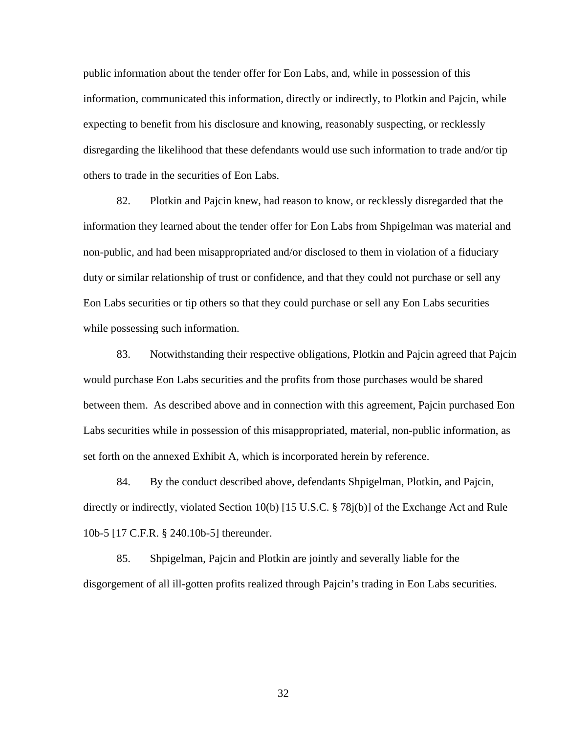public information about the tender offer for Eon Labs, and, while in possession of this information, communicated this information, directly or indirectly, to Plotkin and Pajcin, while expecting to benefit from his disclosure and knowing, reasonably suspecting, or recklessly disregarding the likelihood that these defendants would use such information to trade and/or tip others to trade in the securities of Eon Labs.

82. Plotkin and Pajcin knew, had reason to know, or recklessly disregarded that the information they learned about the tender offer for Eon Labs from Shpigelman was material and non-public, and had been misappropriated and/or disclosed to them in violation of a fiduciary duty or similar relationship of trust or confidence, and that they could not purchase or sell any Eon Labs securities or tip others so that they could purchase or sell any Eon Labs securities while possessing such information.

83. Notwithstanding their respective obligations, Plotkin and Pajcin agreed that Pajcin would purchase Eon Labs securities and the profits from those purchases would be shared between them. As described above and in connection with this agreement, Pajcin purchased Eon Labs securities while in possession of this misappropriated, material, non-public information, as set forth on the annexed Exhibit A, which is incorporated herein by reference.

84. By the conduct described above, defendants Shpigelman, Plotkin, and Pajcin, directly or indirectly, violated Section 10(b) [15 U.S.C. § 78j(b)] of the Exchange Act and Rule 10b-5 [17 C.F.R. § 240.10b-5] thereunder.

85. Shpigelman, Pajcin and Plotkin are jointly and severally liable for the disgorgement of all ill-gotten profits realized through Pajcin's trading in Eon Labs securities.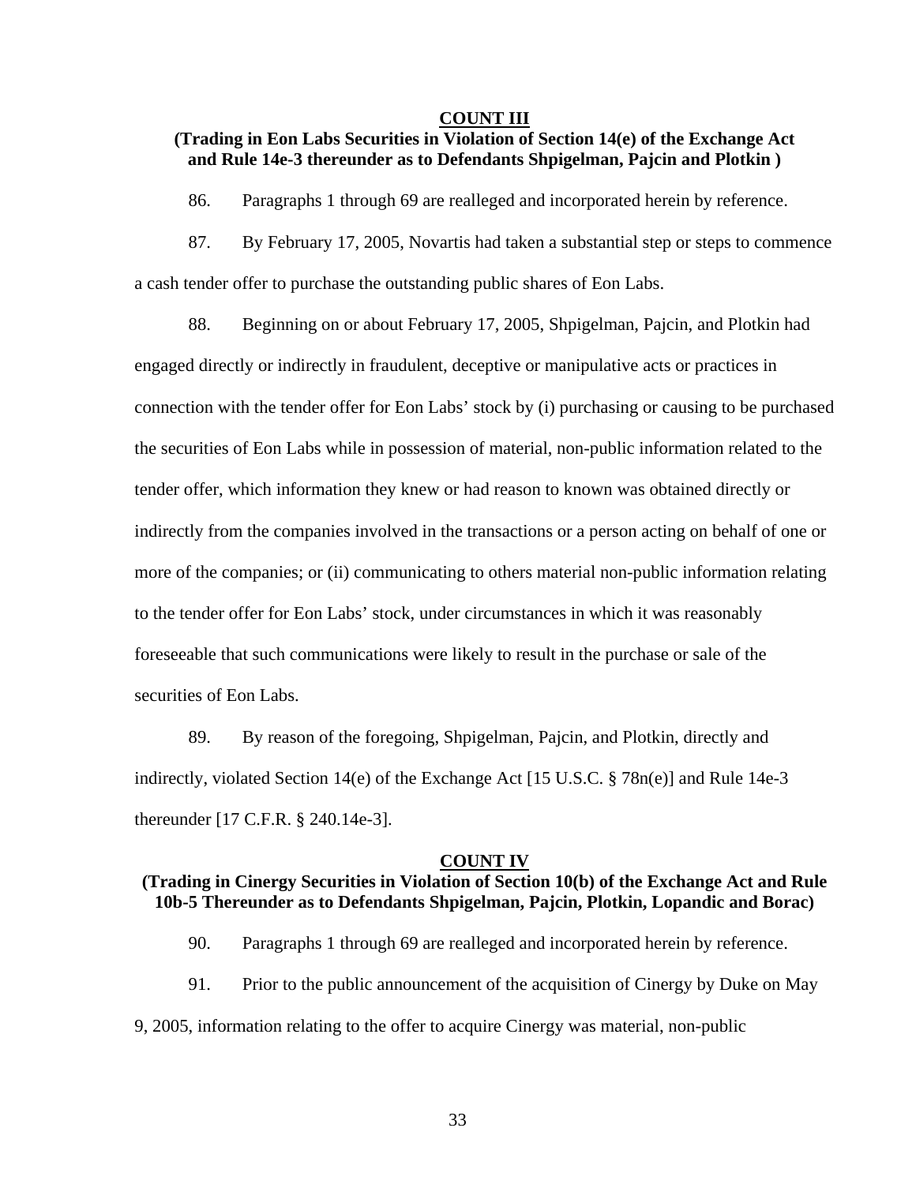## COUNT III

### (Trading in Eon Labs Securities in Violation of Section 14(e) of the Exchange Act and Rule 14e-3 thereunder as to Defendants Shpigelman, Pajcin and Plotkin )

86. Paragraphs 1 through 69 are realleged and incorporated herein by reference.

87. By February 17, 2005, Novartis had taken a substantial step or steps to commence a cash tender offer to purchase the outstanding public shares of Eon Labs.

88. Beginning on or about February 17, 2005, Shpigelman, Pajcin, and Plotkin had engaged directly or indirectly in fraudulent, deceptive or manipulative acts or practices in connection with the tender offer for Eon Labs' stock by (i) purchasing or causing to be purchased the securities of Eon Labs while in possession of material, non-public information related to the tender offer, which information they knew or had reason to known was obtained directly or indirectly from the companies involved in the transactions or a person acting on behalf of one or more of the companies; or (ii) communicating to others material non-public information relating to the tender offer for Eon Labs' stock, under circumstances in which it was reasonably foreseeable that such communications were likely to result in the purchase or sale of the securities of Eon Labs.

89. By reason of the foregoing, Shpigelman, Pajcin, and Plotkin, directly and indirectly, violated Section 14(e) of the Exchange Act [15 U.S.C. § 78n(e)] and Rule 14e-3 thereunder [17 C.F.R. § 240.14e-3].

## COUNT IV

### (Trading in Cinergy Securities in Violation of Section 10(b) of the Exchange Act and Rule 10b-5 Thereunder as to Defendants Shpigelman, Pajcin, Plotkin, Lopandic and Borac)

90. Paragraphs 1 through 69 are realleged and incorporated herein by reference.

91. Prior to the public announcement of the acquisition of Cinergy by Duke on May 9, 2005, information relating to the offer to acquire Cinergy was material, non-public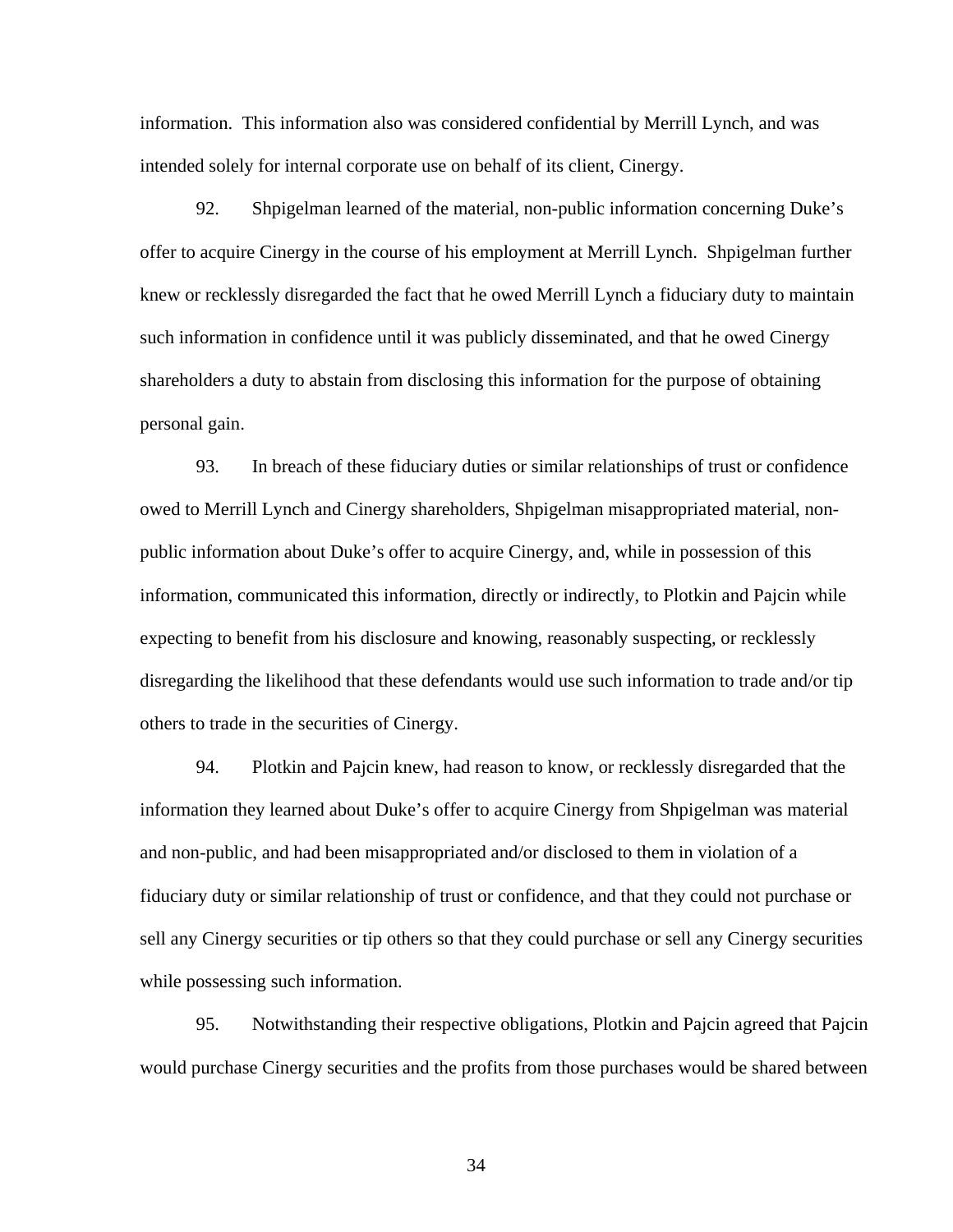information. This information also was considered confidential by Merrill Lynch, and was intended solely for internal corporate use on behalf of its client, Cinergy.

92. Shpigelman learned of the material, non-public information concerning Duke's offer to acquire Cinergy in the course of his employment at Merrill Lynch. Shpigelman further knew or recklessly disregarded the fact that he owed Merrill Lynch a fiduciary duty to maintain such information in confidence until it was publicly disseminated, and that he owed Cinergy shareholders a duty to abstain from disclosing this information for the purpose of obtaining personal gain.

93. In breach of these fiduciary duties or similar relationships of trust or confidence owed to Merrill Lynch and Cinergy shareholders, Shpigelman misappropriated material, non-public information about Duke's offer to acquire Cinergy, and, while in possession of this information, communicated this information, directly or indirectly, to Plotkin and Pajcin while expecting to benefit from his disclosure and knowing, reasonably suspecting, or recklessly disregarding the likelihood that these defendants would use such information to trade and/or tip others to trade in the securities of Cinergy.

94. Plotkin and Pajcin knew, had reason to know, or recklessly disregarded that the information they learned about Duke's offer to acquire Cinergy from Shpigelman was material and non-public, and had been misappropriated and/or disclosed to them in violation of a fiduciary duty or similar relationship of trust or confidence, and that they could not purchase or sell any Cinergy securities or tip others so that they could purchase or sell any Cinergy securities while possessing such information.

95. Notwithstanding their respective obligations, Plotkin and Pajcin agreed that Pajcin would purchase Cinergy securities and the profits from those purchases would be shared between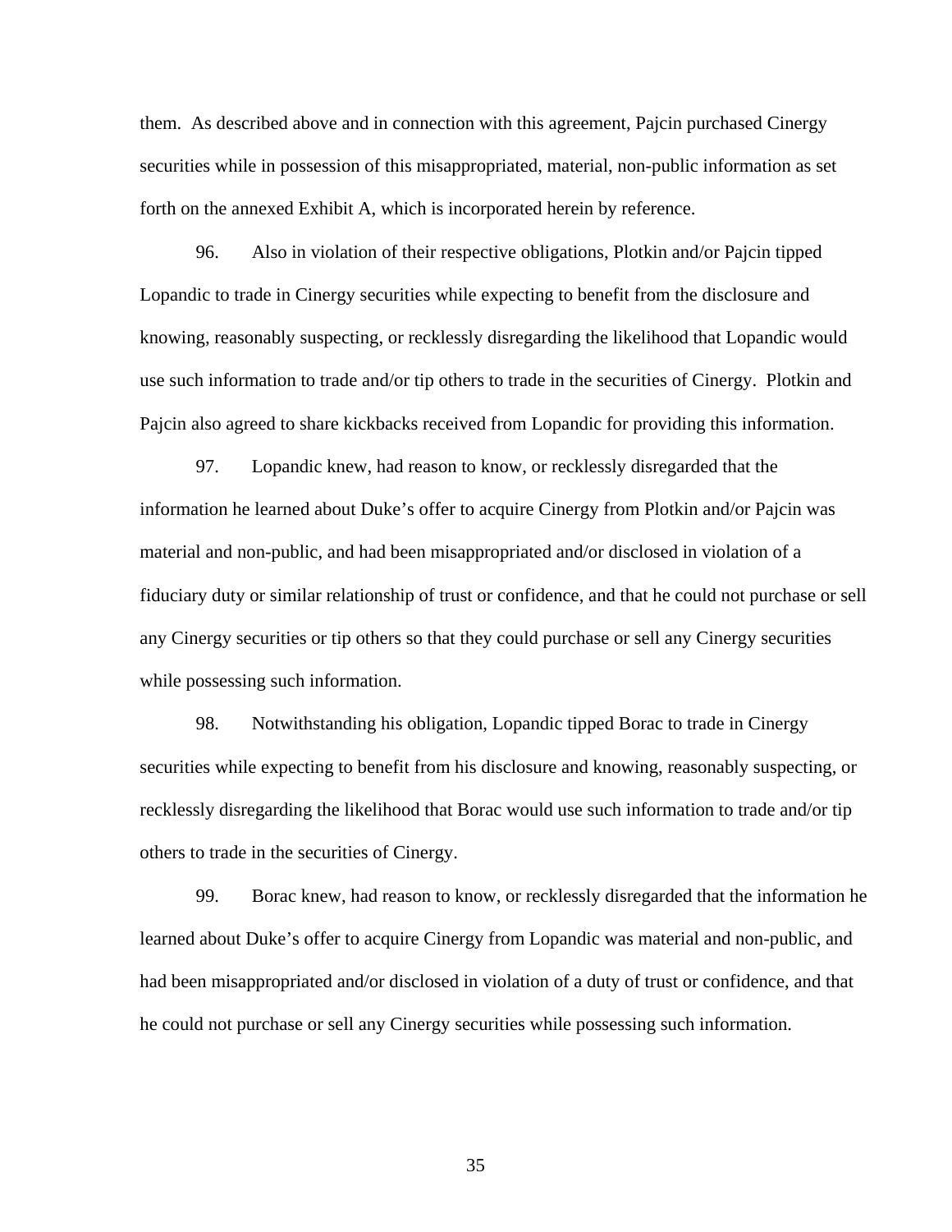them. As described above and in connection with this agreement, Pajcin purchased Cinergy securities while in possession of this misappropriated, material, non-public information as set forth on the annexed Exhibit A, which is incorporated herein by reference.

96. Also in violation of their respective obligations, Plotkin and/or Pajcin tipped Lopandic to trade in Cinergy securities while expecting to benefit from the disclosure and knowing, reasonably suspecting, or recklessly disregarding the likelihood that Lopandic would use such information to trade and/or tip others to trade in the securities of Cinergy. Plotkin and Pajcin also agreed to share kickbacks received from Lopandic for providing this information.

97. Lopandic knew, had reason to know, or recklessly disregarded that the information he learned about Duke's offer to acquire Cinergy from Plotkin and/or Pajcin was material and non-public, and had been misappropriated and/or disclosed in violation of a fiduciary duty or similar relationship of trust or confidence, and that he could not purchase or sell any Cinergy securities or tip others so that they could purchase or sell any Cinergy securities while possessing such information.

98. Notwithstanding his obligation, Lopandic tipped Borac to trade in Cinergy securities while expecting to benefit from his disclosure and knowing, reasonably suspecting, or recklessly disregarding the likelihood that Borac would use such information to trade and/or tip others to trade in the securities of Cinergy.

99. Borac knew, had reason to know, or recklessly disregarded that the information he learned about Duke's offer to acquire Cinergy from Lopandic was material and non-public, and had been misappropriated and/or disclosed in violation of a duty of trust or confidence, and that he could not purchase or sell any Cinergy securities while possessing such information.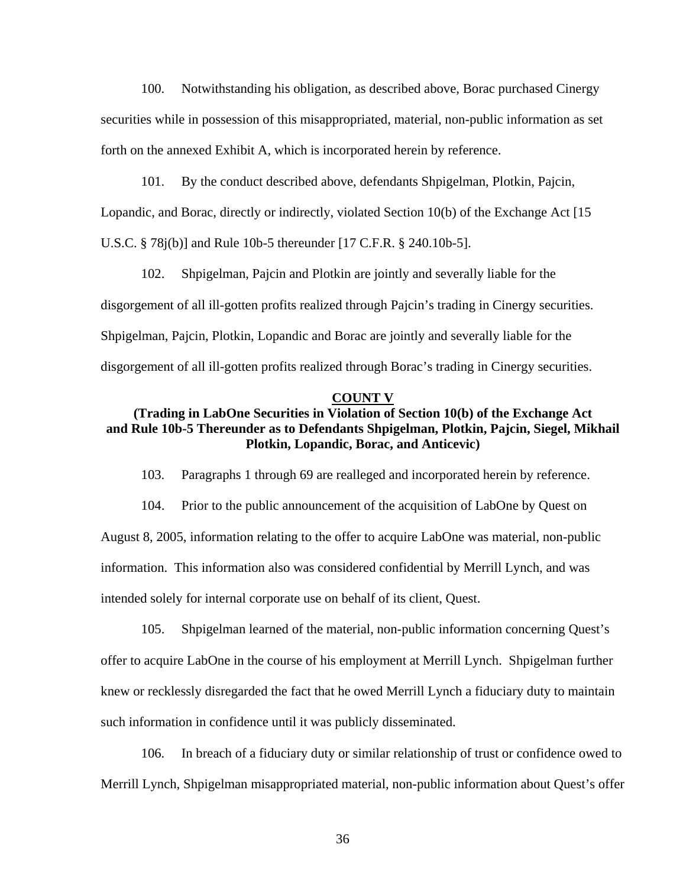100. Notwithstanding his obligation, as described above, Borac purchased Cinergy securities while in possession of this misappropriated, material, non-public information as set forth on the annexed Exhibit A, which is incorporated herein by reference.

101. By the conduct described above, defendants Shpigelman, Plotkin, Pajcin, Lopandic, and Borac, directly or indirectly, violated Section 10(b) of the Exchange Act [15 U.S.C. § 78j(b)] and Rule 10b-5 thereunder [17 C.F.R. § 240.10b-5].

102. Shpigelman, Pajcin and Plotkin are jointly and severally liable for the disgorgement of all ill-gotten profits realized through Pajcin's trading in Cinergy securities. Shpigelman, Pajcin, Plotkin, Lopandic and Borac are jointly and severally liable for the disgorgement of all ill-gotten profits realized through Borac's trading in Cinergy securities.

## COUNT V

### (Trading in LabOne Securities in Violation of Section 10(b) of the Exchange Act and Rule 10b-5 Thereunder as to Defendants Shpigelman, Plotkin, Pajcin, Siegel, Mikhail Plotkin, Lopandic, Borac, and Anticevic)

103. Paragraphs 1 through 69 are realleged and incorporated herein by reference.

104. Prior to the public announcement of the acquisition of LabOne by Quest on August 8, 2005, information relating to the offer to acquire LabOne was material, non-public information. This information also was considered confidential by Merrill Lynch, and was intended solely for internal corporate use on behalf of its client, Quest.

105. Shpigelman learned of the material, non-public information concerning Quest's offer to acquire LabOne in the course of his employment at Merrill Lynch. Shpigelman further knew or recklessly disregarded the fact that he owed Merrill Lynch a fiduciary duty to maintain such information in confidence until it was publicly disseminated.

106. In breach of a fiduciary duty or similar relationship of trust or confidence owed to Merrill Lynch, Shpigelman misappropriated material, non-public information about Quest's offer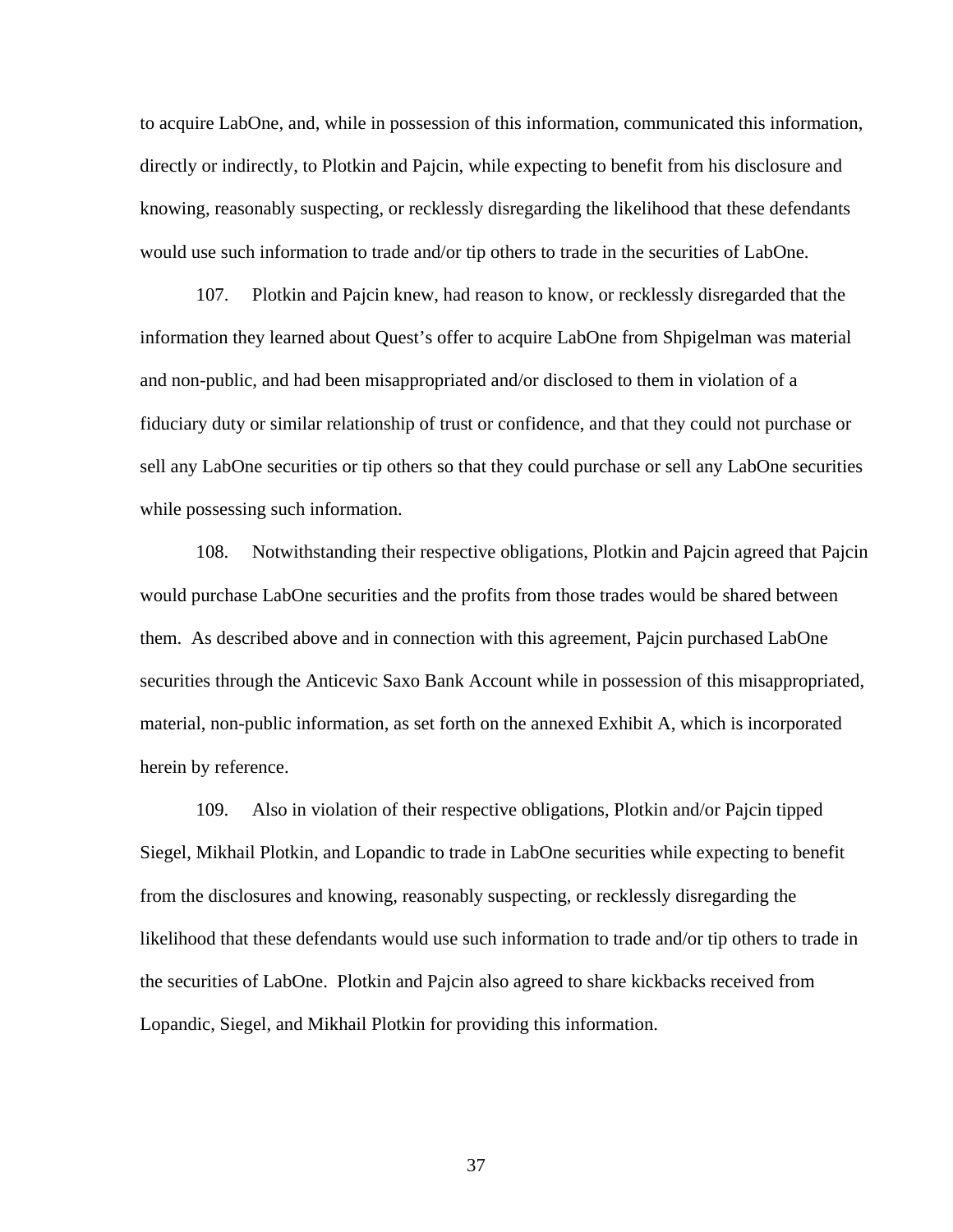to acquire LabOne, and, while in possession of this information, communicated this information, directly or indirectly, to Plotkin and Pajcin, while expecting to benefit from his disclosure and knowing, reasonably suspecting, or recklessly disregarding the likelihood that these defendants would use such information to trade and/or tip others to trade in the securities of LabOne.

107. Plotkin and Pajcin knew, had reason to know, or recklessly disregarded that the information they learned about Quest's offer to acquire LabOne from Shpigelman was material and non-public, and had been misappropriated and/or disclosed to them in violation of a fiduciary duty or similar relationship of trust or confidence, and that they could not purchase or sell any LabOne securities or tip others so that they could purchase or sell any LabOne securities while possessing such information.

108. Notwithstanding their respective obligations, Plotkin and Pajcin agreed that Pajcin would purchase LabOne securities and the profits from those trades would be shared between them. As described above and in connection with this agreement, Pajcin purchased LabOne securities through the Anticevic Saxo Bank Account while in possession of this misappropriated, material, non-public information, as set forth on the annexed Exhibit A, which is incorporated herein by reference.

109. Also in violation of their respective obligations, Plotkin and/or Pajcin tipped Siegel, Mikhail Plotkin, and Lopandic to trade in LabOne securities while expecting to benefit from the disclosures and knowing, reasonably suspecting, or recklessly disregarding the likelihood that these defendants would use such information to trade and/or tip others to trade in the securities of LabOne. Plotkin and Pajcin also agreed to share kickbacks received from Lopandic, Siegel, and Mikhail Plotkin for providing this information.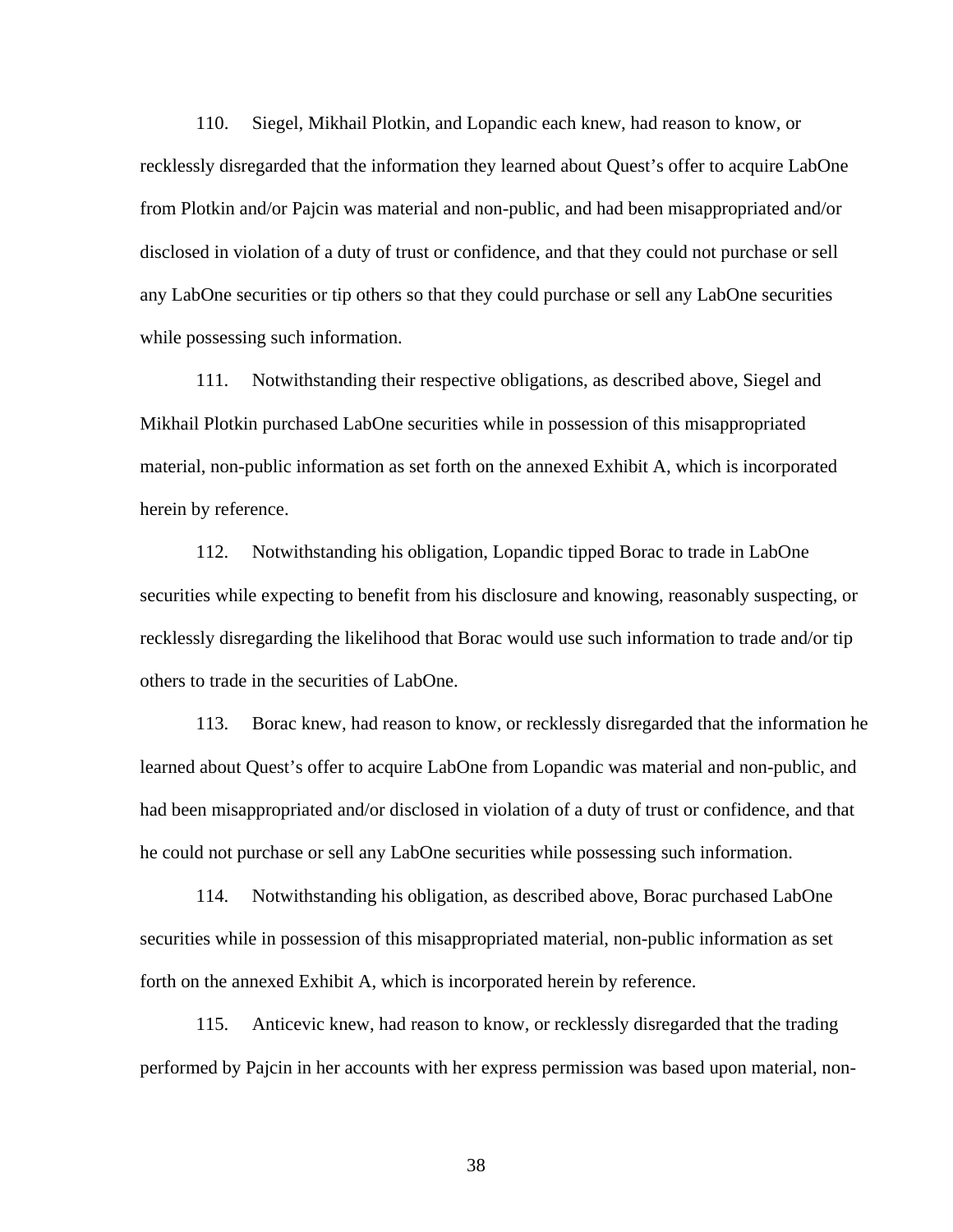110. Siegel, Mikhail Plotkin, and Lopandic each knew, had reason to know, or recklessly disregarded that the information they learned about Quest's offer to acquire LabOne from Plotkin and/or Pajcin was material and non-public, and had been misappropriated and/or disclosed in violation of a duty of trust or confidence, and that they could not purchase or sell any LabOne securities or tip others so that they could purchase or sell any LabOne securities while possessing such information.

111. Notwithstanding their respective obligations, as described above, Siegel and Mikhail Plotkin purchased LabOne securities while in possession of this misappropriated material, non-public information as set forth on the annexed Exhibit A, which is incorporated herein by reference.

112. Notwithstanding his obligation, Lopandic tipped Borac to trade in LabOne securities while expecting to benefit from his disclosure and knowing, reasonably suspecting, or recklessly disregarding the likelihood that Borac would use such information to trade and/or tip others to trade in the securities of LabOne.

113. Borac knew, had reason to know, or recklessly disregarded that the information he learned about Quest's offer to acquire LabOne from Lopandic was material and non-public, and had been misappropriated and/or disclosed in violation of a duty of trust or confidence, and that he could not purchase or sell any LabOne securities while possessing such information.

114. Notwithstanding his obligation, as described above, Borac purchased LabOne securities while in possession of this misappropriated material, non-public information as set forth on the annexed Exhibit A, which is incorporated herein by reference.

115. Anticevic knew, had reason to know, or recklessly disregarded that the trading performed by Pajcin in her accounts with her express permission was based upon material, non-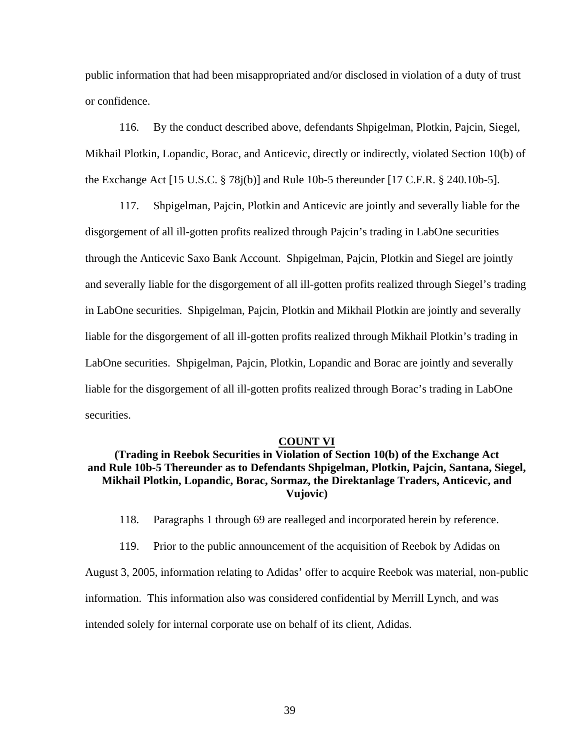public information that had been misappropriated and/or disclosed in violation of a duty of trust or confidence.

116. By the conduct described above, defendants Shpigelman, Plotkin, Pajcin, Siegel, Mikhail Plotkin, Lopandic, Borac, and Anticevic, directly or indirectly, violated Section 10(b) of the Exchange Act [15 U.S.C. § 78j(b)] and Rule 10b-5 thereunder [17 C.F.R. § 240.10b-5].

117. Shpigelman, Pajcin, Plotkin and Anticevic are jointly and severally liable for the disgorgement of all ill-gotten profits realized through Pajcin's trading in LabOne securities through the Anticevic Saxo Bank Account. Shpigelman, Pajcin, Plotkin and Siegel are jointly and severally liable for the disgorgement of all ill-gotten profits realized through Siegel's trading in LabOne securities. Shpigelman, Pajcin, Plotkin and Mikhail Plotkin are jointly and severally liable for the disgorgement of all ill-gotten profits realized through Mikhail Plotkin's trading in LabOne securities. Shpigelman, Pajcin, Plotkin, Lopandic and Borac are jointly and severally liable for the disgorgement of all ill-gotten profits realized through Borac's trading in LabOne securities.

## COUNT VI

### (Trading in Reebok Securities in Violation of Section 10(b) of the Exchange Act and Rule 10b-5 Thereunder as to Defendants Shpigelman, Plotkin, Pajcin, Santana, Siegel, Mikhail Plotkin, Lopandic, Borac, Sormaz, the Direktanlage Traders, Anticevic, and Vujovic)

118. Paragraphs 1 through 69 are realleged and incorporated herein by reference.

119. Prior to the public announcement of the acquisition of Reebok by Adidas on August 3, 2005, information relating to Adidas' offer to acquire Reebok was material, non-public information. This information also was considered confidential by Merrill Lynch, and was intended solely for internal corporate use on behalf of its client, Adidas.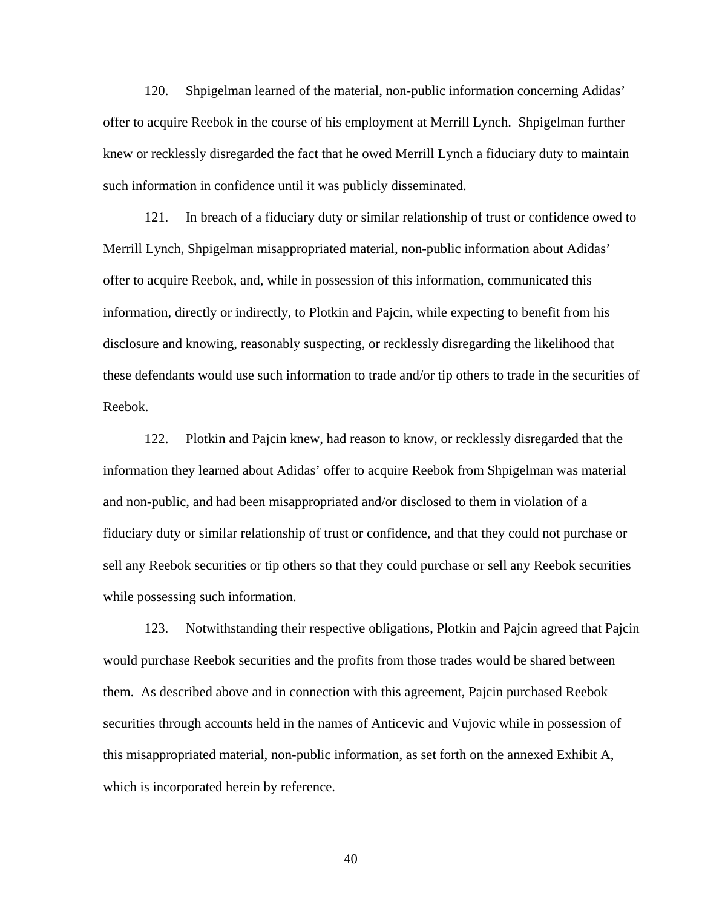120. Shpigelman learned of the material, non-public information concerning Adidas' offer to acquire Reebok in the course of his employment at Merrill Lynch. Shpigelman further knew or recklessly disregarded the fact that he owed Merrill Lynch a fiduciary duty to maintain such information in confidence until it was publicly disseminated.

121. In breach of a fiduciary duty or similar relationship of trust or confidence owed to Merrill Lynch, Shpigelman misappropriated material, non-public information about Adidas' offer to acquire Reebok, and, while in possession of this information, communicated this information, directly or indirectly, to Plotkin and Pajcin, while expecting to benefit from his disclosure and knowing, reasonably suspecting, or recklessly disregarding the likelihood that these defendants would use such information to trade and/or tip others to trade in the securities of Reebok.

122. Plotkin and Pajcin knew, had reason to know, or recklessly disregarded that the information they learned about Adidas' offer to acquire Reebok from Shpigelman was material and non-public, and had been misappropriated and/or disclosed to them in violation of a fiduciary duty or similar relationship of trust or confidence, and that they could not purchase or sell any Reebok securities or tip others so that they could purchase or sell any Reebok securities while possessing such information.

123. Notwithstanding their respective obligations, Plotkin and Pajcin agreed that Pajcin would purchase Reebok securities and the profits from those trades would be shared between them. As described above and in connection with this agreement, Pajcin purchased Reebok securities through accounts held in the names of Anticevic and Vujovic while in possession of this misappropriated material, non-public information, as set forth on the annexed Exhibit A, which is incorporated herein by reference.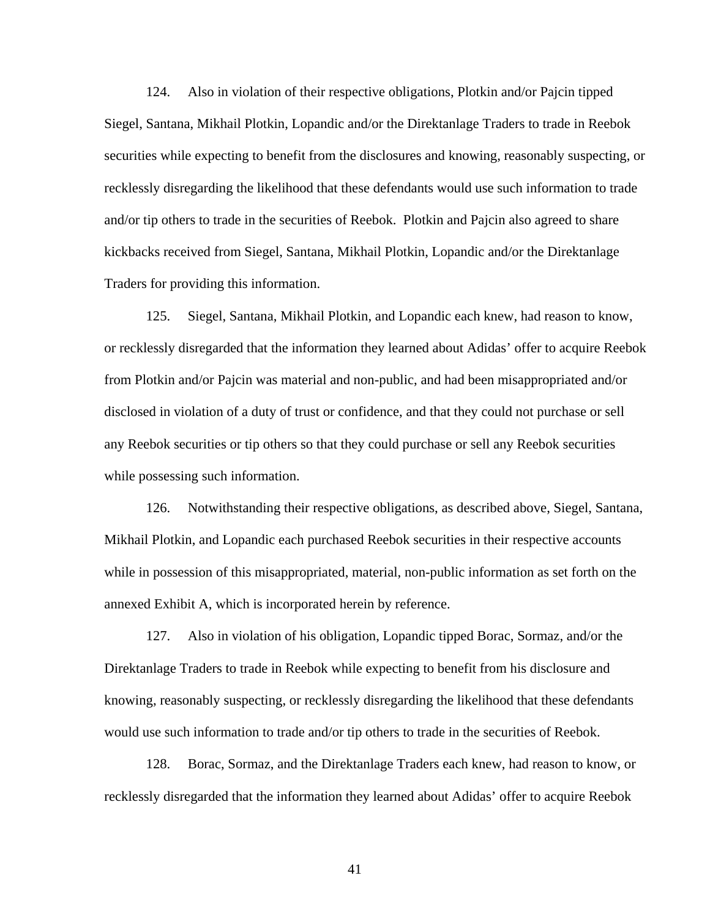124. Also in violation of their respective obligations, Plotkin and/or Pajcin tipped Siegel, Santana, Mikhail Plotkin, Lopandic and/or the Direktanlage Traders to trade in Reebok securities while expecting to benefit from the disclosures and knowing, reasonably suspecting, or recklessly disregarding the likelihood that these defendants would use such information to trade and/or tip others to trade in the securities of Reebok. Plotkin and Pajcin also agreed to share kickbacks received from Siegel, Santana, Mikhail Plotkin, Lopandic and/or the Direktanlage Traders for providing this information.

125. Siegel, Santana, Mikhail Plotkin, and Lopandic each knew, had reason to know, or recklessly disregarded that the information they learned about Adidas' offer to acquire Reebok from Plotkin and/or Pajcin was material and non-public, and had been misappropriated and/or disclosed in violation of a duty of trust or confidence, and that they could not purchase or sell any Reebok securities or tip others so that they could purchase or sell any Reebok securities while possessing such information.

126. Notwithstanding their respective obligations, as described above, Siegel, Santana, Mikhail Plotkin, and Lopandic each purchased Reebok securities in their respective accounts while in possession of this misappropriated, material, non-public information as set forth on the annexed Exhibit A, which is incorporated herein by reference.

127. Also in violation of his obligation, Lopandic tipped Borac, Sormaz, and/or the Direktanlage Traders to trade in Reebok while expecting to benefit from his disclosure and knowing, reasonably suspecting, or recklessly disregarding the likelihood that these defendants would use such information to trade and/or tip others to trade in the securities of Reebok.

128. Borac, Sormaz, and the Direktanlage Traders each knew, had reason to know, or recklessly disregarded that the information they learned about Adidas' offer to acquire Reebok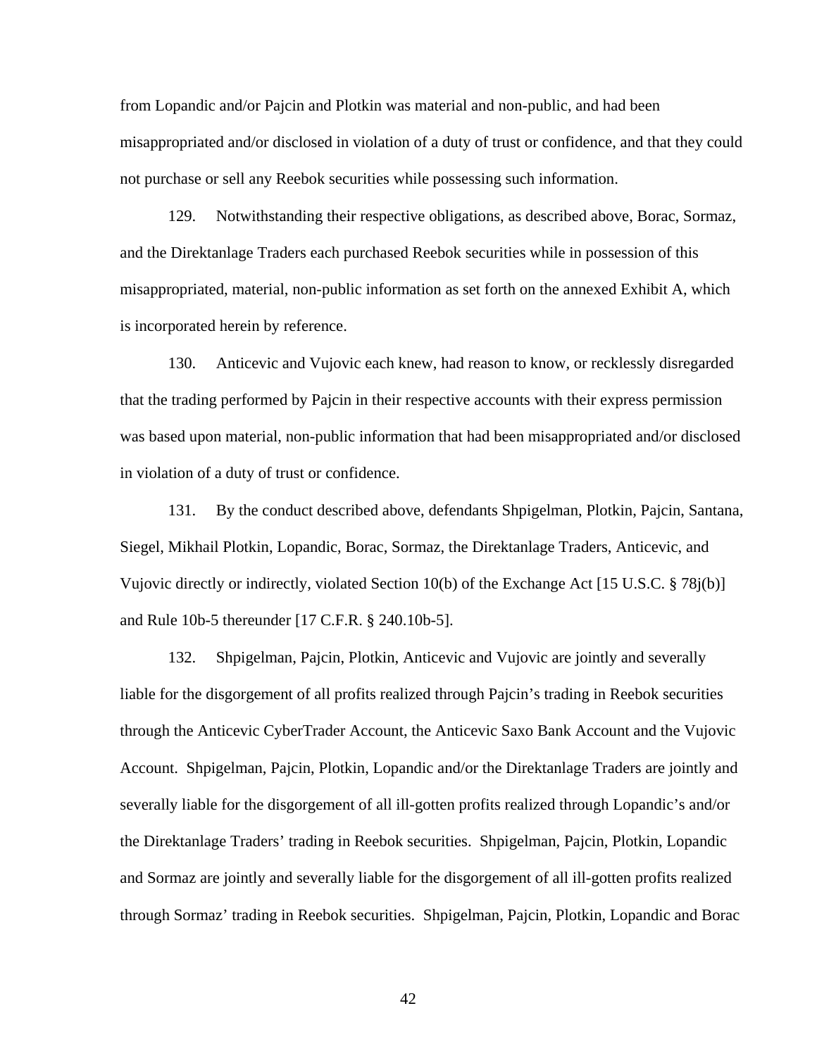from Lopandic and/or Pajcin and Plotkin was material and non-public, and had been misappropriated and/or disclosed in violation of a duty of trust or confidence, and that they could not purchase or sell any Reebok securities while possessing such information.

129. Notwithstanding their respective obligations, as described above, Borac, Sormaz, and the Direktanlage Traders each purchased Reebok securities while in possession of this misappropriated, material, non-public information as set forth on the annexed Exhibit A, which is incorporated herein by reference.

130. Anticevic and Vujovic each knew, had reason to know, or recklessly disregarded that the trading performed by Pajcin in their respective accounts with their express permission was based upon material, non-public information that had been misappropriated and/or disclosed in violation of a duty of trust or confidence.

131. By the conduct described above, defendants Shpigelman, Plotkin, Pajcin, Santana, Siegel, Mikhail Plotkin, Lopandic, Borac, Sormaz, the Direktanlage Traders, Anticevic, and Vujovic directly or indirectly, violated Section 10(b) of the Exchange Act [15 U.S.C. § 78j(b)] and Rule 10b-5 thereunder [17 C.F.R. § 240.10b-5].

132. Shpigelman, Pajcin, Plotkin, Anticevic and Vujovic are jointly and severally liable for the disgorgement of all profits realized through Pajcin's trading in Reebok securities through the Anticevic CyberTrader Account, the Anticevic Saxo Bank Account and the Vujovic Account. Shpigelman, Pajcin, Plotkin, Lopandic and/or the Direktanlage Traders are jointly and severally liable for the disgorgement of all ill-gotten profits realized through Lopandic's and/or the Direktanlage Traders' trading in Reebok securities. Shpigelman, Pajcin, Plotkin, Lopandic and Sormaz are jointly and severally liable for the disgorgement of all ill-gotten profits realized through Sormaz' trading in Reebok securities. Shpigelman, Pajcin, Plotkin, Lopandic and Borac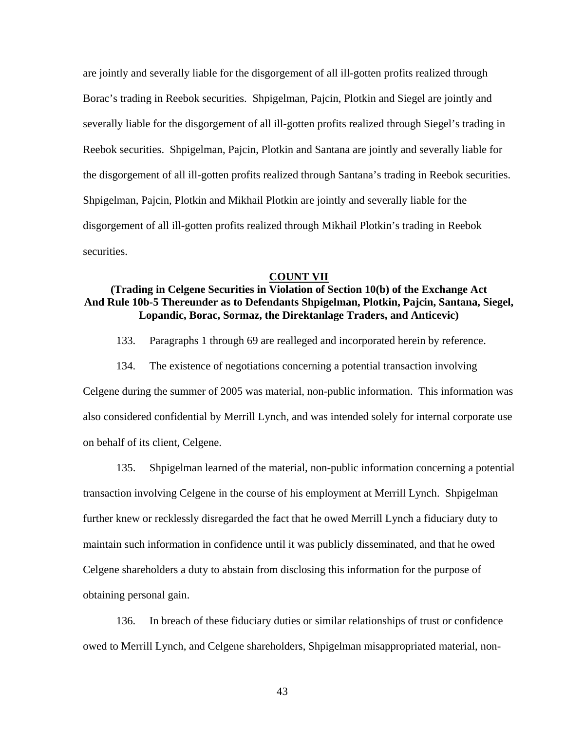are jointly and severally liable for the disgorgement of all ill-gotten profits realized through Borac's trading in Reebok securities. Shpigelman, Pajcin, Plotkin and Siegel are jointly and severally liable for the disgorgement of all ill-gotten profits realized through Siegel's trading in Reebok securities. Shpigelman, Pajcin, Plotkin and Santana are jointly and severally liable for the disgorgement of all ill-gotten profits realized through Santana's trading in Reebok securities. Shpigelman, Pajcin, Plotkin and Mikhail Plotkin are jointly and severally liable for the disgorgement of all ill-gotten profits realized through Mikhail Plotkin's trading in Reebok securities.

## COUNT VII

**(Trading in Celgene Securities in Violation of Section 10(b) of the Exchange Act And Rule 10b-5 Thereunder as to Defendants Shpigelman, Plotkin, Pajcin, Santana, Siegel, Lopandic, Borac, Sormaz, the Direktanlage Traders, and Anticevic)**

133. Paragraphs 1 through 69 are realleged and incorporated herein by reference.

134. The existence of negotiations concerning a potential transaction involving Celgene during the summer of 2005 was material, non-public information. This information was also considered confidential by Merrill Lynch, and was intended solely for internal corporate use on behalf of its client, Celgene.

135. Shpigelman learned of the material, non-public information concerning a potential transaction involving Celgene in the course of his employment at Merrill Lynch. Shpigelman further knew or recklessly disregarded the fact that he owed Merrill Lynch a fiduciary duty to maintain such information in confidence until it was publicly disseminated, and that he owed Celgene shareholders a duty to abstain from disclosing this information for the purpose of obtaining personal gain.

136. In breach of these fiduciary duties or similar relationships of trust or confidence owed to Merrill Lynch, and Celgene shareholders, Shpigelman misappropriated material, non-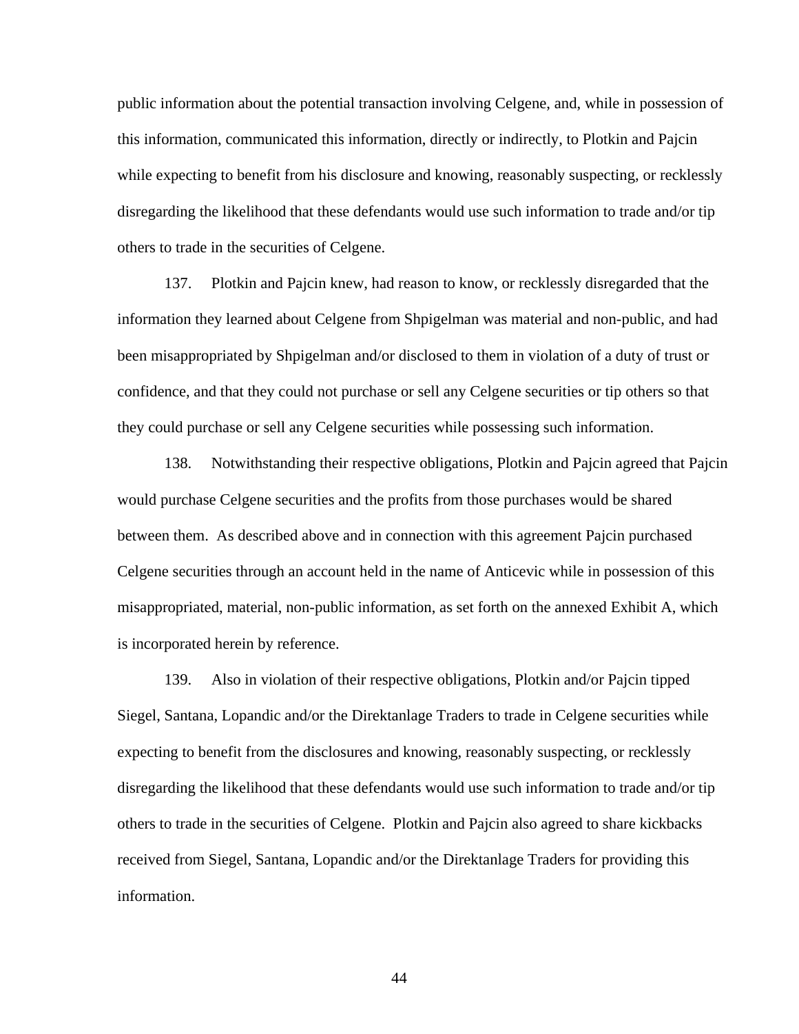public information about the potential transaction involving Celgene, and, while in possession of this information, communicated this information, directly or indirectly, to Plotkin and Pajcin while expecting to benefit from his disclosure and knowing, reasonably suspecting, or recklessly disregarding the likelihood that these defendants would use such information to trade and/or tip others to trade in the securities of Celgene.

137. Plotkin and Pajcin knew, had reason to know, or recklessly disregarded that the information they learned about Celgene from Shpigelman was material and non-public, and had been misappropriated by Shpigelman and/or disclosed to them in violation of a duty of trust or confidence, and that they could not purchase or sell any Celgene securities or tip others so that they could purchase or sell any Celgene securities while possessing such information.

138. Notwithstanding their respective obligations, Plotkin and Pajcin agreed that Pajcin would purchase Celgene securities and the profits from those purchases would be shared between them. As described above and in connection with this agreement Pajcin purchased Celgene securities through an account held in the name of Anticevic while in possession of this misappropriated, material, non-public information, as set forth on the annexed Exhibit A, which is incorporated herein by reference.

139. Also in violation of their respective obligations, Plotkin and/or Pajcin tipped Siegel, Santana, Lopandic and/or the Direktanlage Traders to trade in Celgene securities while expecting to benefit from the disclosures and knowing, reasonably suspecting, or recklessly disregarding the likelihood that these defendants would use such information to trade and/or tip others to trade in the securities of Celgene. Plotkin and Pajcin also agreed to share kickbacks received from Siegel, Santana, Lopandic and/or the Direktanlage Traders for providing this information.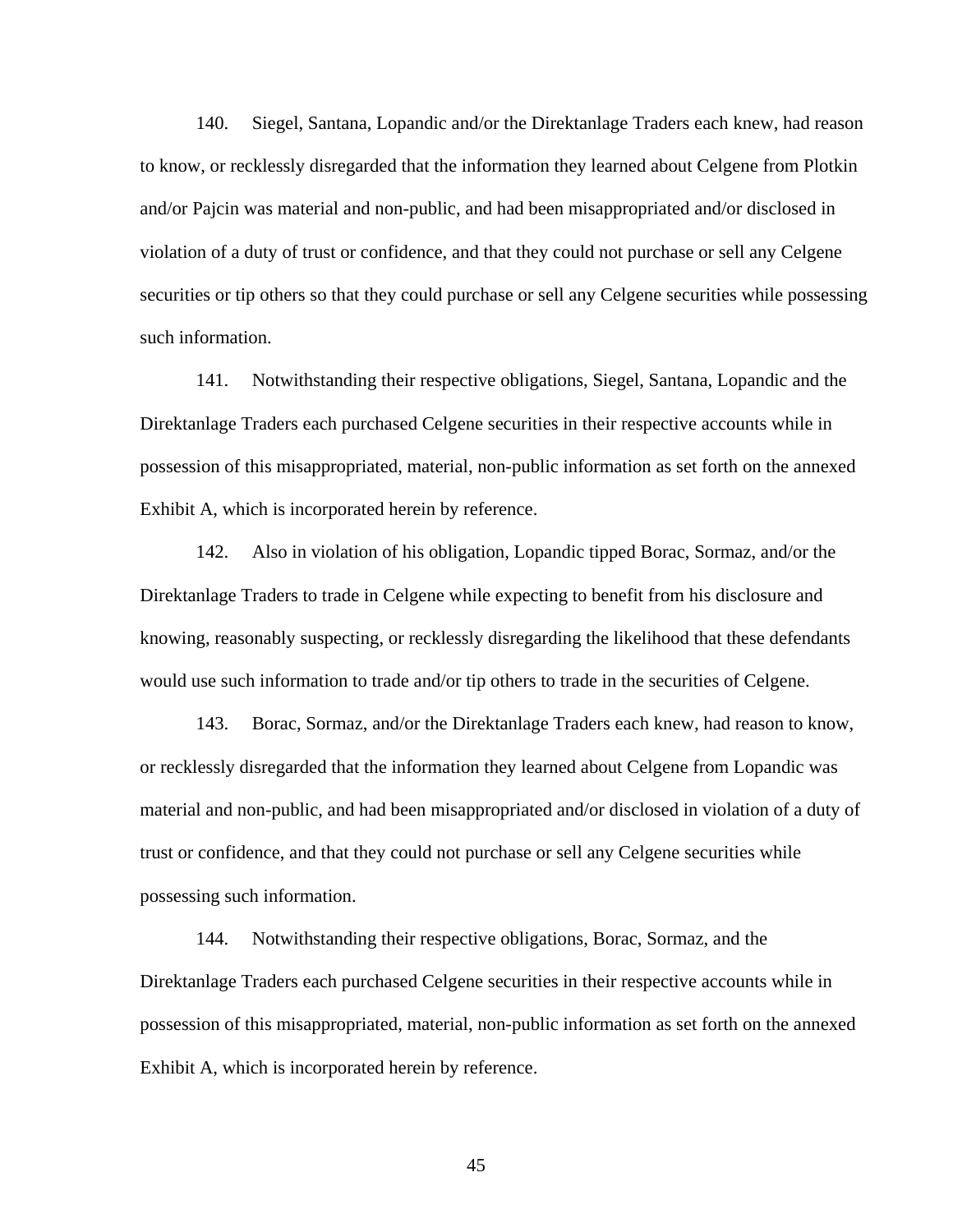140. Siegel, Santana, Lopandic and/or the Direktanlage Traders each knew, had reason to know, or recklessly disregarded that the information they learned about Celgene from Plotkin and/or Pajcin was material and non-public, and had been misappropriated and/or disclosed in violation of a duty of trust or confidence, and that they could not purchase or sell any Celgene securities or tip others so that they could purchase or sell any Celgene securities while possessing such information.

141. Notwithstanding their respective obligations, Siegel, Santana, Lopandic and the Direktanlage Traders each purchased Celgene securities in their respective accounts while in possession of this misappropriated, material, non-public information as set forth on the annexed Exhibit A, which is incorporated herein by reference.

142. Also in violation of his obligation, Lopandic tipped Borac, Sormaz, and/or the Direktanlage Traders to trade in Celgene while expecting to benefit from his disclosure and knowing, reasonably suspecting, or recklessly disregarding the likelihood that these defendants would use such information to trade and/or tip others to trade in the securities of Celgene.

143. Borac, Sormaz, and/or the Direktanlage Traders each knew, had reason to know, or recklessly disregarded that the information they learned about Celgene from Lopandic was material and non-public, and had been misappropriated and/or disclosed in violation of a duty of trust or confidence, and that they could not purchase or sell any Celgene securities while possessing such information.

144. Notwithstanding their respective obligations, Borac, Sormaz, and the Direktanlage Traders each purchased Celgene securities in their respective accounts while in possession of this misappropriated, material, non-public information as set forth on the annexed Exhibit A, which is incorporated herein by reference.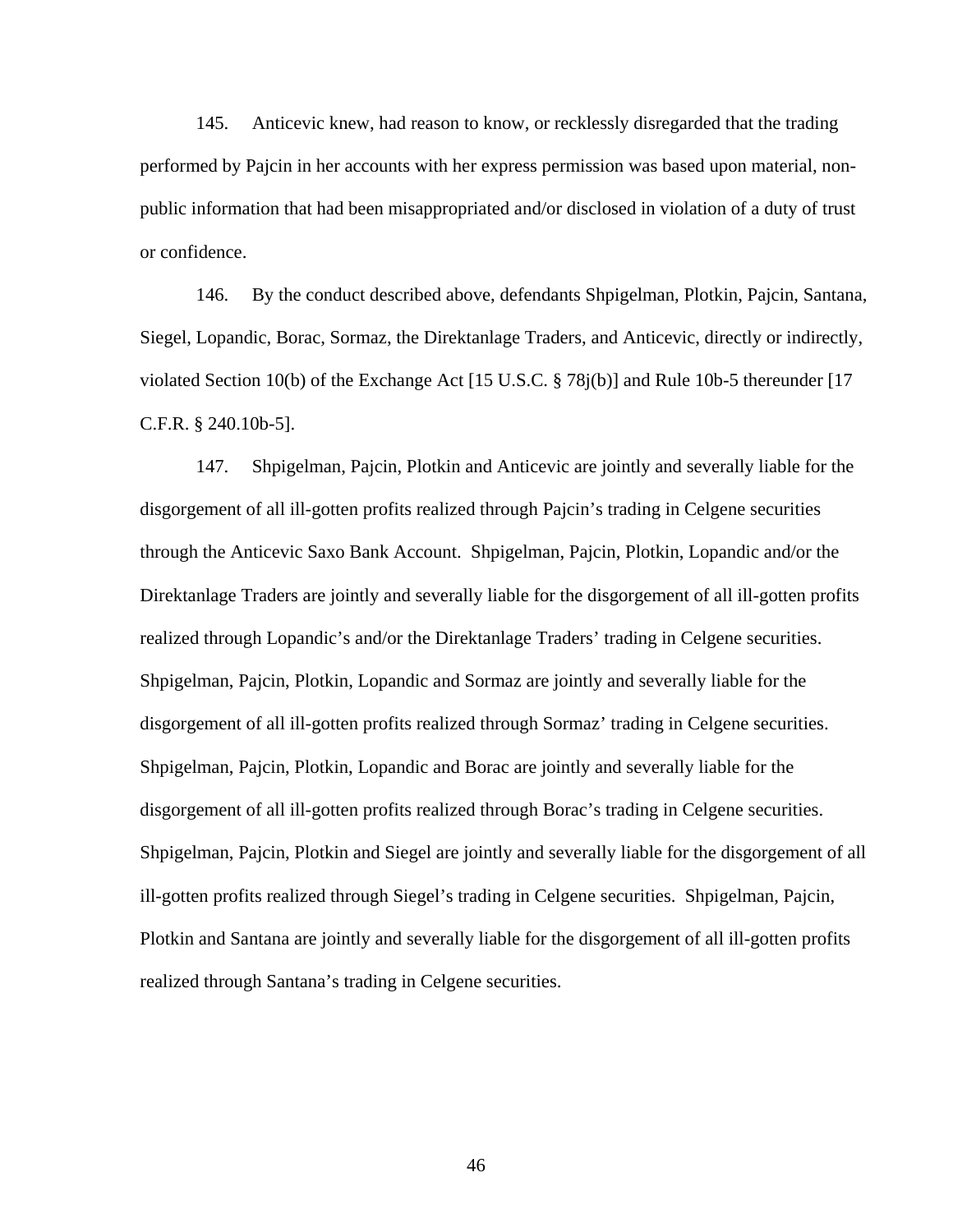145. Anticevic knew, had reason to know, or recklessly disregarded that the trading performed by Pajcin in her accounts with her express permission was based upon material, non-public information that had been misappropriated and/or disclosed in violation of a duty of trust or confidence.

146. By the conduct described above, defendants Shpigelman, Plotkin, Pajcin, Santana, Siegel, Lopandic, Borac, Sormaz, the Direktanlage Traders, and Anticevic, directly or indirectly, violated Section 10(b) of the Exchange Act [15 U.S.C. § 78j(b)] and Rule 10b-5 thereunder [17 C.F.R. § 240.10b-5].

147. Shpigelman, Pajcin, Plotkin and Anticevic are jointly and severally liable for the disgorgement of all ill-gotten profits realized through Pajcin's trading in Celgene securities through the Anticevic Saxo Bank Account. Shpigelman, Pajcin, Plotkin, Lopandic and/or the Direktanlage Traders are jointly and severally liable for the disgorgement of all ill-gotten profits realized through Lopandic's and/or the Direktanlage Traders' trading in Celgene securities. Shpigelman, Pajcin, Plotkin, Lopandic and Sormaz are jointly and severally liable for the disgorgement of all ill-gotten profits realized through Sormaz' trading in Celgene securities. Shpigelman, Pajcin, Plotkin, Lopandic and Borac are jointly and severally liable for the disgorgement of all ill-gotten profits realized through Borac's trading in Celgene securities. Shpigelman, Pajcin, Plotkin and Siegel are jointly and severally liable for the disgorgement of all ill-gotten profits realized through Siegel's trading in Celgene securities. Shpigelman, Pajcin, Plotkin and Santana are jointly and severally liable for the disgorgement of all ill-gotten profits realized through Santana's trading in Celgene securities.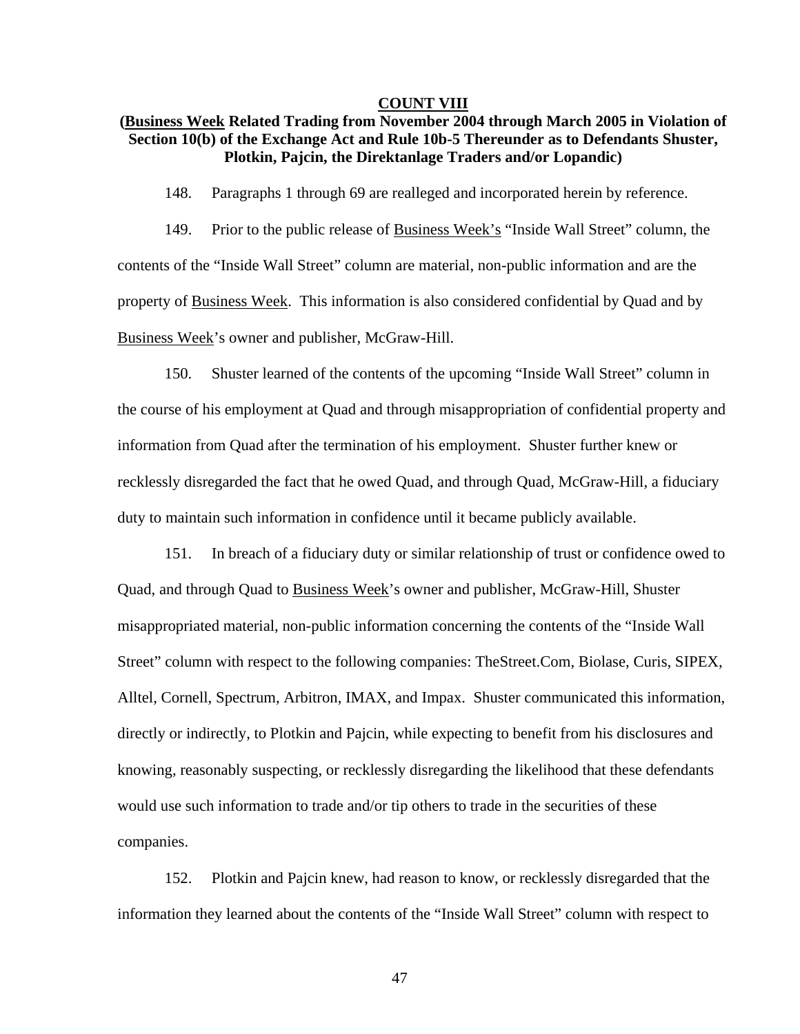## COUNT VIII

### (Business Week Related Trading from November 2004 through March 2005 in Violation of Section 10(b) of the Exchange Act and Rule 10b-5 Thereunder as to Defendants Shuster, Plotkin, Pajcin, the Direktanlage Traders and/or Lopandic)

148. Paragraphs 1 through 69 are realleged and incorporated herein by reference.

149. Prior to the public release of Business Week's "Inside Wall Street" column, the contents of the "Inside Wall Street" column are material, non-public information and are the property of Business Week. This information is also considered confidential by Quad and by Business Week's owner and publisher, McGraw-Hill.

150. Shuster learned of the contents of the upcoming "Inside Wall Street" column in the course of his employment at Quad and through misappropriation of confidential property and information from Quad after the termination of his employment. Shuster further knew or recklessly disregarded the fact that he owed Quad, and through Quad, McGraw-Hill, a fiduciary duty to maintain such information in confidence until it became publicly available.

151. In breach of a fiduciary duty or similar relationship of trust or confidence owed to Quad, and through Quad to Business Week's owner and publisher, McGraw-Hill, Shuster misappropriated material, non-public information concerning the contents of the "Inside Wall Street" column with respect to the following companies: TheStreet.Com, Biolase, Curis, SIPEX, Alltel, Cornell, Spectrum, Arbitron, IMAX, and Impax. Shuster communicated this information, directly or indirectly, to Plotkin and Pajcin, while expecting to benefit from his disclosures and knowing, reasonably suspecting, or recklessly disregarding the likelihood that these defendants would use such information to trade and/or tip others to trade in the securities of these companies.

152. Plotkin and Pajcin knew, had reason to know, or recklessly disregarded that the information they learned about the contents of the "Inside Wall Street" column with respect to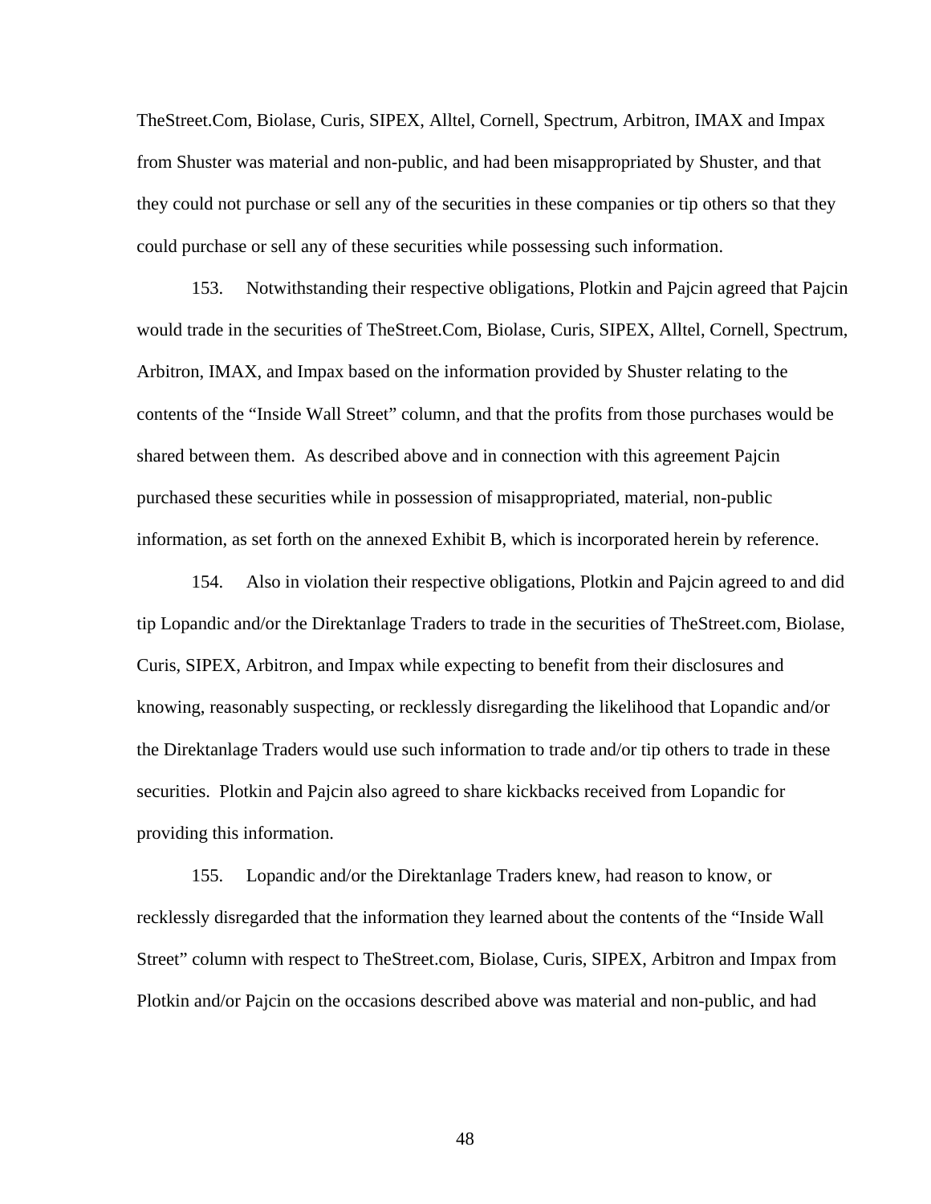TheStreet.Com, Biolase, Curis, SIPEX, Alltel, Cornell, Spectrum, Arbitron, IMAX and Impax from Shuster was material and non-public, and had been misappropriated by Shuster, and that they could not purchase or sell any of the securities in these companies or tip others so that they could purchase or sell any of these securities while possessing such information.

153. Notwithstanding their respective obligations, Plotkin and Pajcin agreed that Pajcin would trade in the securities of TheStreet.Com, Biolase, Curis, SIPEX, Alltel, Cornell, Spectrum, Arbitron, IMAX, and Impax based on the information provided by Shuster relating to the contents of the "Inside Wall Street" column, and that the profits from those purchases would be shared between them. As described above and in connection with this agreement Pajcin purchased these securities while in possession of misappropriated, material, non-public information, as set forth on the annexed Exhibit B, which is incorporated herein by reference.

154. Also in violation their respective obligations, Plotkin and Pajcin agreed to and did tip Lopandic and/or the Direktanlage Traders to trade in the securities of TheStreet.com, Biolase, Curis, SIPEX, Arbitron, and Impax while expecting to benefit from their disclosures and knowing, reasonably suspecting, or recklessly disregarding the likelihood that Lopandic and/or the Direktanlage Traders would use such information to trade and/or tip others to trade in these securities. Plotkin and Pajcin also agreed to share kickbacks received from Lopandic for providing this information.

155. Lopandic and/or the Direktanlage Traders knew, had reason to know, or recklessly disregarded that the information they learned about the contents of the "Inside Wall Street" column with respect to TheStreet.com, Biolase, Curis, SIPEX, Arbitron and Impax from Plotkin and/or Pajcin on the occasions described above was material and non-public, and had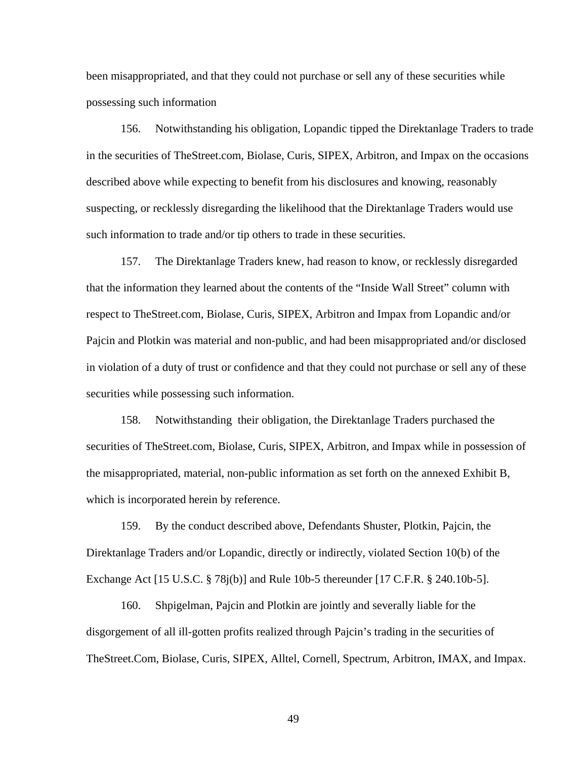been misappropriated, and that they could not purchase or sell any of these securities while possessing such information

156. Notwithstanding his obligation, Lopandic tipped the Direktanlage Traders to trade in the securities of TheStreet.com, Biolase, Curis, SIPEX, Arbitron, and Impax on the occasions described above while expecting to benefit from his disclosures and knowing, reasonably suspecting, or recklessly disregarding the likelihood that the Direktanlage Traders would use such information to trade and/or tip others to trade in these securities.

157. The Direktanlage Traders knew, had reason to know, or recklessly disregarded that the information they learned about the contents of the "Inside Wall Street" column with respect to TheStreet.com, Biolase, Curis, SIPEX, Arbitron and Impax from Lopandic and/or Pajcin and Plotkin was material and non-public, and had been misappropriated and/or disclosed in violation of a duty of trust or confidence and that they could not purchase or sell any of these securities while possessing such information.

158. Notwithstanding their obligation, the Direktanlage Traders purchased the securities of TheStreet.com, Biolase, Curis, SIPEX, Arbitron, and Impax while in possession of the misappropriated, material, non-public information as set forth on the annexed Exhibit B, which is incorporated herein by reference.

159. By the conduct described above, Defendants Shuster, Plotkin, Pajcin, the Direktanlage Traders and/or Lopandic, directly or indirectly, violated Section 10(b) of the Exchange Act [15 U.S.C. § 78j(b)] and Rule 10b-5 thereunder [17 C.F.R. § 240.10b-5].

160. Shpigelman, Pajcin and Plotkin are jointly and severally liable for the disgorgement of all ill-gotten profits realized through Pajcin's trading in the securities of TheStreet.Com, Biolase, Curis, SIPEX, Alltel, Cornell, Spectrum, Arbitron, IMAX, and Impax.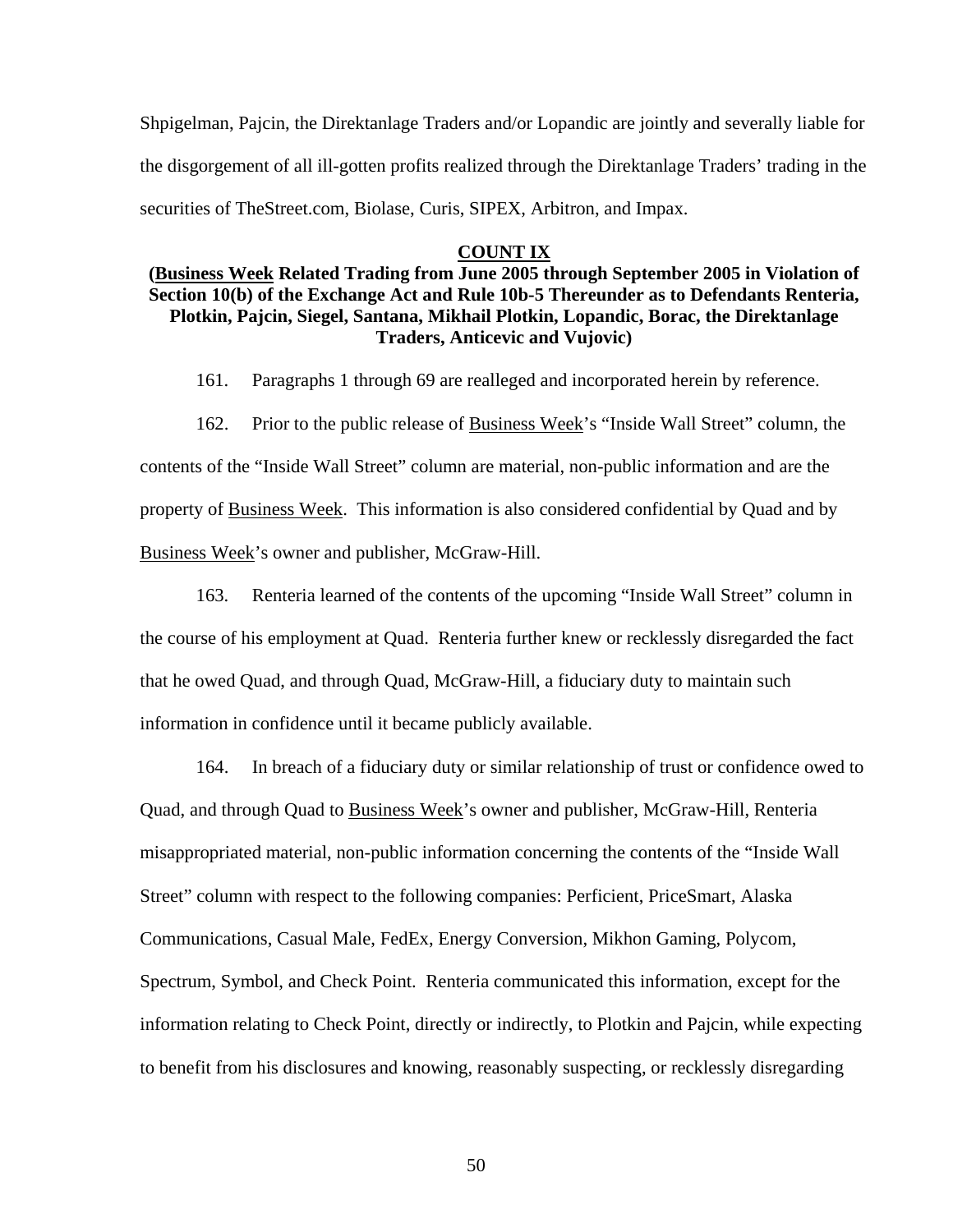Shpigelman, Pajcin, the Direktanlage Traders and/or Lopandic are jointly and severally liable for the disgorgement of all ill-gotten profits realized through the Direktanlage Traders' trading in the securities of TheStreet.com, Biolase, Curis, SIPEX, Arbitron, and Impax.

## COUNT IX

### (Business Week Related Trading from June 2005 through September 2005 in Violation of Section 10(b) of the Exchange Act and Rule 10b-5 Thereunder as to Defendants Renteria, Plotkin, Pajcin, Siegel, Santana, Mikhail Plotkin, Lopandic, Borac, the Direktanlage Traders, Anticevic and Vujovic)

161. Paragraphs 1 through 69 are realleged and incorporated herein by reference.

162. Prior to the public release of Business Week's "Inside Wall Street" column, the contents of the "Inside Wall Street" column are material, non-public information and are the property of Business Week. This information is also considered confidential by Quad and by Business Week's owner and publisher, McGraw-Hill.

163. Renteria learned of the contents of the upcoming "Inside Wall Street" column in the course of his employment at Quad. Renteria further knew or recklessly disregarded the fact that he owed Quad, and through Quad, McGraw-Hill, a fiduciary duty to maintain such information in confidence until it became publicly available.

164. In breach of a fiduciary duty or similar relationship of trust or confidence owed to Quad, and through Quad to Business Week's owner and publisher, McGraw-Hill, Renteria misappropriated material, non-public information concerning the contents of the "Inside Wall Street" column with respect to the following companies: Perficient, PriceSmart, Alaska Communications, Casual Male, FedEx, Energy Conversion, Mikhon Gaming, Polycom, Spectrum, Symbol, and Check Point. Renteria communicated this information, except for the information relating to Check Point, directly or indirectly, to Plotkin and Pajcin, while expecting to benefit from his disclosures and knowing, reasonably suspecting, or recklessly disregarding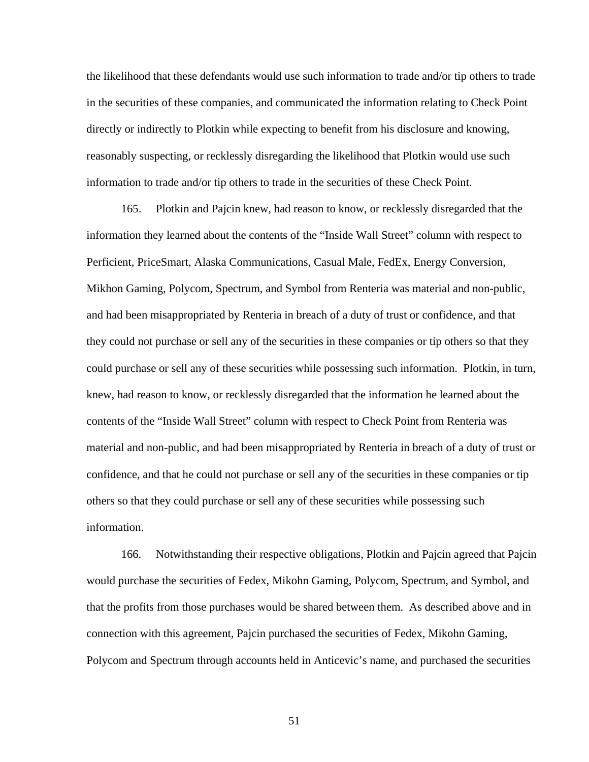the likelihood that these defendants would use such information to trade and/or tip others to trade in the securities of these companies, and communicated the information relating to Check Point directly or indirectly to Plotkin while expecting to benefit from his disclosure and knowing, reasonably suspecting, or recklessly disregarding the likelihood that Plotkin would use such information to trade and/or tip others to trade in the securities of these Check Point.

165. Plotkin and Pajcin knew, had reason to know, or recklessly disregarded that the information they learned about the contents of the "Inside Wall Street" column with respect to Perficient, PriceSmart, Alaska Communications, Casual Male, FedEx, Energy Conversion, Mikhon Gaming, Polycom, Spectrum, and Symbol from Renteria was material and non-public, and had been misappropriated by Renteria in breach of a duty of trust or confidence, and that they could not purchase or sell any of the securities in these companies or tip others so that they could purchase or sell any of these securities while possessing such information. Plotkin, in turn, knew, had reason to know, or recklessly disregarded that the information he learned about the contents of the "Inside Wall Street" column with respect to Check Point from Renteria was material and non-public, and had been misappropriated by Renteria in breach of a duty of trust or confidence, and that he could not purchase or sell any of the securities in these companies or tip others so that they could purchase or sell any of these securities while possessing such information.

166. Notwithstanding their respective obligations, Plotkin and Pajcin agreed that Pajcin would purchase the securities of Fedex, Mikohn Gaming, Polycom, Spectrum, and Symbol, and that the profits from those purchases would be shared between them. As described above and in connection with this agreement, Pajcin purchased the securities of Fedex, Mikohn Gaming, Polycom and Spectrum through accounts held in Anticevic's name, and purchased the securities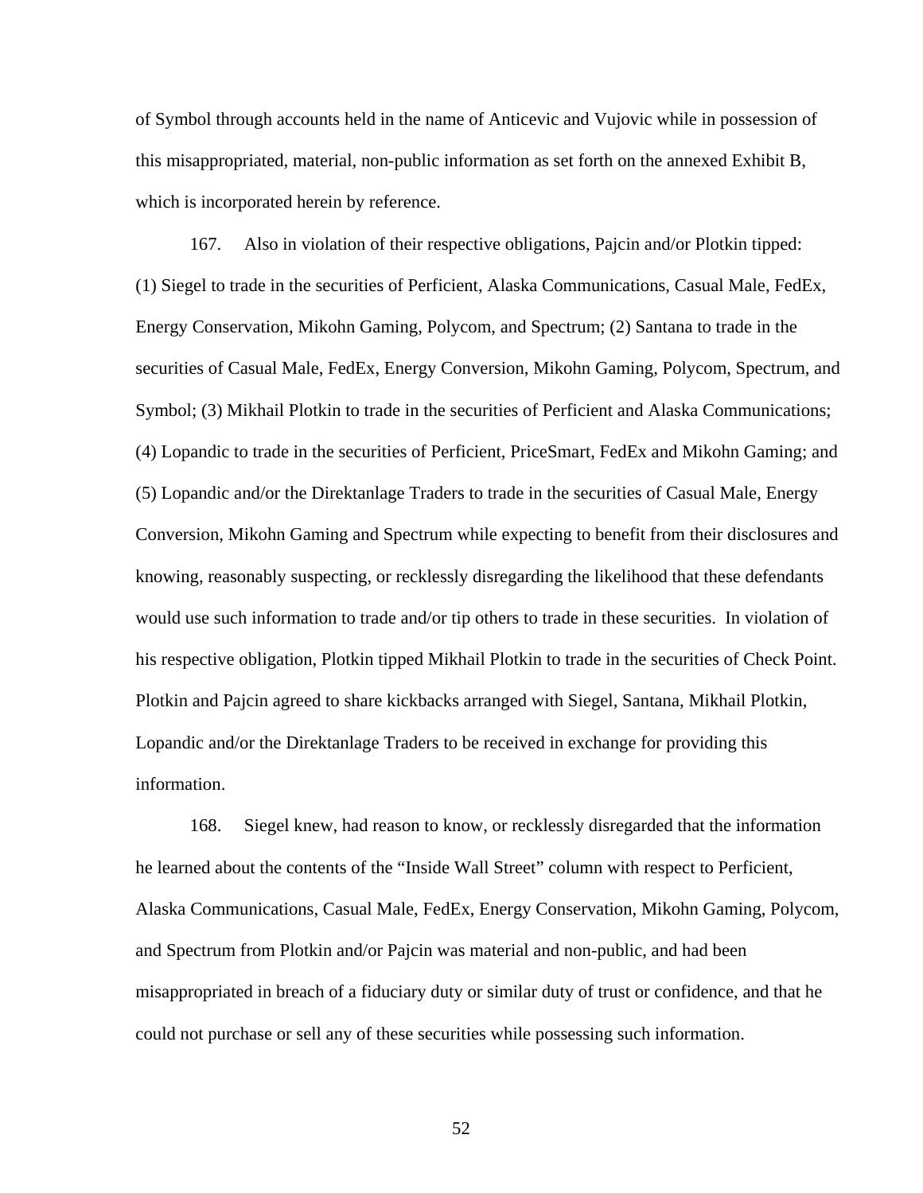of Symbol through accounts held in the name of Anticevic and Vujovic while in possession of this misappropriated, material, non-public information as set forth on the annexed Exhibit B, which is incorporated herein by reference.

167. Also in violation of their respective obligations, Pajcin and/or Plotkin tipped: (1) Siegel to trade in the securities of Perficient, Alaska Communications, Casual Male, FedEx, Energy Conservation, Mikohn Gaming, Polycom, and Spectrum; (2) Santana to trade in the securities of Casual Male, FedEx, Energy Conversion, Mikohn Gaming, Polycom, Spectrum, and Symbol; (3) Mikhail Plotkin to trade in the securities of Perficient and Alaska Communications; (4) Lopandic to trade in the securities of Perficient, PriceSmart, FedEx and Mikohn Gaming; and (5) Lopandic and/or the Direktanlage Traders to trade in the securities of Casual Male, Energy Conversion, Mikohn Gaming and Spectrum while expecting to benefit from their disclosures and knowing, reasonably suspecting, or recklessly disregarding the likelihood that these defendants would use such information to trade and/or tip others to trade in these securities. In violation of his respective obligation, Plotkin tipped Mikhail Plotkin to trade in the securities of Check Point. Plotkin and Pajcin agreed to share kickbacks arranged with Siegel, Santana, Mikhail Plotkin, Lopandic and/or the Direktanlage Traders to be received in exchange for providing this information.

168. Siegel knew, had reason to know, or recklessly disregarded that the information he learned about the contents of the "Inside Wall Street" column with respect to Perficient, Alaska Communications, Casual Male, FedEx, Energy Conservation, Mikohn Gaming, Polycom, and Spectrum from Plotkin and/or Pajcin was material and non-public, and had been misappropriated in breach of a fiduciary duty or similar duty of trust or confidence, and that he could not purchase or sell any of these securities while possessing such information.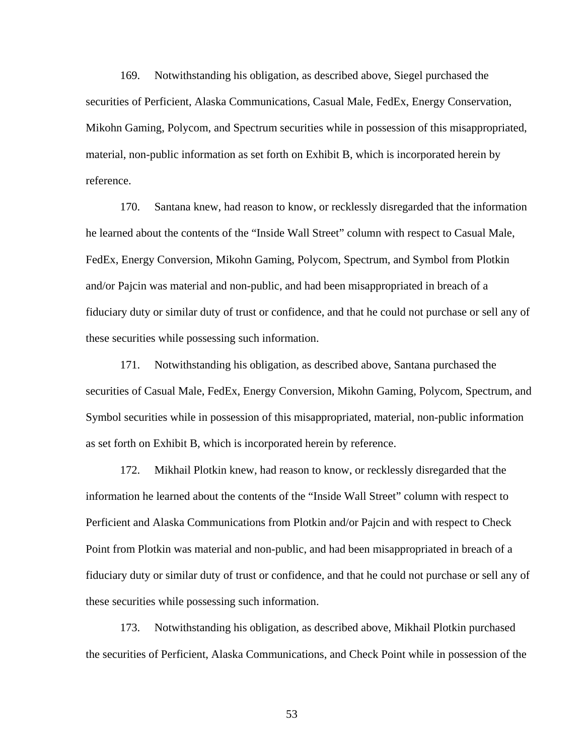169. Notwithstanding his obligation, as described above, Siegel purchased the securities of Perficient, Alaska Communications, Casual Male, FedEx, Energy Conservation, Mikohn Gaming, Polycom, and Spectrum securities while in possession of this misappropriated, material, non-public information as set forth on Exhibit B, which is incorporated herein by reference.

170. Santana knew, had reason to know, or recklessly disregarded that the information he learned about the contents of the "Inside Wall Street" column with respect to Casual Male, FedEx, Energy Conversion, Mikohn Gaming, Polycom, Spectrum, and Symbol from Plotkin and/or Pajcin was material and non-public, and had been misappropriated in breach of a fiduciary duty or similar duty of trust or confidence, and that he could not purchase or sell any of these securities while possessing such information.

171. Notwithstanding his obligation, as described above, Santana purchased the securities of Casual Male, FedEx, Energy Conversion, Mikohn Gaming, Polycom, Spectrum, and Symbol securities while in possession of this misappropriated, material, non-public information as set forth on Exhibit B, which is incorporated herein by reference.

172. Mikhail Plotkin knew, had reason to know, or recklessly disregarded that the information he learned about the contents of the "Inside Wall Street" column with respect to Perficient and Alaska Communications from Plotkin and/or Pajcin and with respect to Check Point from Plotkin was material and non-public, and had been misappropriated in breach of a fiduciary duty or similar duty of trust or confidence, and that he could not purchase or sell any of these securities while possessing such information.

173. Notwithstanding his obligation, as described above, Mikhail Plotkin purchased the securities of Perficient, Alaska Communications, and Check Point while in possession of the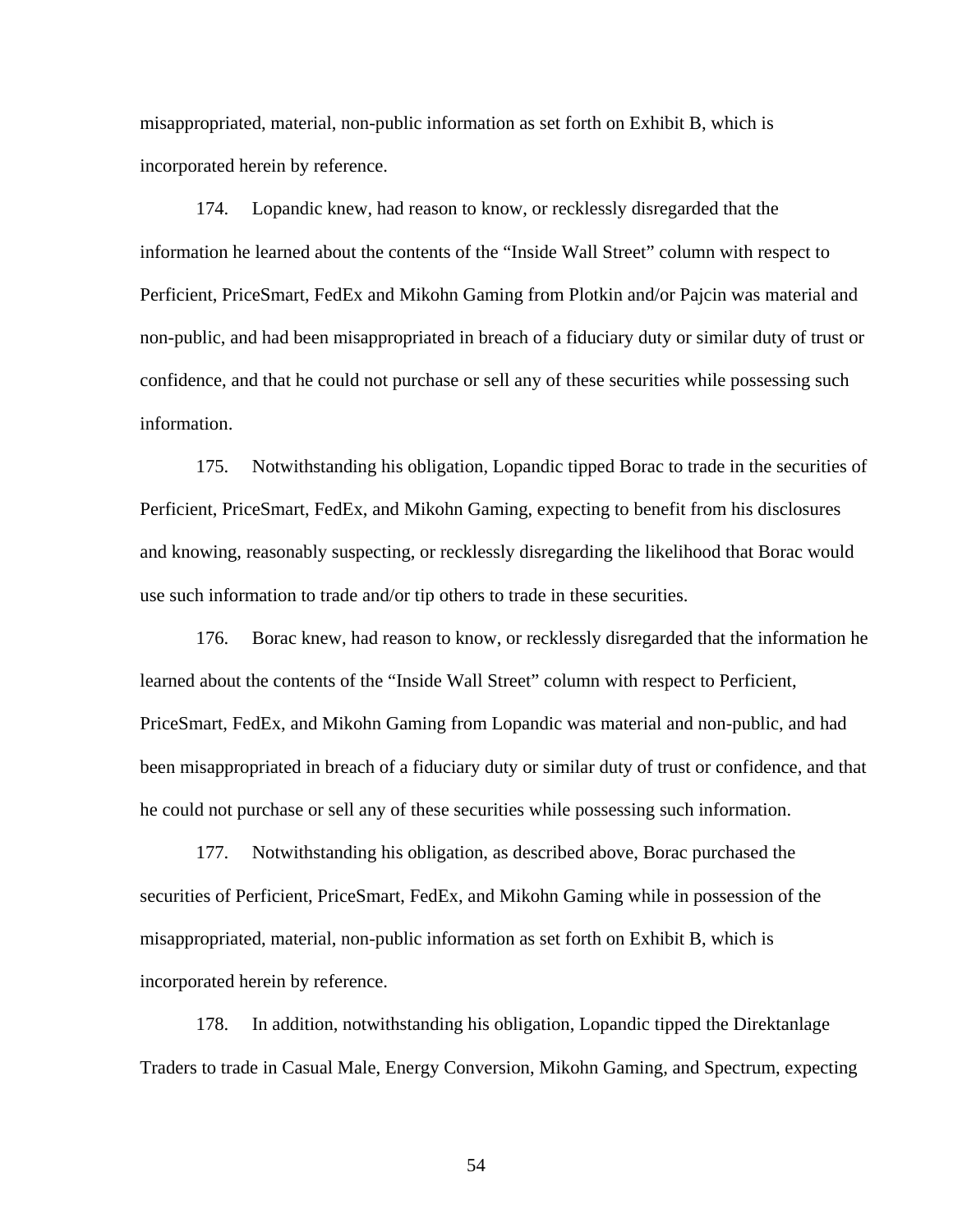misappropriated, material, non-public information as set forth on Exhibit B, which is incorporated herein by reference.

174. Lopandic knew, had reason to know, or recklessly disregarded that the information he learned about the contents of the "Inside Wall Street" column with respect to Perficient, PriceSmart, FedEx and Mikohn Gaming from Plotkin and/or Pajcin was material and non-public, and had been misappropriated in breach of a fiduciary duty or similar duty of trust or confidence, and that he could not purchase or sell any of these securities while possessing such information.

175. Notwithstanding his obligation, Lopandic tipped Borac to trade in the securities of Perficient, PriceSmart, FedEx, and Mikohn Gaming, expecting to benefit from his disclosures and knowing, reasonably suspecting, or recklessly disregarding the likelihood that Borac would use such information to trade and/or tip others to trade in these securities.

176. Borac knew, had reason to know, or recklessly disregarded that the information he learned about the contents of the "Inside Wall Street" column with respect to Perficient, PriceSmart, FedEx, and Mikohn Gaming from Lopandic was material and non-public, and had been misappropriated in breach of a fiduciary duty or similar duty of trust or confidence, and that he could not purchase or sell any of these securities while possessing such information.

177. Notwithstanding his obligation, as described above, Borac purchased the securities of Perficient, PriceSmart, FedEx, and Mikohn Gaming while in possession of the misappropriated, material, non-public information as set forth on Exhibit B, which is incorporated herein by reference.

178. In addition, notwithstanding his obligation, Lopandic tipped the Direktanlage Traders to trade in Casual Male, Energy Conversion, Mikohn Gaming, and Spectrum, expecting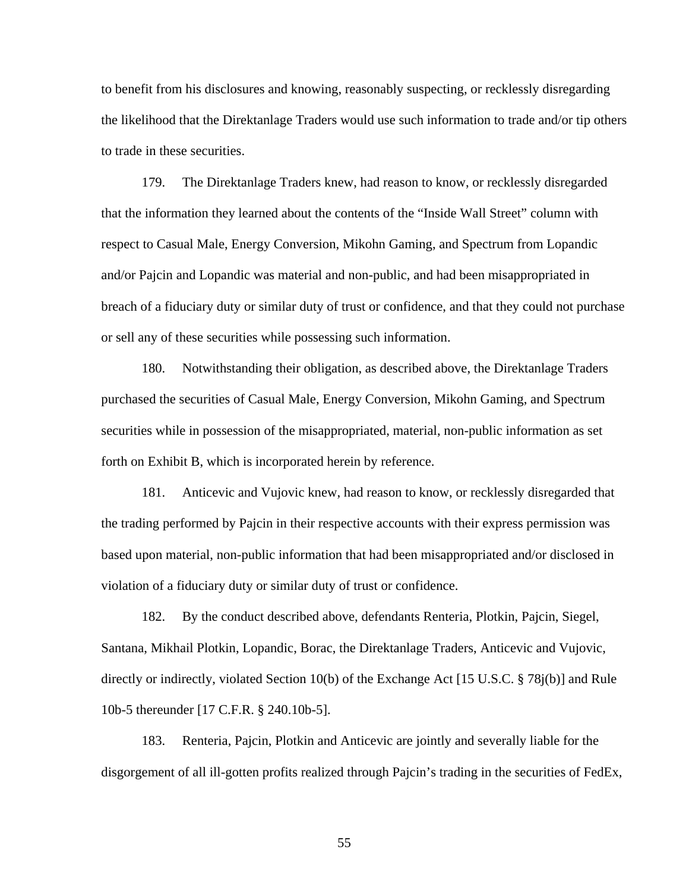to benefit from his disclosures and knowing, reasonably suspecting, or recklessly disregarding the likelihood that the Direktanlage Traders would use such information to trade and/or tip others to trade in these securities.

179. The Direktanlage Traders knew, had reason to know, or recklessly disregarded that the information they learned about the contents of the "Inside Wall Street" column with respect to Casual Male, Energy Conversion, Mikohn Gaming, and Spectrum from Lopandic and/or Pajcin and Lopandic was material and non-public, and had been misappropriated in breach of a fiduciary duty or similar duty of trust or confidence, and that they could not purchase or sell any of these securities while possessing such information.

180. Notwithstanding their obligation, as described above, the Direktanlage Traders purchased the securities of Casual Male, Energy Conversion, Mikohn Gaming, and Spectrum securities while in possession of the misappropriated, material, non-public information as set forth on Exhibit B, which is incorporated herein by reference.

181. Anticevic and Vujovic knew, had reason to know, or recklessly disregarded that the trading performed by Pajcin in their respective accounts with their express permission was based upon material, non-public information that had been misappropriated and/or disclosed in violation of a fiduciary duty or similar duty of trust or confidence.

182. By the conduct described above, defendants Renteria, Plotkin, Pajcin, Siegel, Santana, Mikhail Plotkin, Lopandic, Borac, the Direktanlage Traders, Anticevic and Vujovic, directly or indirectly, violated Section 10(b) of the Exchange Act [15 U.S.C. § 78j(b)] and Rule 10b-5 thereunder [17 C.F.R. § 240.10b-5].

183. Renteria, Pajcin, Plotkin and Anticevic are jointly and severally liable for the disgorgement of all ill-gotten profits realized through Pajcin's trading in the securities of FedEx,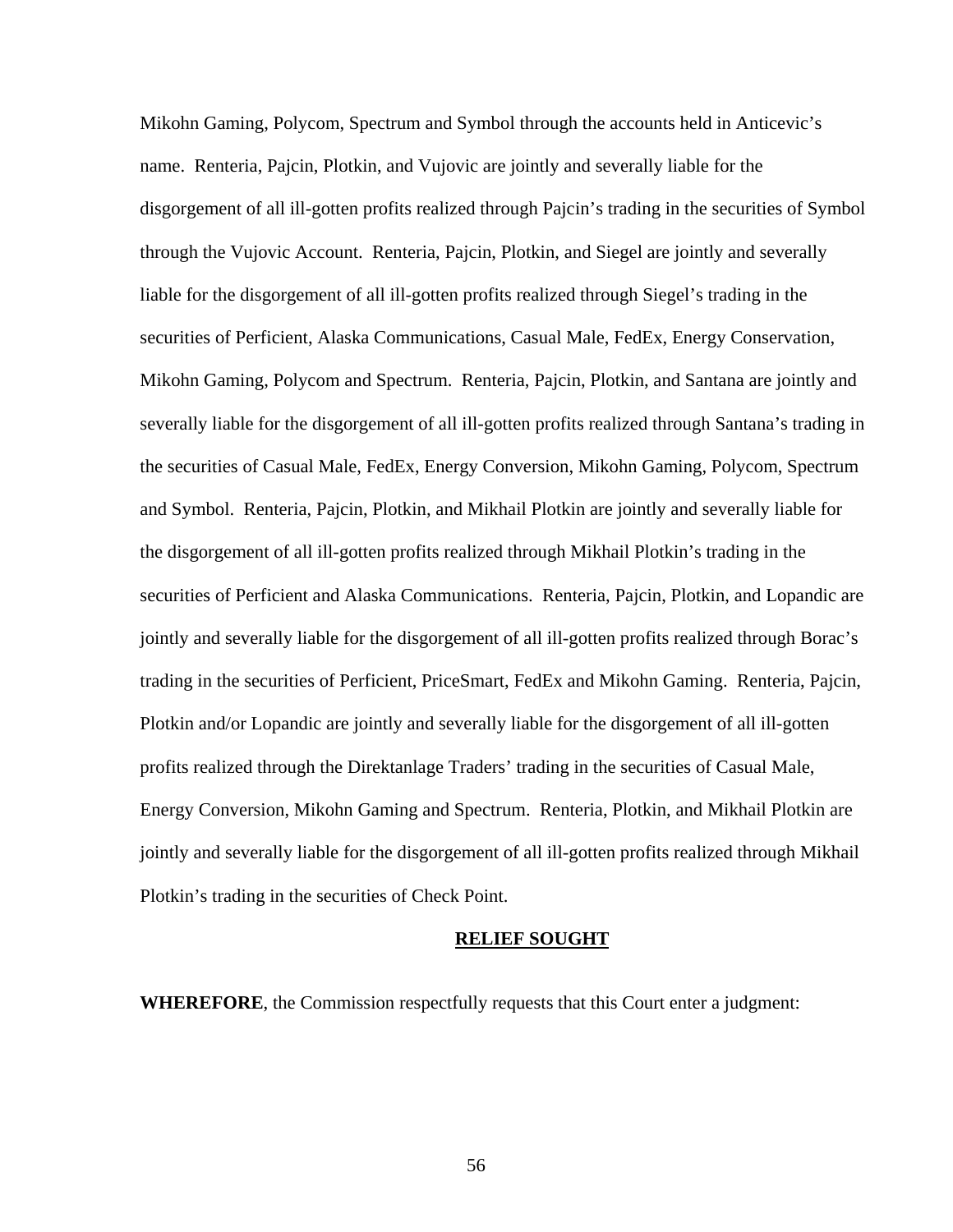Mikohn Gaming, Polycom, Spectrum and Symbol through the accounts held in Anticevic's name. Renteria, Pajcin, Plotkin, and Vujovic are jointly and severally liable for the disgorgement of all ill-gotten profits realized through Pajcin's trading in the securities of Symbol through the Vujovic Account. Renteria, Pajcin, Plotkin, and Siegel are jointly and severally liable for the disgorgement of all ill-gotten profits realized through Siegel's trading in the securities of Perficient, Alaska Communications, Casual Male, FedEx, Energy Conservation, Mikohn Gaming, Polycom and Spectrum. Renteria, Pajcin, Plotkin, and Santana are jointly and severally liable for the disgorgement of all ill-gotten profits realized through Santana's trading in the securities of Casual Male, FedEx, Energy Conversion, Mikohn Gaming, Polycom, Spectrum and Symbol. Renteria, Pajcin, Plotkin, and Mikhail Plotkin are jointly and severally liable for the disgorgement of all ill-gotten profits realized through Mikhail Plotkin's trading in the securities of Perficient and Alaska Communications. Renteria, Pajcin, Plotkin, and Lopandic are jointly and severally liable for the disgorgement of all ill-gotten profits realized through Borac's trading in the securities of Perficient, PriceSmart, FedEx and Mikohn Gaming. Renteria, Pajcin, Plotkin and/or Lopandic are jointly and severally liable for the disgorgement of all ill-gotten profits realized through the Direktanlage Traders' trading in the securities of Casual Male, Energy Conversion, Mikohn Gaming and Spectrum. Renteria, Plotkin, and Mikhail Plotkin are jointly and severally liable for the disgorgement of all ill-gotten profits realized through Mikhail Plotkin's trading in the securities of Check Point.

## RELIEF SOUGHT

**WHEREFORE**, the Commission respectfully requests that this Court enter a judgment: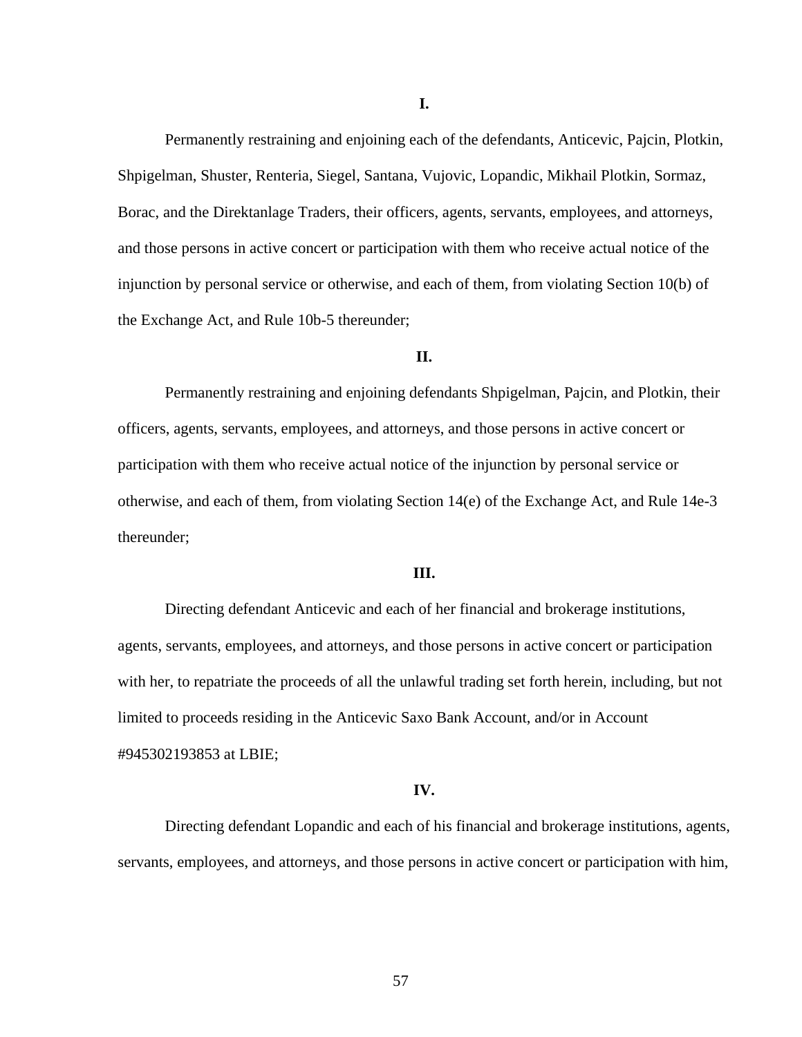**I.**

Permanently restraining and enjoining each of the defendants, Anticevic, Pajcin, Plotkin, Shpigelman, Shuster, Renteria, Siegel, Santana, Vujovic, Lopandic, Mikhail Plotkin, Sormaz, Borac, and the Direktanlage Traders, their officers, agents, servants, employees, and attorneys, and those persons in active concert or participation with them who receive actual notice of the injunction by personal service or otherwise, and each of them, from violating Section 10(b) of the Exchange Act, and Rule 10b-5 thereunder;

**II.**

Permanently restraining and enjoining defendants Shpigelman, Pajcin, and Plotkin, their officers, agents, servants, employees, and attorneys, and those persons in active concert or participation with them who receive actual notice of the injunction by personal service or otherwise, and each of them, from violating Section 14(e) of the Exchange Act, and Rule 14e-3 thereunder;

**III.**

Directing defendant Anticevic and each of her financial and brokerage institutions, agents, servants, employees, and attorneys, and those persons in active concert or participation with her, to repatriate the proceeds of all the unlawful trading set forth herein, including, but not limited to proceeds residing in the Anticevic Saxo Bank Account, and/or in Account #945302193853 at LBIE;

**IV.**

Directing defendant Lopandic and each of his financial and brokerage institutions, agents, servants, employees, and attorneys, and those persons in active concert or participation with him,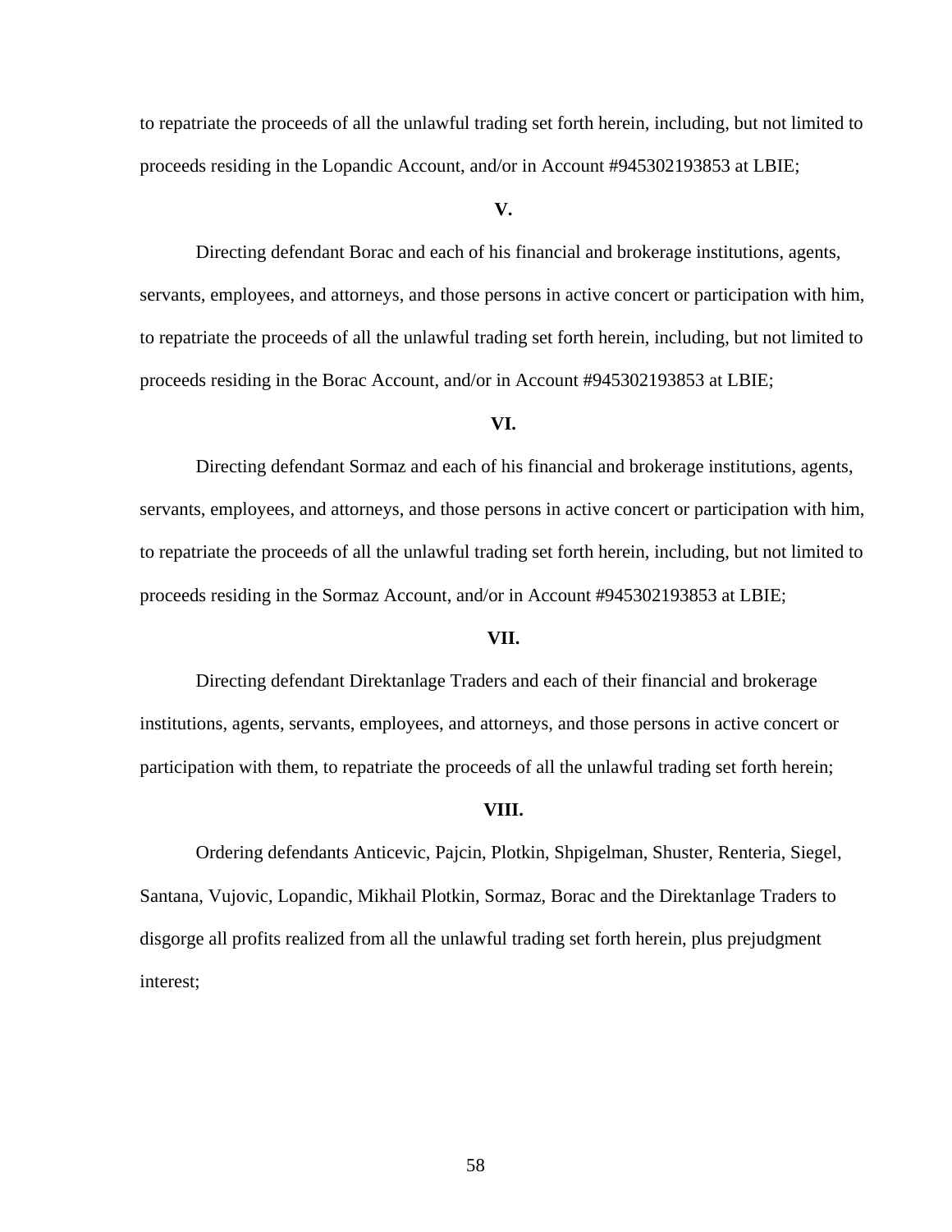to repatriate the proceeds of all the unlawful trading set forth herein, including, but not limited to proceeds residing in the Lopandic Account, and/or in Account #945302193853 at LBIE;

**V.**

Directing defendant Borac and each of his financial and brokerage institutions, agents, servants, employees, and attorneys, and those persons in active concert or participation with him, to repatriate the proceeds of all the unlawful trading set forth herein, including, but not limited to proceeds residing in the Borac Account, and/or in Account #945302193853 at LBIE;

**VI.**

Directing defendant Sormaz and each of his financial and brokerage institutions, agents, servants, employees, and attorneys, and those persons in active concert or participation with him, to repatriate the proceeds of all the unlawful trading set forth herein, including, but not limited to proceeds residing in the Sormaz Account, and/or in Account #945302193853 at LBIE;

**VII.**

Directing defendant Direktanlage Traders and each of their financial and brokerage institutions, agents, servants, employees, and attorneys, and those persons in active concert or participation with them, to repatriate the proceeds of all the unlawful trading set forth herein;

**VIII.**

Ordering defendants Anticevic, Pajcin, Plotkin, Shpigelman, Shuster, Renteria, Siegel, Santana, Vujovic, Lopandic, Mikhail Plotkin, Sormaz, Borac and the Direktanlage Traders to disgorge all profits realized from all the unlawful trading set forth herein, plus prejudgment interest;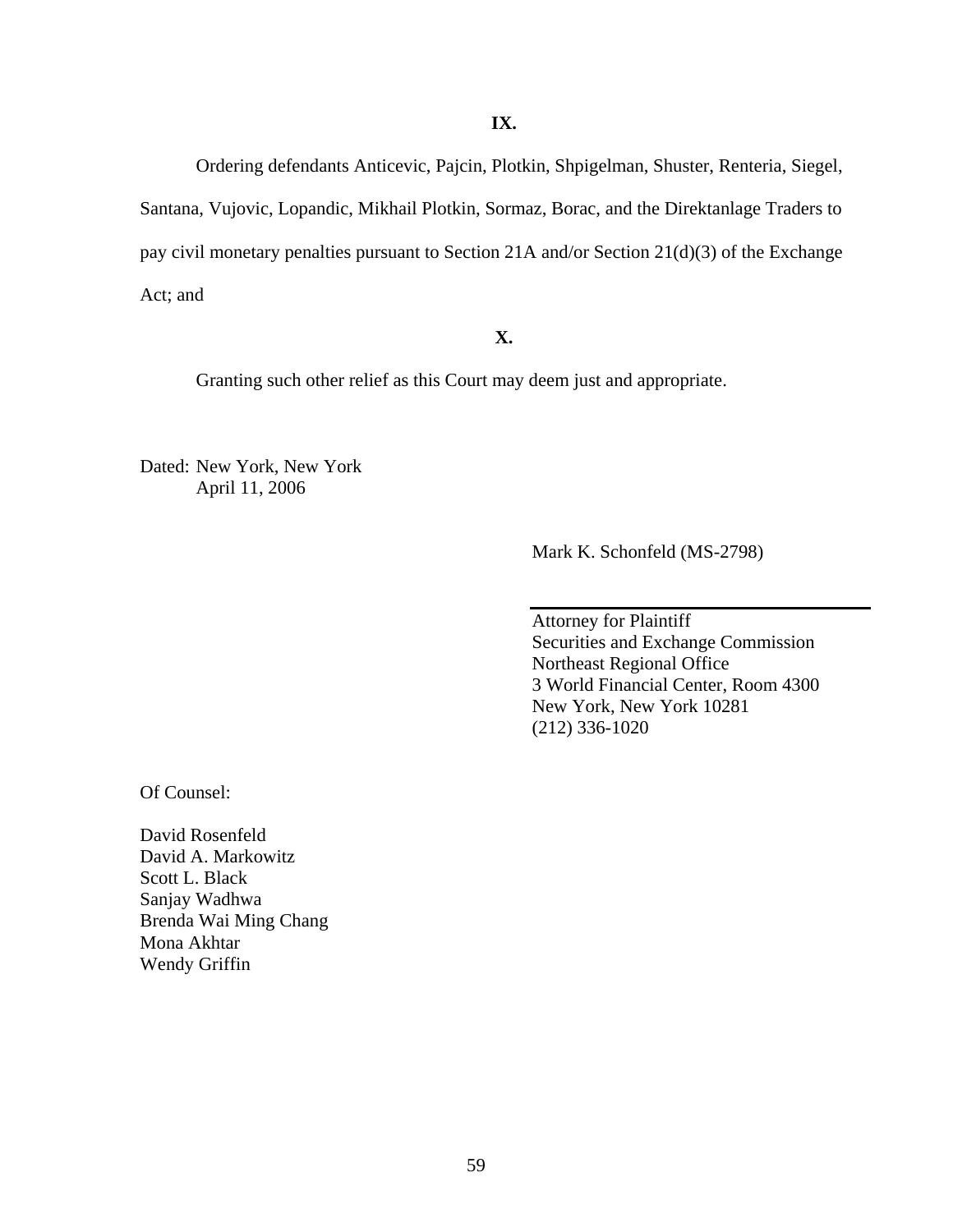**IX.**

Ordering defendants Anticevic, Pajcin, Plotkin, Shpigelman, Shuster, Renteria, Siegel, Santana, Vujovic, Lopandic, Mikhail Plotkin, Sormaz, Borac, and the Direktanlage Traders to pay civil monetary penalties pursuant to Section 21A and/or Section 21(d)(3) of the Exchange Act; and

**X.**

Granting such other relief as this Court may deem just and appropriate.

Dated: New York, New York
April 11, 2006

Mark K. Schonfeld (MS-2798)

---

Attorney for Plaintiff
Securities and Exchange Commission
Northeast Regional Office
3 World Financial Center, Room 4300
New York, New York 10281
(212) 336-1020

Of Counsel:

David Rosenfeld
David A. Markowitz
Scott L. Black
Sanjay Wadhwa
Brenda Wai Ming Chang
Mona Akhtar
Wendy Griffin